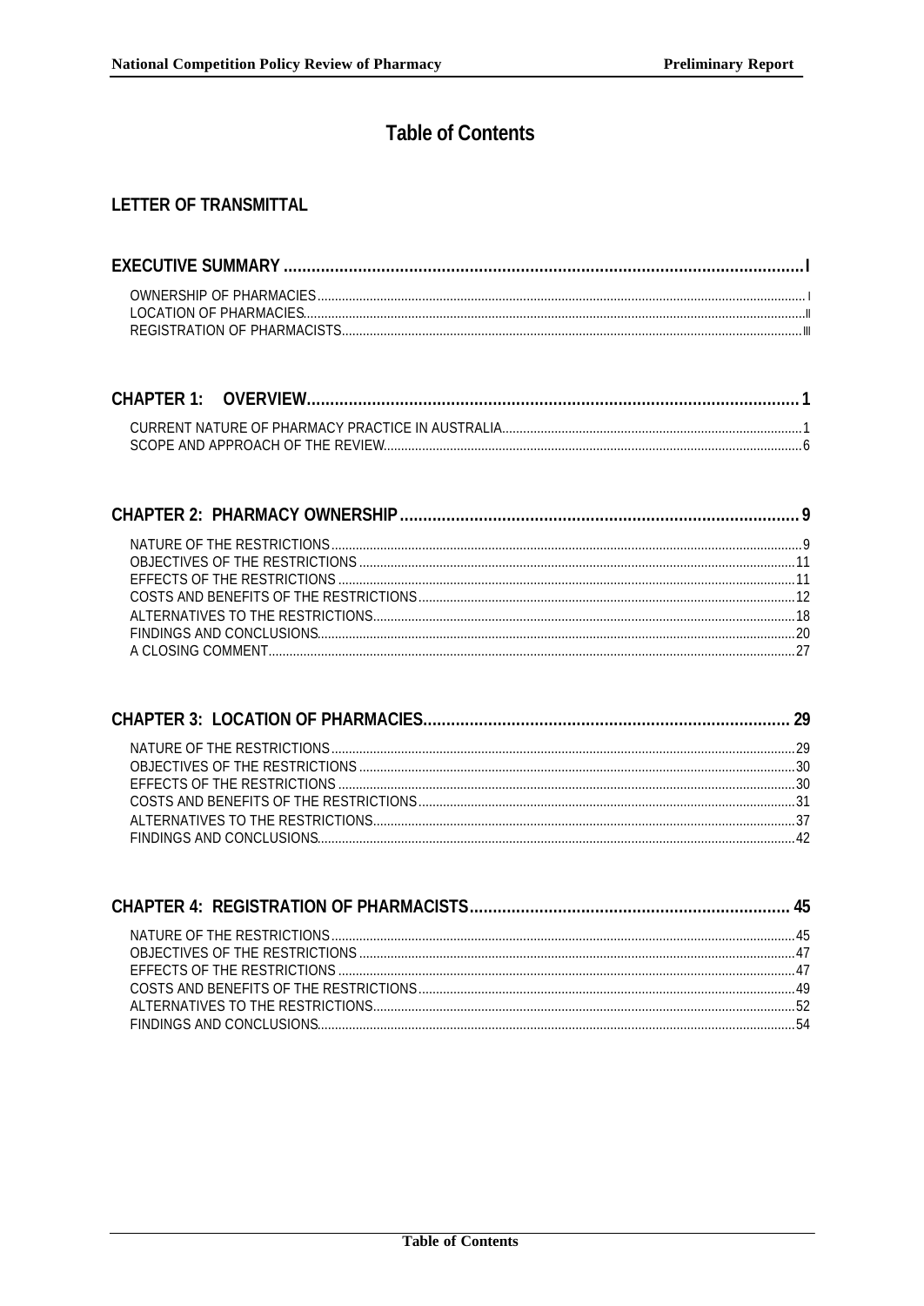# Table of Contents

**LETTER OF TRANSMITTAL**

**EXECUTIVE SUMMARY ....................................................................................................I**

OWNERSHIP OF PHARMACIES ........................................................................................................I
LOCATION OF PHARMACIES .........................................................................................................II
REGISTRATION OF PHARMACISTS ...............................................................................................III

**CHAPTER 1: OVERVIEW..............................................................................................1**

CURRENT NATURE OF PHARMACY PRACTICE IN AUSTRALIA .........................................................1
SCOPE AND APPROACH OF THE REVIEW ........................................................................................6

**CHAPTER 2: PHARMACY OWNERSHIP ...................................................................9**

NATURE OF THE RESTRICTIONS .....................................................................................................9
OBJECTIVES OF THE RESTRICTIONS .............................................................................................11
EFFECTS OF THE RESTRICTIONS ...................................................................................................11
COSTS AND BENEFITS OF THE RESTRICTIONS .............................................................................12
ALTERNATIVES TO THE RESTRICTIONS .......................................................................................18
FINDINGS AND CONCLUSIONS ......................................................................................................20
A CLOSING COMMENT ..................................................................................................................27

**CHAPTER 3: LOCATION OF PHARMACIES............................................................29**

NATURE OF THE RESTRICTIONS ...................................................................................................29
OBJECTIVES OF THE RESTRICTIONS .............................................................................................30
EFFECTS OF THE RESTRICTIONS ...................................................................................................30
COSTS AND BENEFITS OF THE RESTRICTIONS .............................................................................31
ALTERNATIVES TO THE RESTRICTIONS .......................................................................................37
FINDINGS AND CONCLUSIONS ......................................................................................................42

**CHAPTER 4: REGISTRATION OF PHARMACISTS..................................................45**

NATURE OF THE RESTRICTIONS ...................................................................................................45
OBJECTIVES OF THE RESTRICTIONS .............................................................................................47
EFFECTS OF THE RESTRICTIONS ...................................................................................................47
COSTS AND BENEFITS OF THE RESTRICTIONS .............................................................................49
ALTERNATIVES TO THE RESTRICTIONS .......................................................................................52
FINDINGS AND CONCLUSIONS ......................................................................................................54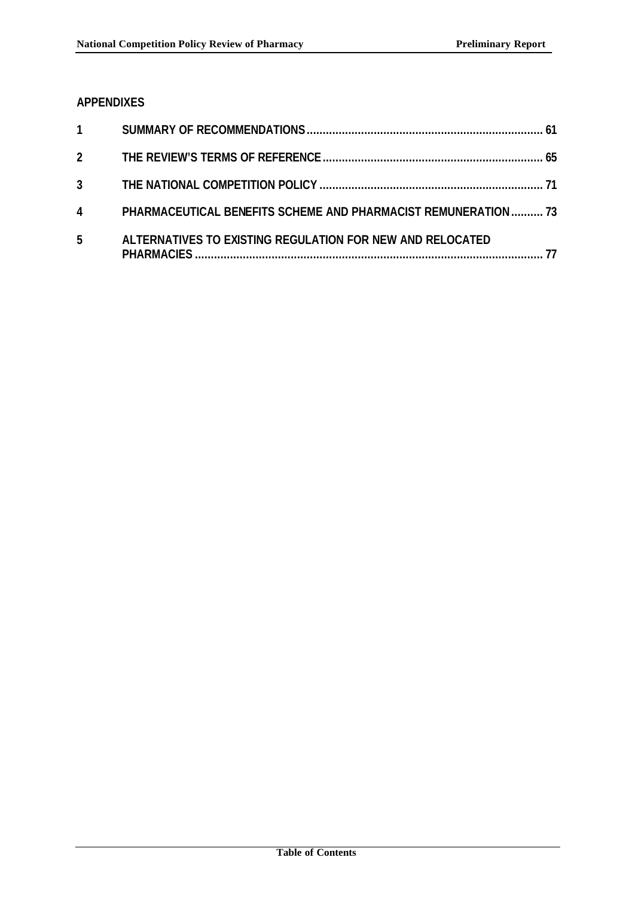## APPENDIXES

| | | |
|---|---|---|
| 1 | SUMMARY OF RECOMMENDATIONS | 61 |
| 2 | THE REVIEW'S TERMS OF REFERENCE | 65 |
| 3 | THE NATIONAL COMPETITION POLICY | 71 |
| 4 | PHARMACEUTICAL BENEFITS SCHEME AND PHARMACIST REMUNERATION | 73 |
| 5 | ALTERNATIVES TO EXISTING REGULATION FOR NEW AND RELOCATED PHARMACIES | 77 |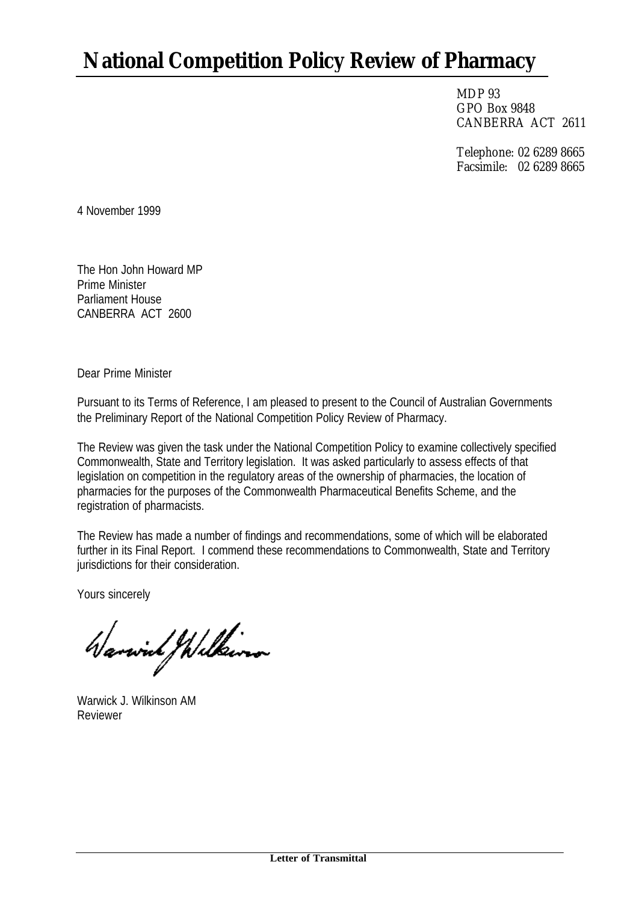# National Competition Policy Review of Pharmacy

MDP 93
GPO Box 9848
CANBERRA ACT 2611

Telephone: 02 6289 8665
Facsimile: 02 6289 8665

4 November 1999

The Hon John Howard MP
Prime Minister
Parliament House
CANBERRA ACT 2600

Dear Prime Minister

Pursuant to its Terms of Reference, I am pleased to present to the Council of Australian Governments the Preliminary Report of the National Competition Policy Review of Pharmacy.

The Review was given the task under the National Competition Policy to examine collectively specified Commonwealth, State and Territory legislation. It was asked particularly to assess effects of that legislation on competition in the regulatory areas of the ownership of pharmacies, the location of pharmacies for the purposes of the Commonwealth Pharmaceutical Benefits Scheme, and the registration of pharmacists.

The Review has made a number of findings and recommendations, some of which will be elaborated further in its Final Report. I commend these recommendations to Commonwealth, State and Territory jurisdictions for their consideration.

Yours sincerely

Warwick J. Wilkinson AM
Reviewer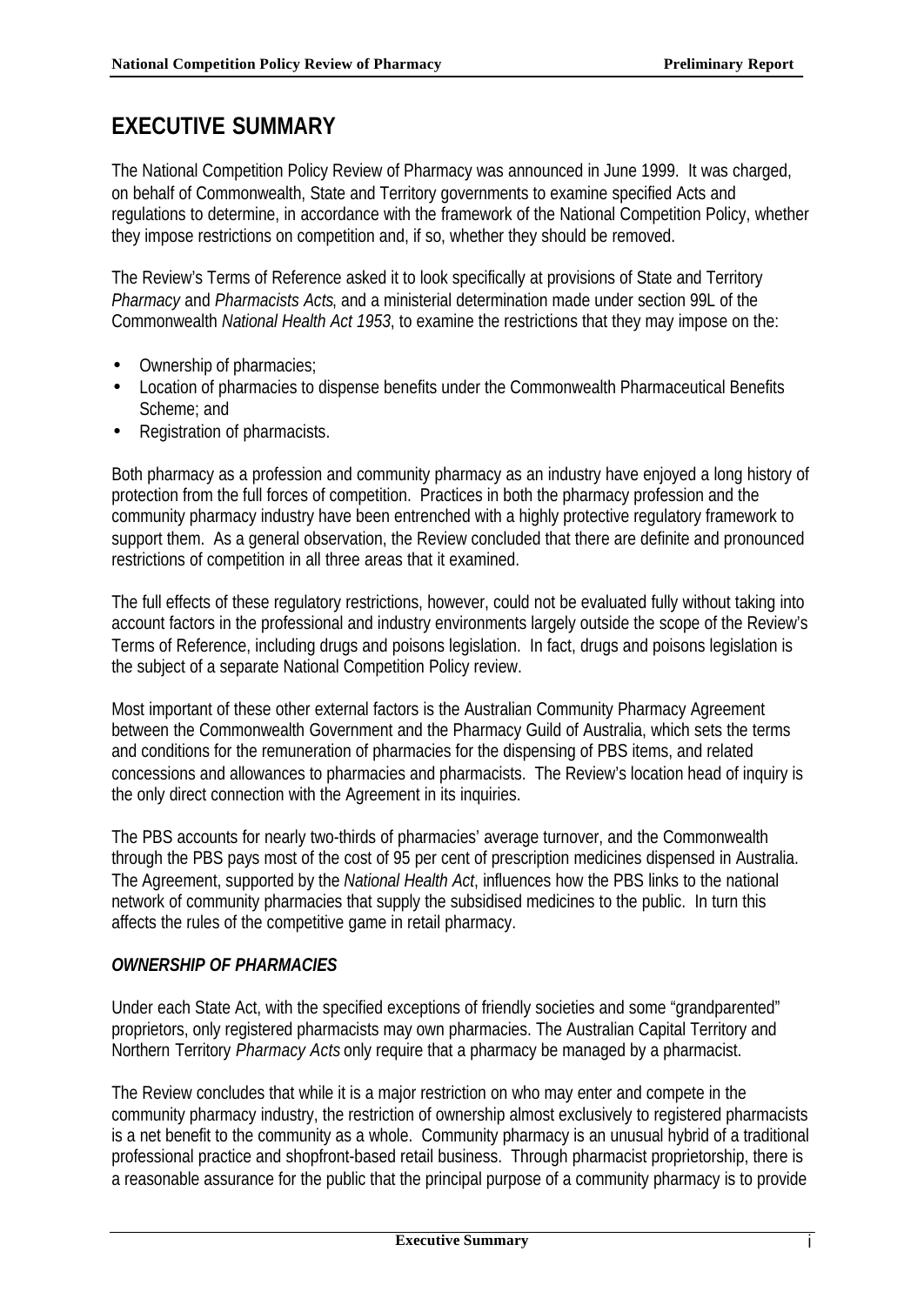# EXECUTIVE SUMMARY

The National Competition Policy Review of Pharmacy was announced in June 1999. It was charged, on behalf of Commonwealth, State and Territory governments to examine specified Acts and regulations to determine, in accordance with the framework of the National Competition Policy, whether they impose restrictions on competition and, if so, whether they should be removed.

The Review's Terms of Reference asked it to look specifically at provisions of State and Territory *Pharmacy* and *Pharmacists Acts*, and a ministerial determination made under section 99L of the Commonwealth *National Health Act 1953*, to examine the restrictions that they may impose on the:

- Ownership of pharmacies;
- Location of pharmacies to dispense benefits under the Commonwealth Pharmaceutical Benefits Scheme; and
- Registration of pharmacists.

Both pharmacy as a profession and community pharmacy as an industry have enjoyed a long history of protection from the full forces of competition. Practices in both the pharmacy profession and the community pharmacy industry have been entrenched with a highly protective regulatory framework to support them. As a general observation, the Review concluded that there are definite and pronounced restrictions of competition in all three areas that it examined.

The full effects of these regulatory restrictions, however, could not be evaluated fully without taking into account factors in the professional and industry environments largely outside the scope of the Review's Terms of Reference, including drugs and poisons legislation. In fact, drugs and poisons legislation is the subject of a separate National Competition Policy review.

Most important of these other external factors is the Australian Community Pharmacy Agreement between the Commonwealth Government and the Pharmacy Guild of Australia, which sets the terms and conditions for the remuneration of pharmacies for the dispensing of PBS items, and related concessions and allowances to pharmacies and pharmacists. The Review's location head of inquiry is the only direct connection with the Agreement in its inquiries.

The PBS accounts for nearly two-thirds of pharmacies' average turnover, and the Commonwealth through the PBS pays most of the cost of 95 per cent of prescription medicines dispensed in Australia. The Agreement, supported by the *National Health Act*, influences how the PBS links to the national network of community pharmacies that supply the subsidised medicines to the public. In turn this affects the rules of the competitive game in retail pharmacy.

### *OWNERSHIP OF PHARMACIES*

Under each State Act, with the specified exceptions of friendly societies and some "grandparented" proprietors, only registered pharmacists may own pharmacies. The Australian Capital Territory and Northern Territory *Pharmacy Acts* only require that a pharmacy be managed by a pharmacist.

The Review concludes that while it is a major restriction on who may enter and compete in the community pharmacy industry, the restriction of ownership almost exclusively to registered pharmacists is a net benefit to the community as a whole. Community pharmacy is an unusual hybrid of a traditional professional practice and shopfront-based retail business. Through pharmacist proprietorship, there is a reasonable assurance for the public that the principal purpose of a community pharmacy is to provide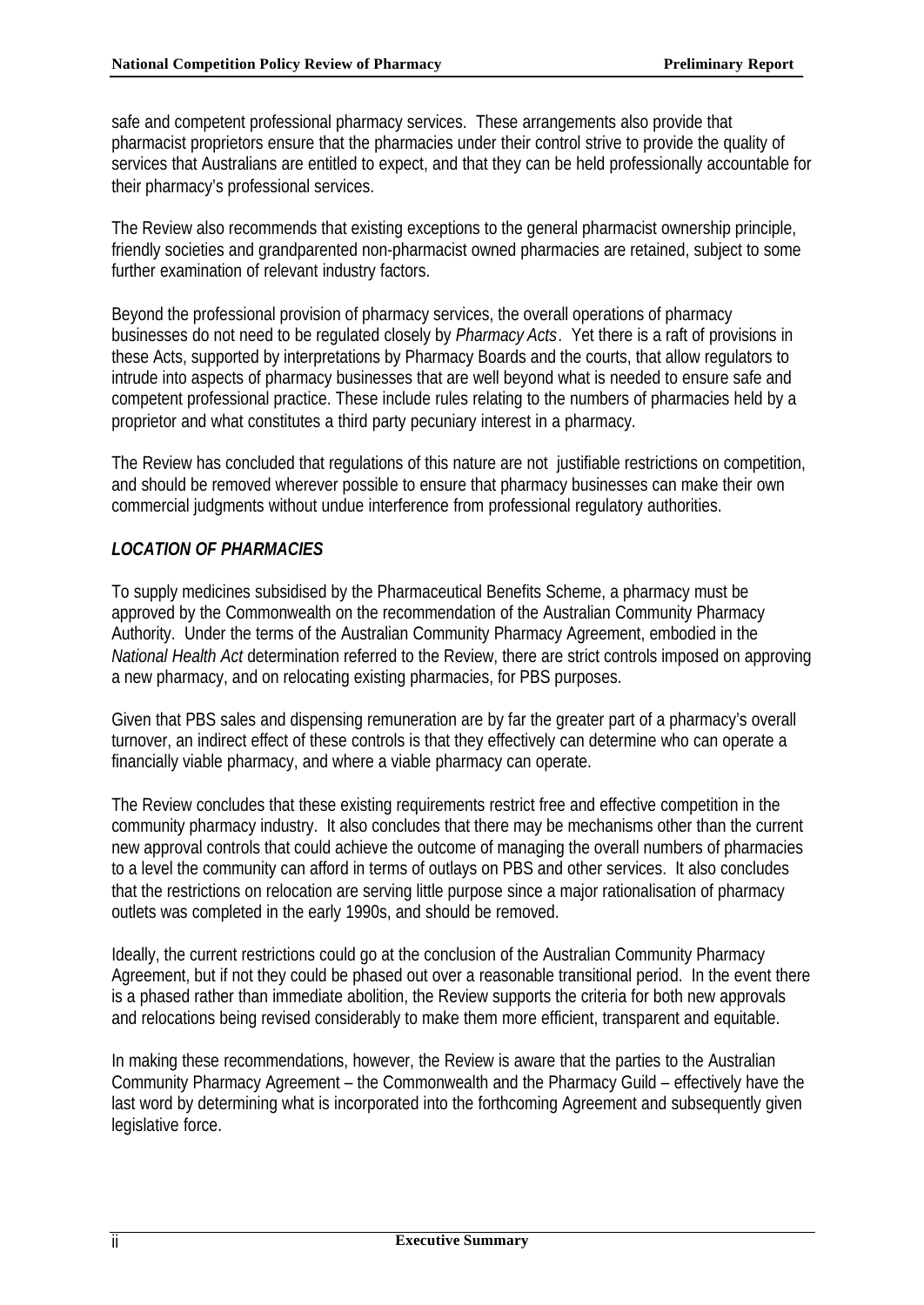safe and competent professional pharmacy services. These arrangements also provide that pharmacist proprietors ensure that the pharmacies under their control strive to provide the quality of services that Australians are entitled to expect, and that they can be held professionally accountable for their pharmacy's professional services.

The Review also recommends that existing exceptions to the general pharmacist ownership principle, friendly societies and grandparented non-pharmacist owned pharmacies are retained, subject to some further examination of relevant industry factors.

Beyond the professional provision of pharmacy services, the overall operations of pharmacy businesses do not need to be regulated closely by *Pharmacy Acts*. Yet there is a raft of provisions in these Acts, supported by interpretations by Pharmacy Boards and the courts, that allow regulators to intrude into aspects of pharmacy businesses that are well beyond what is needed to ensure safe and competent professional practice. These include rules relating to the numbers of pharmacies held by a proprietor and what constitutes a third party pecuniary interest in a pharmacy.

The Review has concluded that regulations of this nature are not justifiable restrictions on competition, and should be removed wherever possible to ensure that pharmacy businesses can make their own commercial judgments without undue interference from professional regulatory authorities.

### *LOCATION OF PHARMACIES*

To supply medicines subsidised by the Pharmaceutical Benefits Scheme, a pharmacy must be approved by the Commonwealth on the recommendation of the Australian Community Pharmacy Authority. Under the terms of the Australian Community Pharmacy Agreement, embodied in the *National Health Act* determination referred to the Review, there are strict controls imposed on approving a new pharmacy, and on relocating existing pharmacies, for PBS purposes.

Given that PBS sales and dispensing remuneration are by far the greater part of a pharmacy's overall turnover, an indirect effect of these controls is that they effectively can determine who can operate a financially viable pharmacy, and where a viable pharmacy can operate.

The Review concludes that these existing requirements restrict free and effective competition in the community pharmacy industry. It also concludes that there may be mechanisms other than the current new approval controls that could achieve the outcome of managing the overall numbers of pharmacies to a level the community can afford in terms of outlays on PBS and other services. It also concludes that the restrictions on relocation are serving little purpose since a major rationalisation of pharmacy outlets was completed in the early 1990s, and should be removed.

Ideally, the current restrictions could go at the conclusion of the Australian Community Pharmacy Agreement, but if not they could be phased out over a reasonable transitional period. In the event there is a phased rather than immediate abolition, the Review supports the criteria for both new approvals and relocations being revised considerably to make them more efficient, transparent and equitable.

In making these recommendations, however, the Review is aware that the parties to the Australian Community Pharmacy Agreement – the Commonwealth and the Pharmacy Guild – effectively have the last word by determining what is incorporated into the forthcoming Agreement and subsequently given legislative force.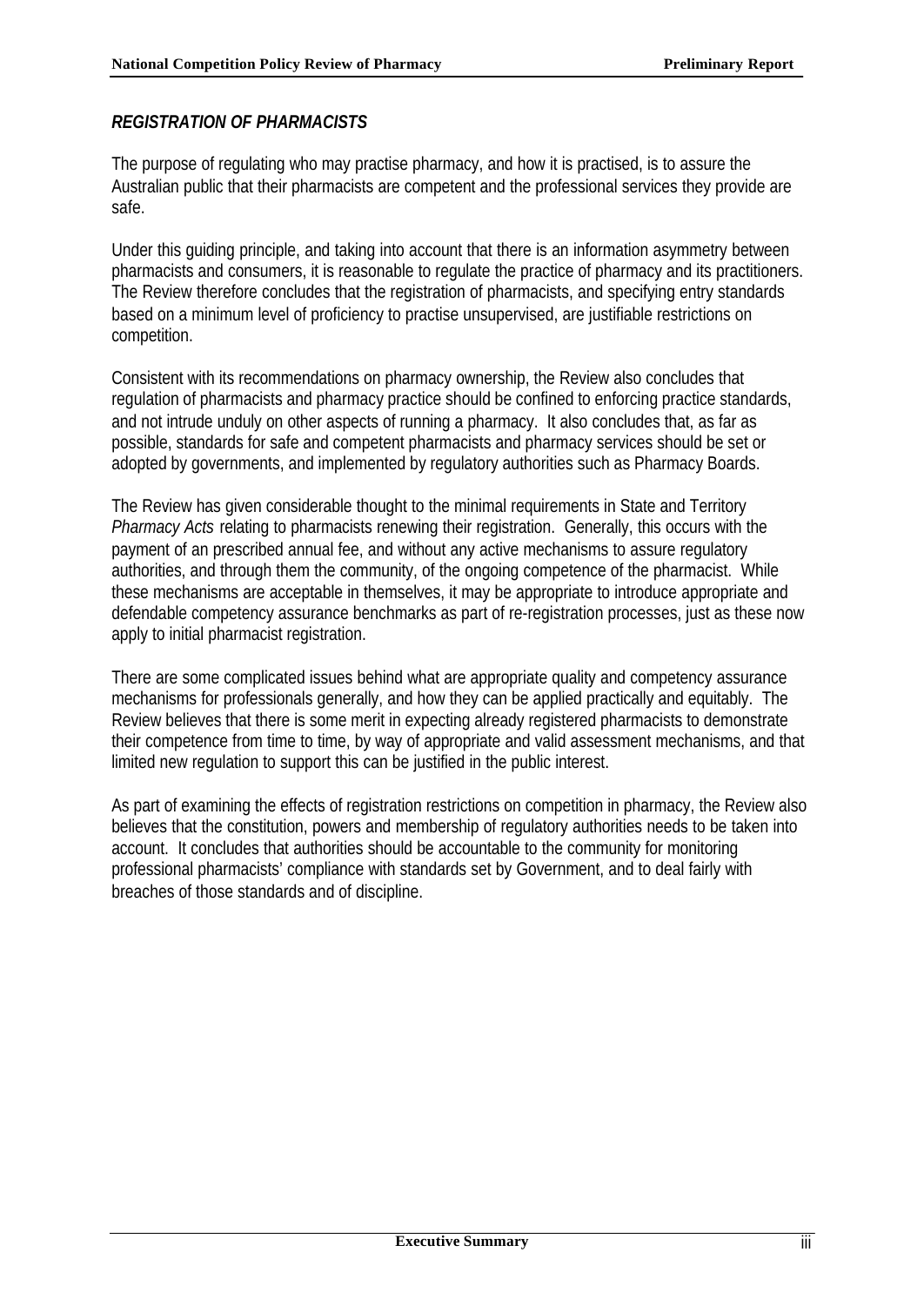## *REGISTRATION OF PHARMACISTS*

The purpose of regulating who may practise pharmacy, and how it is practised, is to assure the Australian public that their pharmacists are competent and the professional services they provide are safe.

Under this guiding principle, and taking into account that there is an information asymmetry between pharmacists and consumers, it is reasonable to regulate the practice of pharmacy and its practitioners. The Review therefore concludes that the registration of pharmacists, and specifying entry standards based on a minimum level of proficiency to practise unsupervised, are justifiable restrictions on competition.

Consistent with its recommendations on pharmacy ownership, the Review also concludes that regulation of pharmacists and pharmacy practice should be confined to enforcing practice standards, and not intrude unduly on other aspects of running a pharmacy. It also concludes that, as far as possible, standards for safe and competent pharmacists and pharmacy services should be set or adopted by governments, and implemented by regulatory authorities such as Pharmacy Boards.

The Review has given considerable thought to the minimal requirements in State and Territory *Pharmacy Acts* relating to pharmacists renewing their registration. Generally, this occurs with the payment of an prescribed annual fee, and without any active mechanisms to assure regulatory authorities, and through them the community, of the ongoing competence of the pharmacist. While these mechanisms are acceptable in themselves, it may be appropriate to introduce appropriate and defendable competency assurance benchmarks as part of re-registration processes, just as these now apply to initial pharmacist registration.

There are some complicated issues behind what are appropriate quality and competency assurance mechanisms for professionals generally, and how they can be applied practically and equitably. The Review believes that there is some merit in expecting already registered pharmacists to demonstrate their competence from time to time, by way of appropriate and valid assessment mechanisms, and that limited new regulation to support this can be justified in the public interest.

As part of examining the effects of registration restrictions on competition in pharmacy, the Review also believes that the constitution, powers and membership of regulatory authorities needs to be taken into account. It concludes that authorities should be accountable to the community for monitoring professional pharmacists' compliance with standards set by Government, and to deal fairly with breaches of those standards and of discipline.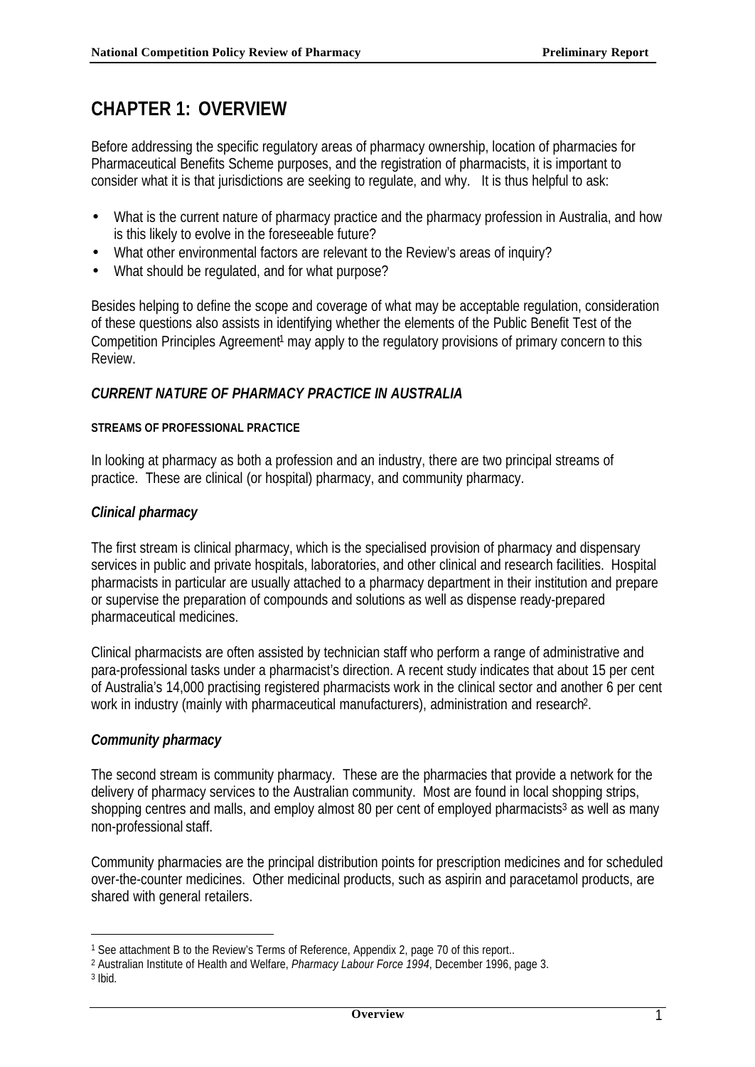# CHAPTER 1: OVERVIEW

Before addressing the specific regulatory areas of pharmacy ownership, location of pharmacies for Pharmaceutical Benefits Scheme purposes, and the registration of pharmacists, it is important to consider what it is that jurisdictions are seeking to regulate, and why. It is thus helpful to ask:

- What is the current nature of pharmacy practice and the pharmacy profession in Australia, and how is this likely to evolve in the foreseeable future?
- What other environmental factors are relevant to the Review's areas of inquiry?
- What should be regulated, and for what purpose?

Besides helping to define the scope and coverage of what may be acceptable regulation, consideration of these questions also assists in identifying whether the elements of the Public Benefit Test of the Competition Principles Agreement[1] may apply to the regulatory provisions of primary concern to this Review.

## *CURRENT NATURE OF PHARMACY PRACTICE IN AUSTRALIA*

#### STREAMS OF PROFESSIONAL PRACTICE

In looking at pharmacy as both a profession and an industry, there are two principal streams of practice. These are clinical (or hospital) pharmacy, and community pharmacy.

### *Clinical pharmacy*

The first stream is clinical pharmacy, which is the specialised provision of pharmacy and dispensary services in public and private hospitals, laboratories, and other clinical and research facilities. Hospital pharmacists in particular are usually attached to a pharmacy department in their institution and prepare or supervise the preparation of compounds and solutions as well as dispense ready-prepared pharmaceutical medicines.

Clinical pharmacists are often assisted by technician staff who perform a range of administrative and para-professional tasks under a pharmacist's direction. A recent study indicates that about 15 per cent of Australia's 14,000 practising registered pharmacists work in the clinical sector and another 6 per cent work in industry (mainly with pharmaceutical manufacturers), administration and research[2].

### *Community pharmacy*

The second stream is community pharmacy. These are the pharmacies that provide a network for the delivery of pharmacy services to the Australian community. Most are found in local shopping strips, shopping centres and malls, and employ almost 80 per cent of employed pharmacists[3] as well as many non-professional staff.

Community pharmacies are the principal distribution points for prescription medicines and for scheduled over-the-counter medicines. Other medicinal products, such as aspirin and paracetamol products, are shared with general retailers.

---

[1] See attachment B to the Review's Terms of Reference, Appendix 2, page 70 of this report..

[2] Australian Institute of Health and Welfare, *Pharmacy Labour Force 1994*, December 1996, page 3.

[3] Ibid.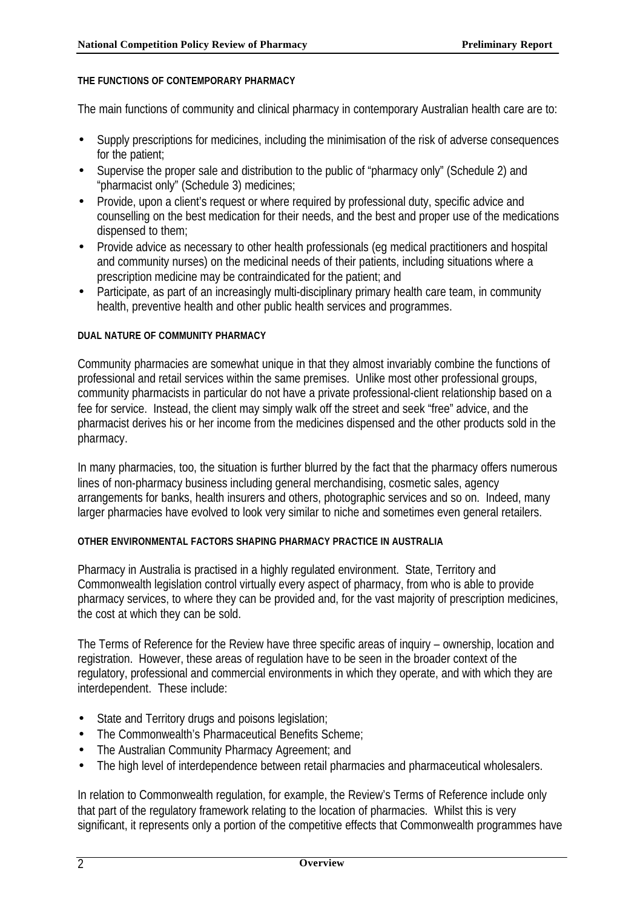### THE FUNCTIONS OF CONTEMPORARY PHARMACY

The main functions of community and clinical pharmacy in contemporary Australian health care are to:

- Supply prescriptions for medicines, including the minimisation of the risk of adverse consequences for the patient;
- Supervise the proper sale and distribution to the public of "pharmacy only" (Schedule 2) and "pharmacist only" (Schedule 3) medicines;
- Provide, upon a client's request or where required by professional duty, specific advice and counselling on the best medication for their needs, and the best and proper use of the medications dispensed to them;
- Provide advice as necessary to other health professionals (eg medical practitioners and hospital and community nurses) on the medicinal needs of their patients, including situations where a prescription medicine may be contraindicated for the patient; and
- Participate, as part of an increasingly multi-disciplinary primary health care team, in community health, preventive health and other public health services and programmes.

### DUAL NATURE OF COMMUNITY PHARMACY

Community pharmacies are somewhat unique in that they almost invariably combine the functions of professional and retail services within the same premises. Unlike most other professional groups, community pharmacists in particular do not have a private professional-client relationship based on a fee for service. Instead, the client may simply walk off the street and seek "free" advice, and the pharmacist derives his or her income from the medicines dispensed and the other products sold in the pharmacy.

In many pharmacies, too, the situation is further blurred by the fact that the pharmacy offers numerous lines of non-pharmacy business including general merchandising, cosmetic sales, agency arrangements for banks, health insurers and others, photographic services and so on. Indeed, many larger pharmacies have evolved to look very similar to niche and sometimes even general retailers.

### OTHER ENVIRONMENTAL FACTORS SHAPING PHARMACY PRACTICE IN AUSTRALIA

Pharmacy in Australia is practised in a highly regulated environment. State, Territory and Commonwealth legislation control virtually every aspect of pharmacy, from who is able to provide pharmacy services, to where they can be provided and, for the vast majority of prescription medicines, the cost at which they can be sold.

The Terms of Reference for the Review have three specific areas of inquiry – ownership, location and registration. However, these areas of regulation have to be seen in the broader context of the regulatory, professional and commercial environments in which they operate, and with which they are interdependent. These include:

- State and Territory drugs and poisons legislation;
- The Commonwealth's Pharmaceutical Benefits Scheme;
- The Australian Community Pharmacy Agreement; and
- The high level of interdependence between retail pharmacies and pharmaceutical wholesalers.

In relation to Commonwealth regulation, for example, the Review's Terms of Reference include only that part of the regulatory framework relating to the location of pharmacies. Whilst this is very significant, it represents only a portion of the competitive effects that Commonwealth programmes have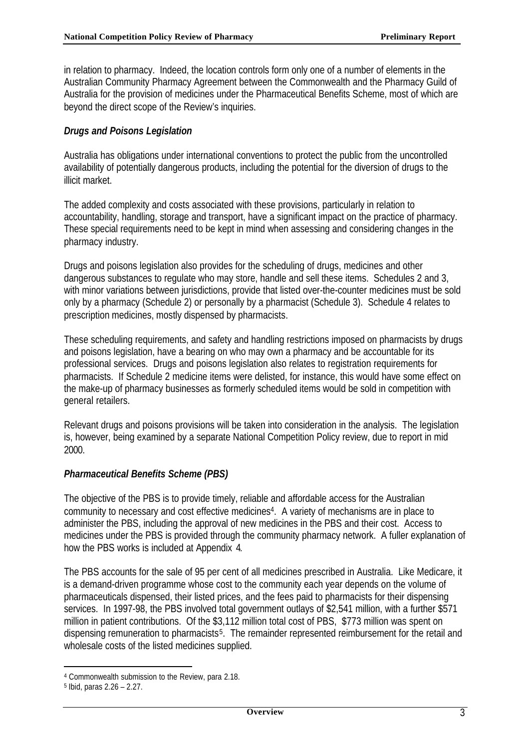in relation to pharmacy. Indeed, the location controls form only one of a number of elements in the Australian Community Pharmacy Agreement between the Commonwealth and the Pharmacy Guild of Australia for the provision of medicines under the Pharmaceutical Benefits Scheme, most of which are beyond the direct scope of the Review's inquiries.

### *Drugs and Poisons Legislation*

Australia has obligations under international conventions to protect the public from the uncontrolled availability of potentially dangerous products, including the potential for the diversion of drugs to the illicit market.

The added complexity and costs associated with these provisions, particularly in relation to accountability, handling, storage and transport, have a significant impact on the practice of pharmacy. These special requirements need to be kept in mind when assessing and considering changes in the pharmacy industry.

Drugs and poisons legislation also provides for the scheduling of drugs, medicines and other dangerous substances to regulate who may store, handle and sell these items. Schedules 2 and 3, with minor variations between jurisdictions, provide that listed over-the-counter medicines must be sold only by a pharmacy (Schedule 2) or personally by a pharmacist (Schedule 3). Schedule 4 relates to prescription medicines, mostly dispensed by pharmacists.

These scheduling requirements, and safety and handling restrictions imposed on pharmacists by drugs and poisons legislation, have a bearing on who may own a pharmacy and be accountable for its professional services. Drugs and poisons legislation also relates to registration requirements for pharmacists. If Schedule 2 medicine items were delisted, for instance, this would have some effect on the make-up of pharmacy businesses as formerly scheduled items would be sold in competition with general retailers.

Relevant drugs and poisons provisions will be taken into consideration in the analysis. The legislation is, however, being examined by a separate National Competition Policy review, due to report in mid 2000.

### *Pharmaceutical Benefits Scheme (PBS)*

The objective of the PBS is to provide timely, reliable and affordable access for the Australian community to necessary and cost effective medicines[4]. A variety of mechanisms are in place to administer the PBS, including the approval of new medicines in the PBS and their cost. Access to medicines under the PBS is provided through the community pharmacy network. A fuller explanation of how the PBS works is included at Appendix 4.

The PBS accounts for the sale of 95 per cent of all medicines prescribed in Australia. Like Medicare, it is a demand-driven programme whose cost to the community each year depends on the volume of pharmaceuticals dispensed, their listed prices, and the fees paid to pharmacists for their dispensing services. In 1997-98, the PBS involved total government outlays of $2,541 million, with a further $571 million in patient contributions. Of the $3,112 million total cost of PBS, $773 million was spent on dispensing remuneration to pharmacists[5]. The remainder represented reimbursement for the retail and wholesale costs of the listed medicines supplied.

---

[4] Commonwealth submission to the Review, para 2.18.

[5] Ibid, paras 2.26 – 2.27.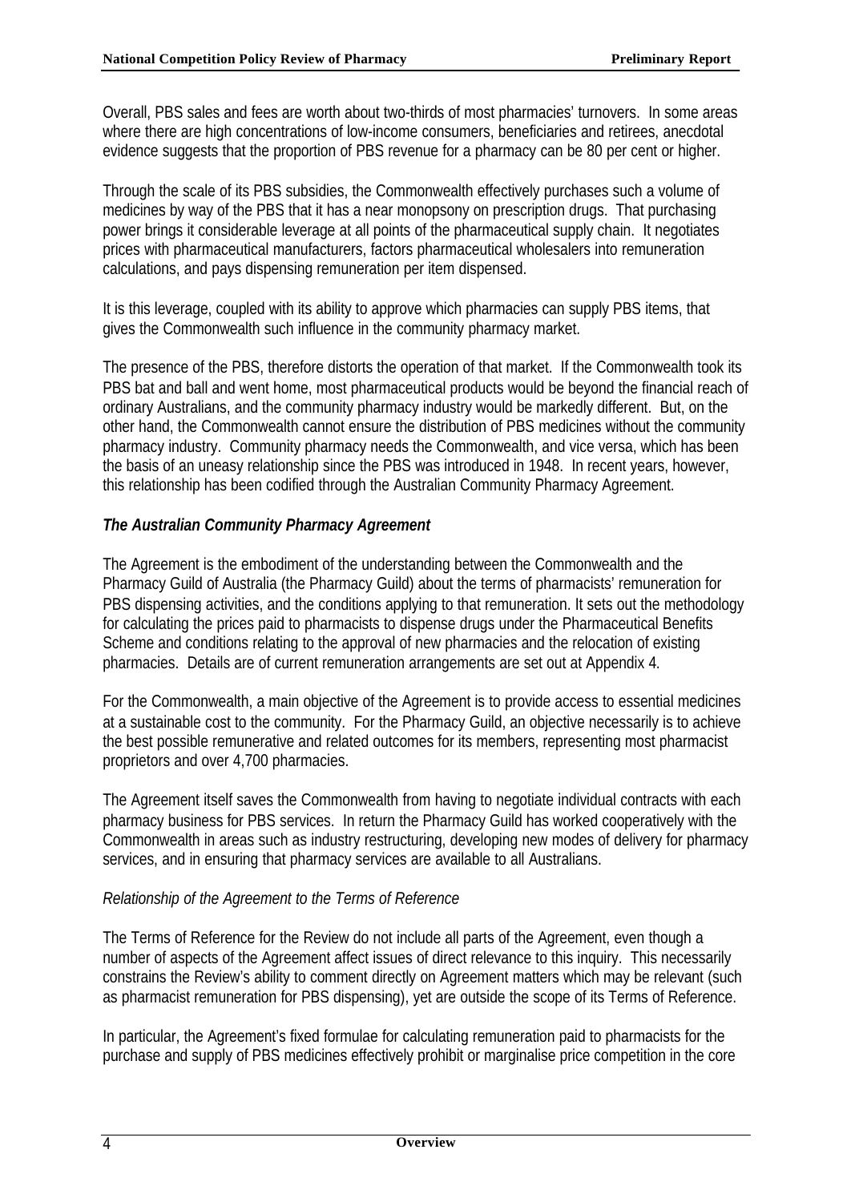Overall, PBS sales and fees are worth about two-thirds of most pharmacies' turnovers. In some areas where there are high concentrations of low-income consumers, beneficiaries and retirees, anecdotal evidence suggests that the proportion of PBS revenue for a pharmacy can be 80 per cent or higher.

Through the scale of its PBS subsidies, the Commonwealth effectively purchases such a volume of medicines by way of the PBS that it has a near monopsony on prescription drugs. That purchasing power brings it considerable leverage at all points of the pharmaceutical supply chain. It negotiates prices with pharmaceutical manufacturers, factors pharmaceutical wholesalers into remuneration calculations, and pays dispensing remuneration per item dispensed.

It is this leverage, coupled with its ability to approve which pharmacies can supply PBS items, that gives the Commonwealth such influence in the community pharmacy market.

The presence of the PBS, therefore distorts the operation of that market. If the Commonwealth took its PBS bat and ball and went home, most pharmaceutical products would be beyond the financial reach of ordinary Australians, and the community pharmacy industry would be markedly different. But, on the other hand, the Commonwealth cannot ensure the distribution of PBS medicines without the community pharmacy industry. Community pharmacy needs the Commonwealth, and vice versa, which has been the basis of an uneasy relationship since the PBS was introduced in 1948. In recent years, however, this relationship has been codified through the Australian Community Pharmacy Agreement.

### *The Australian Community Pharmacy Agreement*

The Agreement is the embodiment of the understanding between the Commonwealth and the Pharmacy Guild of Australia (the Pharmacy Guild) about the terms of pharmacists' remuneration for PBS dispensing activities, and the conditions applying to that remuneration. It sets out the methodology for calculating the prices paid to pharmacists to dispense drugs under the Pharmaceutical Benefits Scheme and conditions relating to the approval of new pharmacies and the relocation of existing pharmacies. Details are of current remuneration arrangements are set out at Appendix 4.

For the Commonwealth, a main objective of the Agreement is to provide access to essential medicines at a sustainable cost to the community. For the Pharmacy Guild, an objective necessarily is to achieve the best possible remunerative and related outcomes for its members, representing most pharmacist proprietors and over 4,700 pharmacies.

The Agreement itself saves the Commonwealth from having to negotiate individual contracts with each pharmacy business for PBS services. In return the Pharmacy Guild has worked cooperatively with the Commonwealth in areas such as industry restructuring, developing new modes of delivery for pharmacy services, and in ensuring that pharmacy services are available to all Australians.

#### *Relationship of the Agreement to the Terms of Reference*

The Terms of Reference for the Review do not include all parts of the Agreement, even though a number of aspects of the Agreement affect issues of direct relevance to this inquiry. This necessarily constrains the Review's ability to comment directly on Agreement matters which may be relevant (such as pharmacist remuneration for PBS dispensing), yet are outside the scope of its Terms of Reference.

In particular, the Agreement's fixed formulae for calculating remuneration paid to pharmacists for the purchase and supply of PBS medicines effectively prohibit or marginalise price competition in the core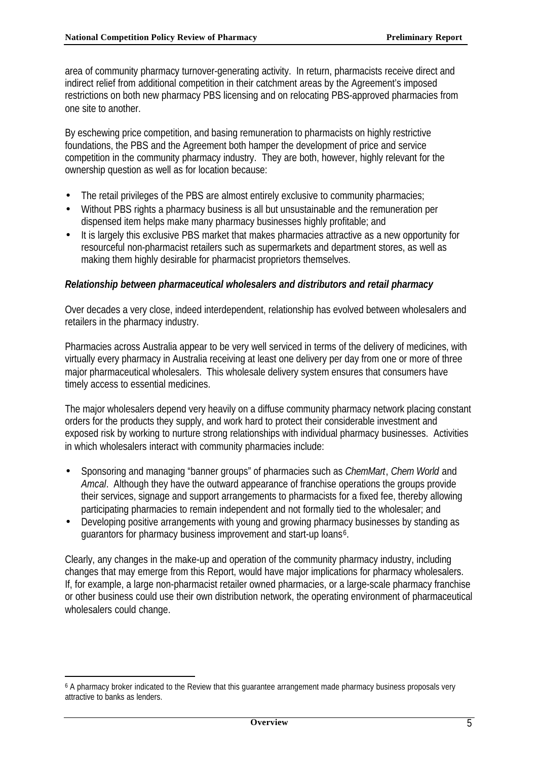area of community pharmacy turnover-generating activity. In return, pharmacists receive direct and indirect relief from additional competition in their catchment areas by the Agreement's imposed restrictions on both new pharmacy PBS licensing and on relocating PBS-approved pharmacies from one site to another.

By eschewing price competition, and basing remuneration to pharmacists on highly restrictive foundations, the PBS and the Agreement both hamper the development of price and service competition in the community pharmacy industry. They are both, however, highly relevant for the ownership question as well as for location because:

- The retail privileges of the PBS are almost entirely exclusive to community pharmacies;
- Without PBS rights a pharmacy business is all but unsustainable and the remuneration per dispensed item helps make many pharmacy businesses highly profitable; and
- It is largely this exclusive PBS market that makes pharmacies attractive as a new opportunity for resourceful non-pharmacist retailers such as supermarkets and department stores, as well as making them highly desirable for pharmacist proprietors themselves.

***Relationship between pharmaceutical wholesalers and distributors and retail pharmacy***

Over decades a very close, indeed interdependent, relationship has evolved between wholesalers and retailers in the pharmacy industry.

Pharmacies across Australia appear to be very well serviced in terms of the delivery of medicines, with virtually every pharmacy in Australia receiving at least one delivery per day from one or more of three major pharmaceutical wholesalers. This wholesale delivery system ensures that consumers have timely access to essential medicines.

The major wholesalers depend very heavily on a diffuse community pharmacy network placing constant orders for the products they supply, and work hard to protect their considerable investment and exposed risk by working to nurture strong relationships with individual pharmacy businesses. Activities in which wholesalers interact with community pharmacies include:

- Sponsoring and managing "banner groups" of pharmacies such as *ChemMart*, *Chem World* and *Amcal*. Although they have the outward appearance of franchise operations the groups provide their services, signage and support arrangements to pharmacists for a fixed fee, thereby allowing participating pharmacies to remain independent and not formally tied to the wholesaler; and
- Developing positive arrangements with young and growing pharmacy businesses by standing as guarantors for pharmacy business improvement and start-up loans[6].

Clearly, any changes in the make-up and operation of the community pharmacy industry, including changes that may emerge from this Report, would have major implications for pharmacy wholesalers. If, for example, a large non-pharmacist retailer owned pharmacies, or a large-scale pharmacy franchise or other business could use their own distribution network, the operating environment of pharmaceutical wholesalers could change.

[6] A pharmacy broker indicated to the Review that this guarantee arrangement made pharmacy business proposals very attractive to banks as lenders.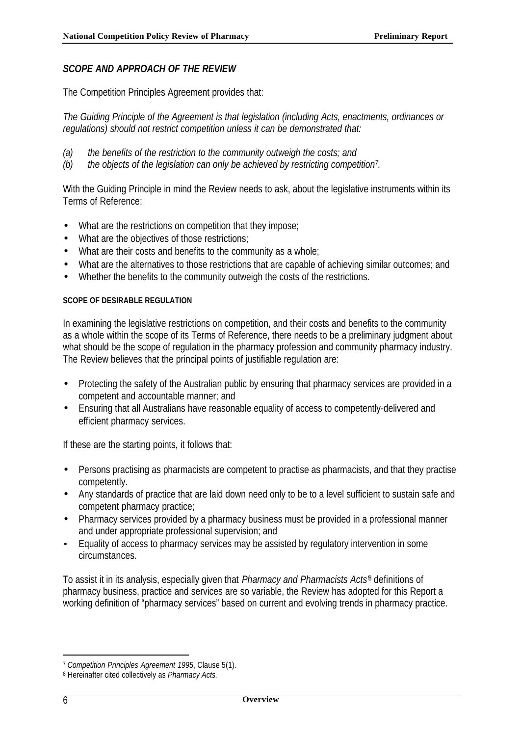## *SCOPE AND APPROACH OF THE REVIEW*

The Competition Principles Agreement provides that:

*The Guiding Principle of the Agreement is that legislation (including Acts, enactments, ordinances or regulations) should not restrict competition unless it can be demonstrated that:*

*(a) the benefits of the restriction to the community outweigh the costs; and*
*(b) the objects of the legislation can only be achieved by restricting competition*[7]*.*

With the Guiding Principle in mind the Review needs to ask, about the legislative instruments within its Terms of Reference:

- What are the restrictions on competition that they impose;
- What are the objectives of those restrictions;
- What are their costs and benefits to the community as a whole;
- What are the alternatives to those restrictions that are capable of achieving similar outcomes; and
- Whether the benefits to the community outweigh the costs of the restrictions.

### SCOPE OF DESIRABLE REGULATION

In examining the legislative restrictions on competition, and their costs and benefits to the community as a whole within the scope of its Terms of Reference, there needs to be a preliminary judgment about what should be the scope of regulation in the pharmacy profession and community pharmacy industry. The Review believes that the principal points of justifiable regulation are:

- Protecting the safety of the Australian public by ensuring that pharmacy services are provided in a competent and accountable manner; and
- Ensuring that all Australians have reasonable equality of access to competently-delivered and efficient pharmacy services.

If these are the starting points, it follows that:

- Persons practising as pharmacists are competent to practise as pharmacists, and that they practise competently.
- Any standards of practice that are laid down need only to be to a level sufficient to sustain safe and competent pharmacy practice;
- Pharmacy services provided by a pharmacy business must be provided in a professional manner and under appropriate professional supervision; and
- Equality of access to pharmacy services may be assisted by regulatory intervention in some circumstances.

To assist it in its analysis, especially given that *Pharmacy and Pharmacists Acts*[8] definitions of pharmacy business, practice and services are so variable, the Review has adopted for this Report a working definition of "pharmacy services" based on current and evolving trends in pharmacy practice.

---

[7] *Competition Principles Agreement 1995*, Clause 5(1).
[8] Hereinafter cited collectively as *Pharmacy Acts.*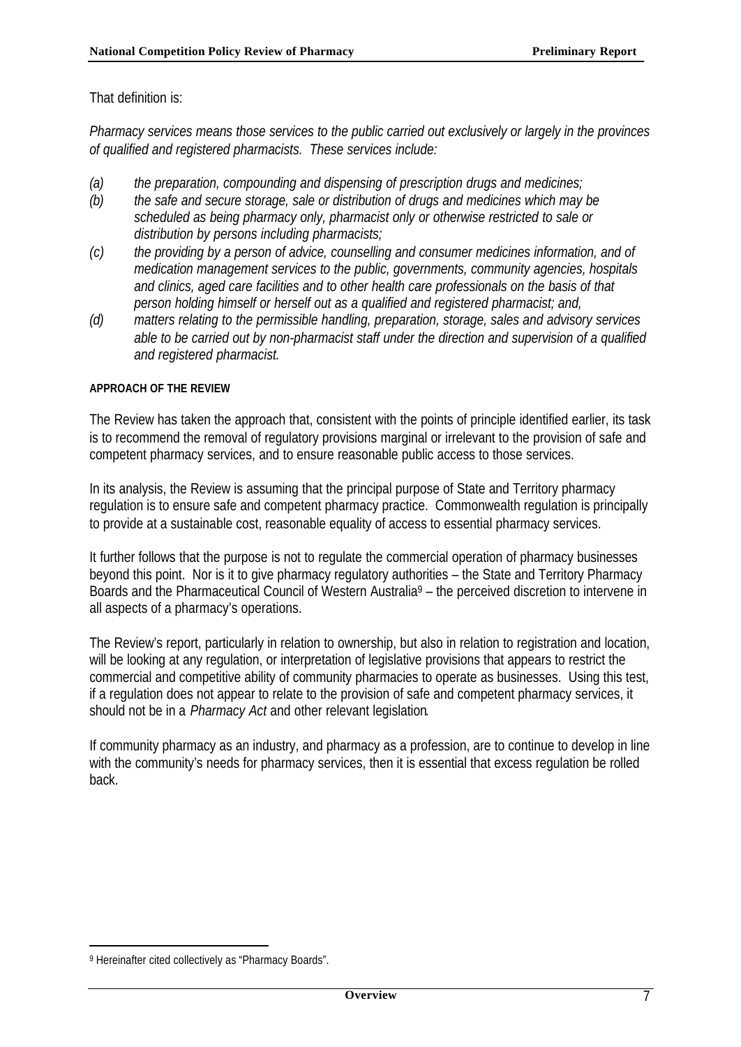That definition is:

*Pharmacy services means those services to the public carried out exclusively or largely in the provinces of qualified and registered pharmacists. These services include:*

*(a) the preparation, compounding and dispensing of prescription drugs and medicines;*
*(b) the safe and secure storage, sale or distribution of drugs and medicines which may be scheduled as being pharmacy only, pharmacist only or otherwise restricted to sale or distribution by persons including pharmacists;*
*(c) the providing by a person of advice, counselling and consumer medicines information, and of medication management services to the public, governments, community agencies, hospitals and clinics, aged care facilities and to other health care professionals on the basis of that person holding himself or herself out as a qualified and registered pharmacist; and,*
*(d) matters relating to the permissible handling, preparation, storage, sales and advisory services able to be carried out by non-pharmacist staff under the direction and supervision of a qualified and registered pharmacist.*

#### APPROACH OF THE REVIEW

The Review has taken the approach that, consistent with the points of principle identified earlier, its task is to recommend the removal of regulatory provisions marginal or irrelevant to the provision of safe and competent pharmacy services, and to ensure reasonable public access to those services.

In its analysis, the Review is assuming that the principal purpose of State and Territory pharmacy regulation is to ensure safe and competent pharmacy practice. Commonwealth regulation is principally to provide at a sustainable cost, reasonable equality of access to essential pharmacy services.

It further follows that the purpose is not to regulate the commercial operation of pharmacy businesses beyond this point. Nor is it to give pharmacy regulatory authorities – the State and Territory Pharmacy Boards and the Pharmaceutical Council of Western Australia[9] – the perceived discretion to intervene in all aspects of a pharmacy's operations.

The Review's report, particularly in relation to ownership, but also in relation to registration and location, will be looking at any regulation, or interpretation of legislative provisions that appears to restrict the commercial and competitive ability of community pharmacies to operate as businesses. Using this test, if a regulation does not appear to relate to the provision of safe and competent pharmacy services, it should not be in a *Pharmacy Act* and other relevant legislation.

If community pharmacy as an industry, and pharmacy as a profession, are to continue to develop in line with the community's needs for pharmacy services, then it is essential that excess regulation be rolled back.

[9] Hereinafter cited collectively as "Pharmacy Boards".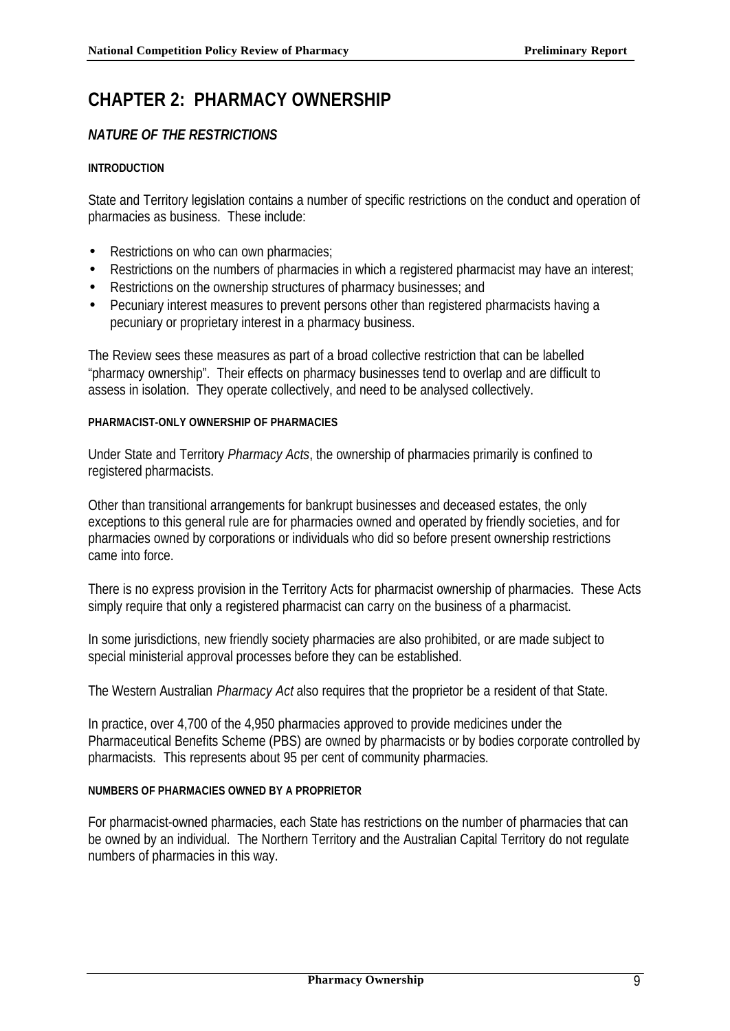# CHAPTER 2: PHARMACY OWNERSHIP

## *NATURE OF THE RESTRICTIONS*

#### INTRODUCTION

State and Territory legislation contains a number of specific restrictions on the conduct and operation of pharmacies as business. These include:

- Restrictions on who can own pharmacies;
- Restrictions on the numbers of pharmacies in which a registered pharmacist may have an interest;
- Restrictions on the ownership structures of pharmacy businesses; and
- Pecuniary interest measures to prevent persons other than registered pharmacists having a pecuniary or proprietary interest in a pharmacy business.

The Review sees these measures as part of a broad collective restriction that can be labelled "pharmacy ownership". Their effects on pharmacy businesses tend to overlap and are difficult to assess in isolation. They operate collectively, and need to be analysed collectively.

#### PHARMACIST-ONLY OWNERSHIP OF PHARMACIES

Under State and Territory *Pharmacy Acts*, the ownership of pharmacies primarily is confined to registered pharmacists.

Other than transitional arrangements for bankrupt businesses and deceased estates, the only exceptions to this general rule are for pharmacies owned and operated by friendly societies, and for pharmacies owned by corporations or individuals who did so before present ownership restrictions came into force.

There is no express provision in the Territory Acts for pharmacist ownership of pharmacies. These Acts simply require that only a registered pharmacist can carry on the business of a pharmacist.

In some jurisdictions, new friendly society pharmacies are also prohibited, or are made subject to special ministerial approval processes before they can be established.

The Western Australian *Pharmacy Act* also requires that the proprietor be a resident of that State.

In practice, over 4,700 of the 4,950 pharmacies approved to provide medicines under the Pharmaceutical Benefits Scheme (PBS) are owned by pharmacists or by bodies corporate controlled by pharmacists. This represents about 95 per cent of community pharmacies.

#### NUMBERS OF PHARMACIES OWNED BY A PROPRIETOR

For pharmacist-owned pharmacies, each State has restrictions on the number of pharmacies that can be owned by an individual. The Northern Territory and the Australian Capital Territory do not regulate numbers of pharmacies in this way.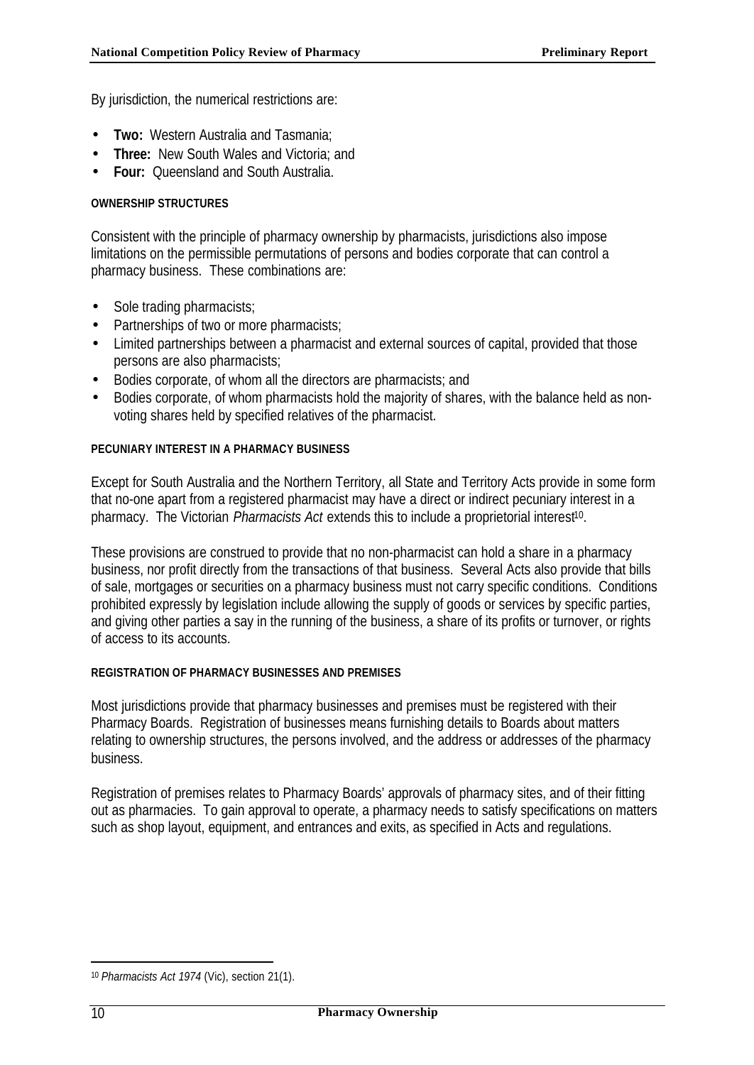By jurisdiction, the numerical restrictions are:

- **Two:** Western Australia and Tasmania;
- **Three:** New South Wales and Victoria; and
- **Four:** Queensland and South Australia.

#### OWNERSHIP STRUCTURES

Consistent with the principle of pharmacy ownership by pharmacists, jurisdictions also impose limitations on the permissible permutations of persons and bodies corporate that can control a pharmacy business. These combinations are:

- Sole trading pharmacists;
- Partnerships of two or more pharmacists;
- Limited partnerships between a pharmacist and external sources of capital, provided that those persons are also pharmacists;
- Bodies corporate, of whom all the directors are pharmacists; and
- Bodies corporate, of whom pharmacists hold the majority of shares, with the balance held as non-voting shares held by specified relatives of the pharmacist.

#### PECUNIARY INTEREST IN A PHARMACY BUSINESS

Except for South Australia and the Northern Territory, all State and Territory Acts provide in some form that no-one apart from a registered pharmacist may have a direct or indirect pecuniary interest in a pharmacy. The Victorian *Pharmacists Act* extends this to include a proprietorial interest[10].

These provisions are construed to provide that no non-pharmacist can hold a share in a pharmacy business, nor profit directly from the transactions of that business. Several Acts also provide that bills of sale, mortgages or securities on a pharmacy business must not carry specific conditions. Conditions prohibited expressly by legislation include allowing the supply of goods or services by specific parties, and giving other parties a say in the running of the business, a share of its profits or turnover, or rights of access to its accounts.

#### REGISTRATION OF PHARMACY BUSINESSES AND PREMISES

Most jurisdictions provide that pharmacy businesses and premises must be registered with their Pharmacy Boards. Registration of businesses means furnishing details to Boards about matters relating to ownership structures, the persons involved, and the address or addresses of the pharmacy business.

Registration of premises relates to Pharmacy Boards' approvals of pharmacy sites, and of their fitting out as pharmacies. To gain approval to operate, a pharmacy needs to satisfy specifications on matters such as shop layout, equipment, and entrances and exits, as specified in Acts and regulations.

---

[10] *Pharmacists Act 1974* (Vic), section 21(1).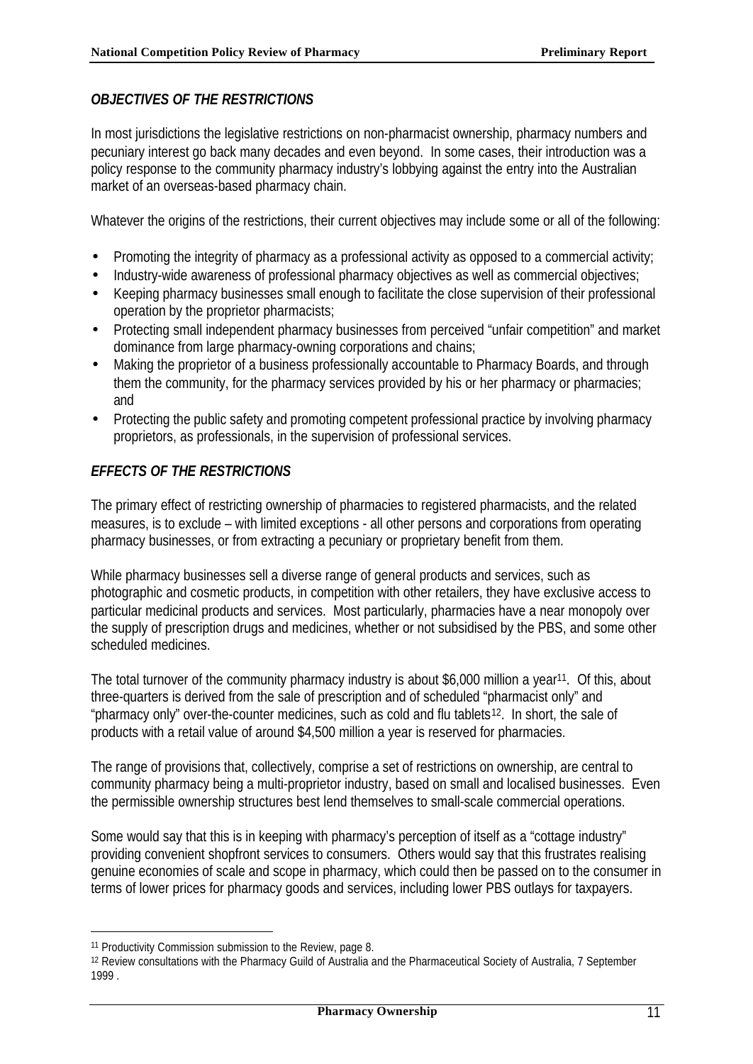### *OBJECTIVES OF THE RESTRICTIONS*

In most jurisdictions the legislative restrictions on non-pharmacist ownership, pharmacy numbers and pecuniary interest go back many decades and even beyond. In some cases, their introduction was a policy response to the community pharmacy industry's lobbying against the entry into the Australian market of an overseas-based pharmacy chain.

Whatever the origins of the restrictions, their current objectives may include some or all of the following:

- Promoting the integrity of pharmacy as a professional activity as opposed to a commercial activity;
- Industry-wide awareness of professional pharmacy objectives as well as commercial objectives;
- Keeping pharmacy businesses small enough to facilitate the close supervision of their professional operation by the proprietor pharmacists;
- Protecting small independent pharmacy businesses from perceived "unfair competition" and market dominance from large pharmacy-owning corporations and chains;
- Making the proprietor of a business professionally accountable to Pharmacy Boards, and through them the community, for the pharmacy services provided by his or her pharmacy or pharmacies; and
- Protecting the public safety and promoting competent professional practice by involving pharmacy proprietors, as professionals, in the supervision of professional services.

### *EFFECTS OF THE RESTRICTIONS*

The primary effect of restricting ownership of pharmacies to registered pharmacists, and the related measures, is to exclude – with limited exceptions - all other persons and corporations from operating pharmacy businesses, or from extracting a pecuniary or proprietary benefit from them.

While pharmacy businesses sell a diverse range of general products and services, such as photographic and cosmetic products, in competition with other retailers, they have exclusive access to particular medicinal products and services. Most particularly, pharmacies have a near monopoly over the supply of prescription drugs and medicines, whether or not subsidised by the PBS, and some other scheduled medicines.

The total turnover of the community pharmacy industry is about $6,000 million a year[11]. Of this, about three-quarters is derived from the sale of prescription and of scheduled "pharmacist only" and "pharmacy only" over-the-counter medicines, such as cold and flu tablets[12]. In short, the sale of products with a retail value of around $4,500 million a year is reserved for pharmacies.

The range of provisions that, collectively, comprise a set of restrictions on ownership, are central to community pharmacy being a multi-proprietor industry, based on small and localised businesses. Even the permissible ownership structures best lend themselves to small-scale commercial operations.

Some would say that this is in keeping with pharmacy's perception of itself as a "cottage industry" providing convenient shopfront services to consumers. Others would say that this frustrates realising genuine economies of scale and scope in pharmacy, which could then be passed on to the consumer in terms of lower prices for pharmacy goods and services, including lower PBS outlays for taxpayers.

---

[11] Productivity Commission submission to the Review, page 8.

[12] Review consultations with the Pharmacy Guild of Australia and the Pharmaceutical Society of Australia, 7 September 1999 .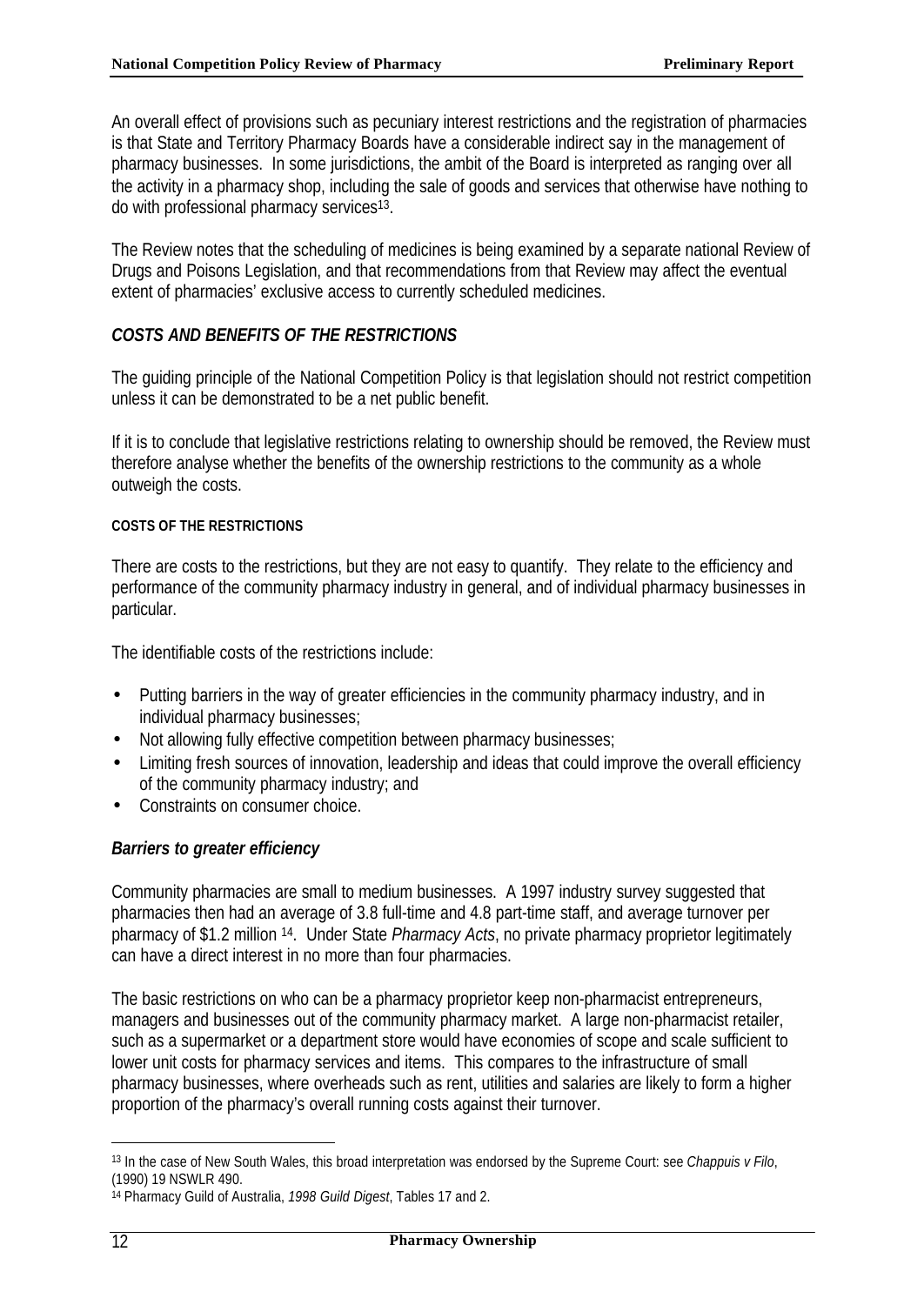An overall effect of provisions such as pecuniary interest restrictions and the registration of pharmacies is that State and Territory Pharmacy Boards have a considerable indirect say in the management of pharmacy businesses. In some jurisdictions, the ambit of the Board is interpreted as ranging over all the activity in a pharmacy shop, including the sale of goods and services that otherwise have nothing to do with professional pharmacy services[13].

The Review notes that the scheduling of medicines is being examined by a separate national Review of Drugs and Poisons Legislation, and that recommendations from that Review may affect the eventual extent of pharmacies' exclusive access to currently scheduled medicines.

## *COSTS AND BENEFITS OF THE RESTRICTIONS*

The guiding principle of the National Competition Policy is that legislation should not restrict competition unless it can be demonstrated to be a net public benefit.

If it is to conclude that legislative restrictions relating to ownership should be removed, the Review must therefore analyse whether the benefits of the ownership restrictions to the community as a whole outweigh the costs.

#### COSTS OF THE RESTRICTIONS

There are costs to the restrictions, but they are not easy to quantify. They relate to the efficiency and performance of the community pharmacy industry in general, and of individual pharmacy businesses in particular.

The identifiable costs of the restrictions include:

- Putting barriers in the way of greater efficiencies in the community pharmacy industry, and in individual pharmacy businesses;
- Not allowing fully effective competition between pharmacy businesses;
- Limiting fresh sources of innovation, leadership and ideas that could improve the overall efficiency of the community pharmacy industry; and
- Constraints on consumer choice.

### *Barriers to greater efficiency*

Community pharmacies are small to medium businesses. A 1997 industry survey suggested that pharmacies then had an average of 3.8 full-time and 4.8 part-time staff, and average turnover per pharmacy of $1.2 million [14]. Under State *Pharmacy Acts*, no private pharmacy proprietor legitimately can have a direct interest in no more than four pharmacies.

The basic restrictions on who can be a pharmacy proprietor keep non-pharmacist entrepreneurs, managers and businesses out of the community pharmacy market. A large non-pharmacist retailer, such as a supermarket or a department store would have economies of scope and scale sufficient to lower unit costs for pharmacy services and items. This compares to the infrastructure of small pharmacy businesses, where overheads such as rent, utilities and salaries are likely to form a higher proportion of the pharmacy's overall running costs against their turnover.

---

[13] In the case of New South Wales, this broad interpretation was endorsed by the Supreme Court: see *Chappuis v Filo*, (1990) 19 NSWLR 490.

[14] Pharmacy Guild of Australia, *1998 Guild Digest*, Tables 17 and 2.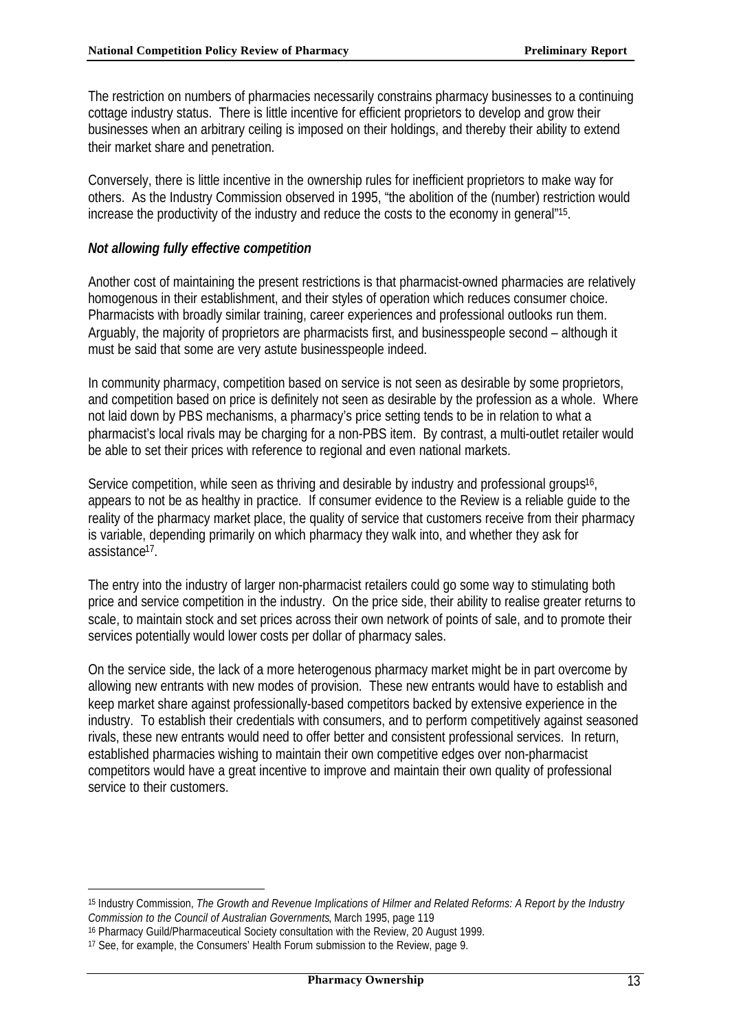The restriction on numbers of pharmacies necessarily constrains pharmacy businesses to a continuing cottage industry status. There is little incentive for efficient proprietors to develop and grow their businesses when an arbitrary ceiling is imposed on their holdings, and thereby their ability to extend their market share and penetration.

Conversely, there is little incentive in the ownership rules for inefficient proprietors to make way for others. As the Industry Commission observed in 1995, "the abolition of the (number) restriction would increase the productivity of the industry and reduce the costs to the economy in general"[15].

### *Not allowing fully effective competition*

Another cost of maintaining the present restrictions is that pharmacist-owned pharmacies are relatively homogenous in their establishment, and their styles of operation which reduces consumer choice. Pharmacists with broadly similar training, career experiences and professional outlooks run them. Arguably, the majority of proprietors are pharmacists first, and businesspeople second – although it must be said that some are very astute businesspeople indeed.

In community pharmacy, competition based on service is not seen as desirable by some proprietors, and competition based on price is definitely not seen as desirable by the profession as a whole. Where not laid down by PBS mechanisms, a pharmacy's price setting tends to be in relation to what a pharmacist's local rivals may be charging for a non-PBS item. By contrast, a multi-outlet retailer would be able to set their prices with reference to regional and even national markets.

Service competition, while seen as thriving and desirable by industry and professional groups[16], appears to not be as healthy in practice. If consumer evidence to the Review is a reliable guide to the reality of the pharmacy market place, the quality of service that customers receive from their pharmacy is variable, depending primarily on which pharmacy they walk into, and whether they ask for assistance[17].

The entry into the industry of larger non-pharmacist retailers could go some way to stimulating both price and service competition in the industry. On the price side, their ability to realise greater returns to scale, to maintain stock and set prices across their own network of points of sale, and to promote their services potentially would lower costs per dollar of pharmacy sales.

On the service side, the lack of a more heterogenous pharmacy market might be in part overcome by allowing new entrants with new modes of provision. These new entrants would have to establish and keep market share against professionally-based competitors backed by extensive experience in the industry. To establish their credentials with consumers, and to perform competitively against seasoned rivals, these new entrants would need to offer better and consistent professional services. In return, established pharmacies wishing to maintain their own competitive edges over non-pharmacist competitors would have a great incentive to improve and maintain their own quality of professional service to their customers.

---

[15] Industry Commission, *The Growth and Revenue Implications of Hilmer and Related Reforms: A Report by the Industry Commission to the Council of Australian Governments*, March 1995, page 119

[16] Pharmacy Guild/Pharmaceutical Society consultation with the Review, 20 August 1999.

[17] See, for example, the Consumers' Health Forum submission to the Review, page 9.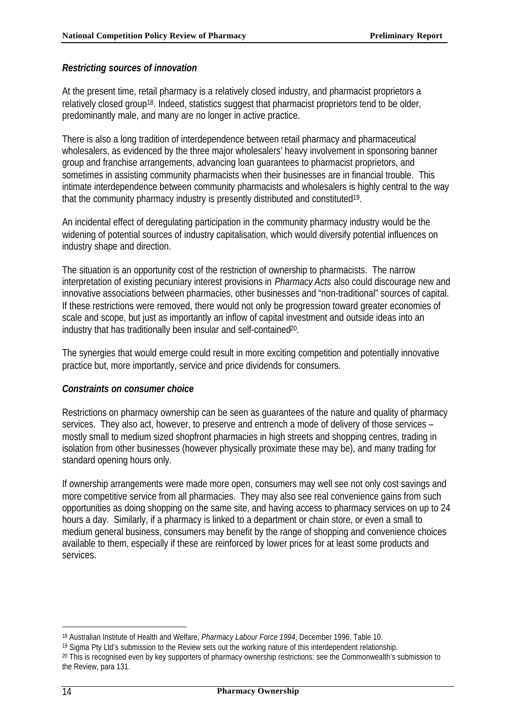### *Restricting sources of innovation*

At the present time, retail pharmacy is a relatively closed industry, and pharmacist proprietors a relatively closed group[18]. Indeed, statistics suggest that pharmacist proprietors tend to be older, predominantly male, and many are no longer in active practice.

There is also a long tradition of interdependence between retail pharmacy and pharmaceutical wholesalers, as evidenced by the three major wholesalers' heavy involvement in sponsoring banner group and franchise arrangements, advancing loan guarantees to pharmacist proprietors, and sometimes in assisting community pharmacists when their businesses are in financial trouble. This intimate interdependence between community pharmacists and wholesalers is highly central to the way that the community pharmacy industry is presently distributed and constituted[19].

An incidental effect of deregulating participation in the community pharmacy industry would be the widening of potential sources of industry capitalisation, which would diversify potential influences on industry shape and direction.

The situation is an opportunity cost of the restriction of ownership to pharmacists. The narrow interpretation of existing pecuniary interest provisions in *Pharmacy Acts* also could discourage new and innovative associations between pharmacies, other businesses and "non-traditional" sources of capital. If these restrictions were removed, there would not only be progression toward greater economies of scale and scope, but just as importantly an inflow of capital investment and outside ideas into an industry that has traditionally been insular and self-contained[20].

The synergies that would emerge could result in more exciting competition and potentially innovative practice but, more importantly, service and price dividends for consumers.

### *Constraints on consumer choice*

Restrictions on pharmacy ownership can be seen as guarantees of the nature and quality of pharmacy services. They also act, however, to preserve and entrench a mode of delivery of those services – mostly small to medium sized shopfront pharmacies in high streets and shopping centres, trading in isolation from other businesses (however physically proximate these may be), and many trading for standard opening hours only.

If ownership arrangements were made more open, consumers may well see not only cost savings and more competitive service from all pharmacies. They may also see real convenience gains from such opportunities as doing shopping on the same site, and having access to pharmacy services on up to 24 hours a day. Similarly, if a pharmacy is linked to a department or chain store, or even a small to medium general business, consumers may benefit by the range of shopping and convenience choices available to them, especially if these are reinforced by lower prices for at least some products and services.

---

[18] Australian Institute of Health and Welfare, *Pharmacy Labour Force 1994*, December 1996, Table 10.

[19] Sigma Pty Ltd's submission to the Review sets out the working nature of this interdependent relationship.

[20] This is recognised even by key supporters of pharmacy ownership restrictions: see the Commonwealth's submission to the Review, para 131.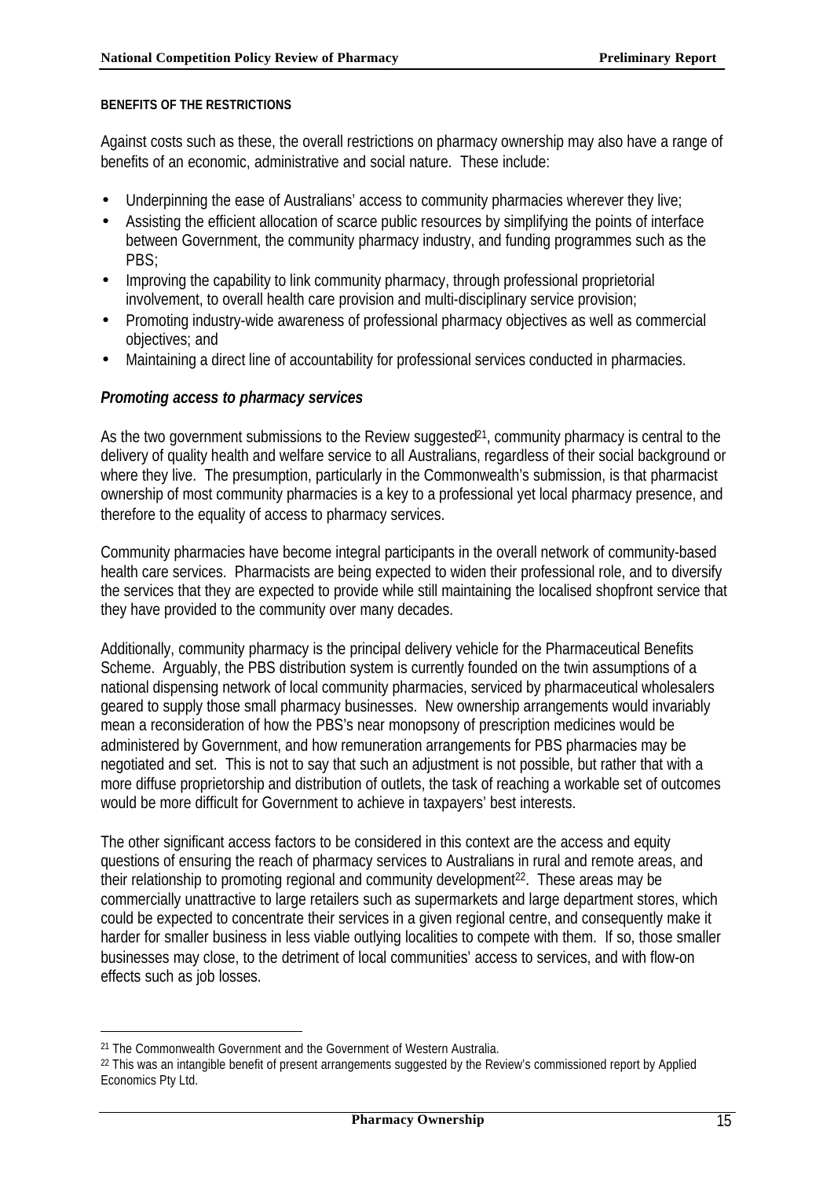#### BENEFITS OF THE RESTRICTIONS

Against costs such as these, the overall restrictions on pharmacy ownership may also have a range of benefits of an economic, administrative and social nature. These include:

- Underpinning the ease of Australians' access to community pharmacies wherever they live;
- Assisting the efficient allocation of scarce public resources by simplifying the points of interface between Government, the community pharmacy industry, and funding programmes such as the PBS;
- Improving the capability to link community pharmacy, through professional proprietorial involvement, to overall health care provision and multi-disciplinary service provision;
- Promoting industry-wide awareness of professional pharmacy objectives as well as commercial objectives; and
- Maintaining a direct line of accountability for professional services conducted in pharmacies.

### *Promoting access to pharmacy services*

As the two government submissions to the Review suggested[21], community pharmacy is central to the delivery of quality health and welfare service to all Australians, regardless of their social background or where they live. The presumption, particularly in the Commonwealth's submission, is that pharmacist ownership of most community pharmacies is a key to a professional yet local pharmacy presence, and therefore to the equality of access to pharmacy services.

Community pharmacies have become integral participants in the overall network of community-based health care services. Pharmacists are being expected to widen their professional role, and to diversify the services that they are expected to provide while still maintaining the localised shopfront service that they have provided to the community over many decades.

Additionally, community pharmacy is the principal delivery vehicle for the Pharmaceutical Benefits Scheme. Arguably, the PBS distribution system is currently founded on the twin assumptions of a national dispensing network of local community pharmacies, serviced by pharmaceutical wholesalers geared to supply those small pharmacy businesses. New ownership arrangements would invariably mean a reconsideration of how the PBS's near monopsony of prescription medicines would be administered by Government, and how remuneration arrangements for PBS pharmacies may be negotiated and set. This is not to say that such an adjustment is not possible, but rather that with a more diffuse proprietorship and distribution of outlets, the task of reaching a workable set of outcomes would be more difficult for Government to achieve in taxpayers' best interests.

The other significant access factors to be considered in this context are the access and equity questions of ensuring the reach of pharmacy services to Australians in rural and remote areas, and their relationship to promoting regional and community development[22]. These areas may be commercially unattractive to large retailers such as supermarkets and large department stores, which could be expected to concentrate their services in a given regional centre, and consequently make it harder for smaller business in less viable outlying localities to compete with them. If so, those smaller businesses may close, to the detriment of local communities' access to services, and with flow-on effects such as job losses.

---

[21] The Commonwealth Government and the Government of Western Australia.

[22] This was an intangible benefit of present arrangements suggested by the Review's commissioned report by Applied Economics Pty Ltd.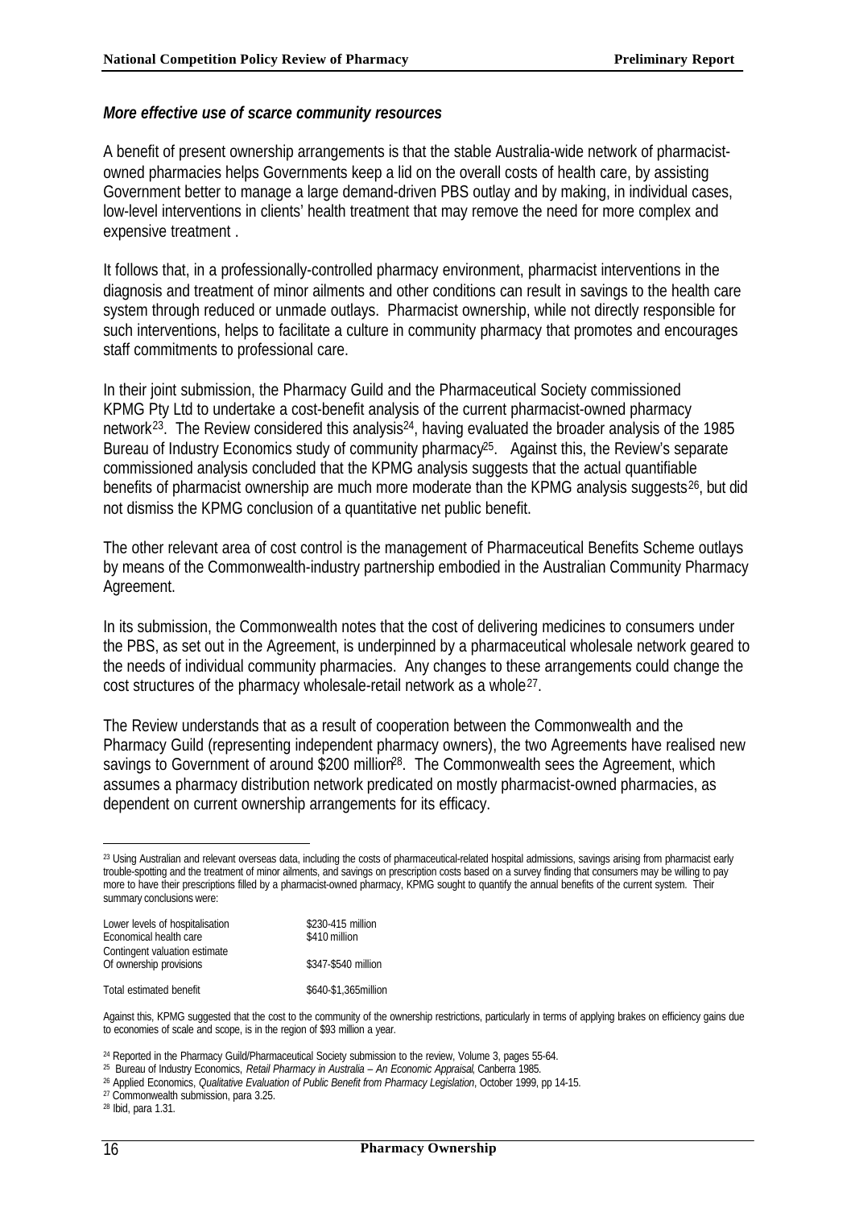***More effective use of scarce community resources***

A benefit of present ownership arrangements is that the stable Australia-wide network of pharmacist-owned pharmacies helps Governments keep a lid on the overall costs of health care, by assisting Government better to manage a large demand-driven PBS outlay and by making, in individual cases, low-level interventions in clients' health treatment that may remove the need for more complex and expensive treatment .

It follows that, in a professionally-controlled pharmacy environment, pharmacist interventions in the diagnosis and treatment of minor ailments and other conditions can result in savings to the health care system through reduced or unmade outlays. Pharmacist ownership, while not directly responsible for such interventions, helps to facilitate a culture in community pharmacy that promotes and encourages staff commitments to professional care.

In their joint submission, the Pharmacy Guild and the Pharmaceutical Society commissioned KPMG Pty Ltd to undertake a cost-benefit analysis of the current pharmacist-owned pharmacy network[23]. The Review considered this analysis[24], having evaluated the broader analysis of the 1985 Bureau of Industry Economics study of community pharmacy[25]. Against this, the Review's separate commissioned analysis concluded that the KPMG analysis suggests that the actual quantifiable benefits of pharmacist ownership are much more moderate than the KPMG analysis suggests[26], but did not dismiss the KPMG conclusion of a quantitative net public benefit.

The other relevant area of cost control is the management of Pharmaceutical Benefits Scheme outlays by means of the Commonwealth-industry partnership embodied in the Australian Community Pharmacy Agreement.

In its submission, the Commonwealth notes that the cost of delivering medicines to consumers under the PBS, as set out in the Agreement, is underpinned by a pharmaceutical wholesale network geared to the needs of individual community pharmacies. Any changes to these arrangements could change the cost structures of the pharmacy wholesale-retail network as a whole[27].

The Review understands that as a result of cooperation between the Commonwealth and the Pharmacy Guild (representing independent pharmacy owners), the two Agreements have realised new savings to Government of around $200 million[28]. The Commonwealth sees the Agreement, which assumes a pharmacy distribution network predicated on mostly pharmacist-owned pharmacies, as dependent on current ownership arrangements for its efficacy.

---

[23] Using Australian and relevant overseas data, including the costs of pharmaceutical-related hospital admissions, savings arising from pharmacist early trouble-spotting and the treatment of minor ailments, and savings on prescription costs based on a survey finding that consumers may be willing to pay more to have their prescriptions filled by a pharmacist-owned pharmacy, KPMG sought to quantify the annual benefits of the current system. Their summary conclusions were:

| | |
|---|---|
| Lower levels of hospitalisation | $230-415 million |
| Economical health care | $410 million |
| Contingent valuation estimate Of ownership provisions | $347-$540 million |
| Total estimated benefit | $640-$1,365million |

Against this, KPMG suggested that the cost to the community of the ownership restrictions, particularly in terms of applying brakes on efficiency gains due to economies of scale and scope, is in the region of $93 million a year.

[24] Reported in the Pharmacy Guild/Pharmaceutical Society submission to the review, Volume 3, pages 55-64.

[25] Bureau of Industry Economics, *Retail Pharmacy in Australia – An Economic Appraisal*, Canberra 1985.

[26] Applied Economics, *Qualitative Evaluation of Public Benefit from Pharmacy Legislation*, October 1999, pp 14-15.

[27] Commonwealth submission, para 3.25.

[28] Ibid, para 1.31.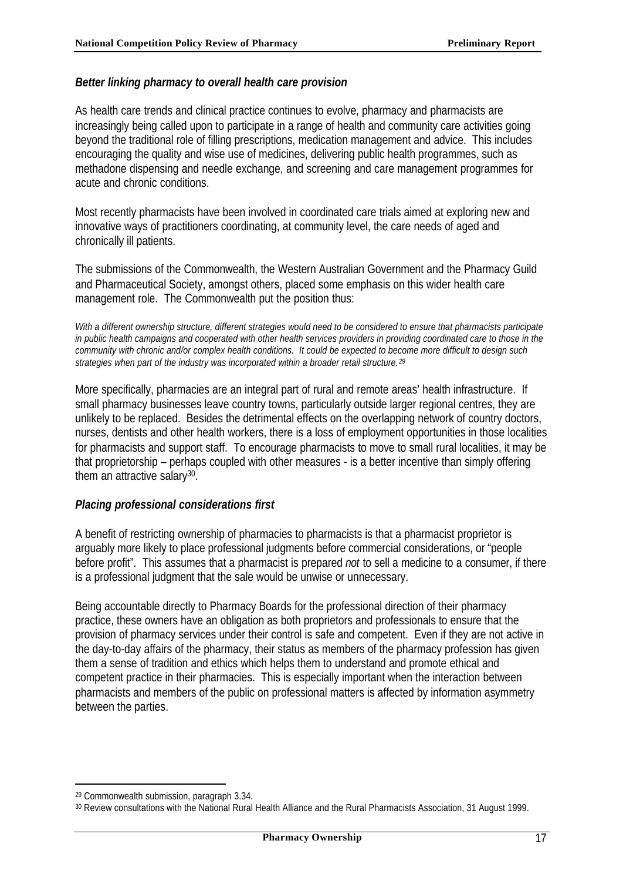### *Better linking pharmacy to overall health care provision*

As health care trends and clinical practice continues to evolve, pharmacy and pharmacists are increasingly being called upon to participate in a range of health and community care activities going beyond the traditional role of filling prescriptions, medication management and advice. This includes encouraging the quality and wise use of medicines, delivering public health programmes, such as methadone dispensing and needle exchange, and screening and care management programmes for acute and chronic conditions.

Most recently pharmacists have been involved in coordinated care trials aimed at exploring new and innovative ways of practitioners coordinating, at community level, the care needs of aged and chronically ill patients.

The submissions of the Commonwealth, the Western Australian Government and the Pharmacy Guild and Pharmaceutical Society, amongst others, placed some emphasis on this wider health care management role. The Commonwealth put the position thus:

*With a different ownership structure, different strategies would need to be considered to ensure that pharmacists participate in public health campaigns and cooperated with other health services providers in providing coordinated care to those in the community with chronic and/or complex health conditions. It could be expected to become more difficult to design such strategies when part of the industry was incorporated within a broader retail structure.*[29]

More specifically, pharmacies are an integral part of rural and remote areas' health infrastructure. If small pharmacy businesses leave country towns, particularly outside larger regional centres, they are unlikely to be replaced. Besides the detrimental effects on the overlapping network of country doctors, nurses, dentists and other health workers, there is a loss of employment opportunities in those localities for pharmacists and support staff. To encourage pharmacists to move to small rural localities, it may be that proprietorship – perhaps coupled with other measures - is a better incentive than simply offering them an attractive salary[30].

### *Placing professional considerations first*

A benefit of restricting ownership of pharmacies to pharmacists is that a pharmacist proprietor is arguably more likely to place professional judgments before commercial considerations, or "people before profit". This assumes that a pharmacist is prepared *not* to sell a medicine to a consumer, if there is a professional judgment that the sale would be unwise or unnecessary.

Being accountable directly to Pharmacy Boards for the professional direction of their pharmacy practice, these owners have an obligation as both proprietors and professionals to ensure that the provision of pharmacy services under their control is safe and competent. Even if they are not active in the day-to-day affairs of the pharmacy, their status as members of the pharmacy profession has given them a sense of tradition and ethics which helps them to understand and promote ethical and competent practice in their pharmacies. This is especially important when the interaction between pharmacists and members of the public on professional matters is affected by information asymmetry between the parties.

---

[29] Commonwealth submission, paragraph 3.34.

[30] Review consultations with the National Rural Health Alliance and the Rural Pharmacists Association, 31 August 1999.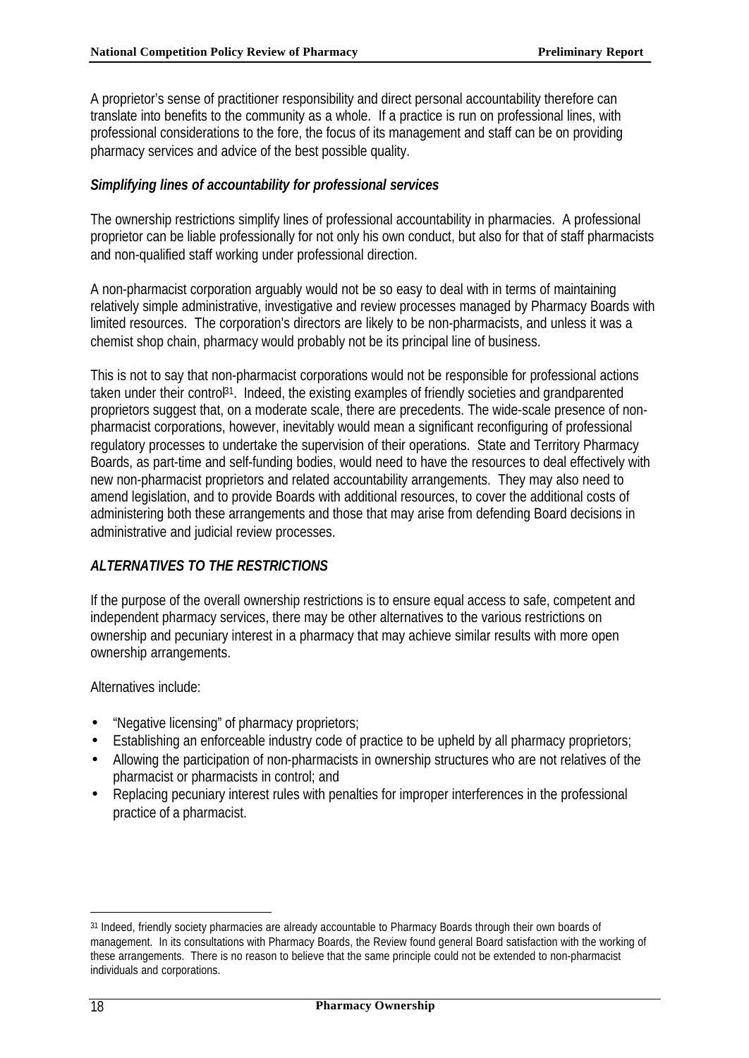A proprietor's sense of practitioner responsibility and direct personal accountability therefore can translate into benefits to the community as a whole. If a practice is run on professional lines, with professional considerations to the fore, the focus of its management and staff can be on providing pharmacy services and advice of the best possible quality.

#### *Simplifying lines of accountability for professional services*

The ownership restrictions simplify lines of professional accountability in pharmacies. A professional proprietor can be liable professionally for not only his own conduct, but also for that of staff pharmacists and non-qualified staff working under professional direction.

A non-pharmacist corporation arguably would not be so easy to deal with in terms of maintaining relatively simple administrative, investigative and review processes managed by Pharmacy Boards with limited resources. The corporation's directors are likely to be non-pharmacists, and unless it was a chemist shop chain, pharmacy would probably not be its principal line of business.

This is not to say that non-pharmacist corporations would not be responsible for professional actions taken under their control[31]. Indeed, the existing examples of friendly societies and grandparented proprietors suggest that, on a moderate scale, there are precedents. The wide-scale presence of non-pharmacist corporations, however, inevitably would mean a significant reconfiguring of professional regulatory processes to undertake the supervision of their operations. State and Territory Pharmacy Boards, as part-time and self-funding bodies, would need to have the resources to deal effectively with new non-pharmacist proprietors and related accountability arrangements. They may also need to amend legislation, and to provide Boards with additional resources, to cover the additional costs of administering both these arrangements and those that may arise from defending Board decisions in administrative and judicial review processes.

### *ALTERNATIVES TO THE RESTRICTIONS*

If the purpose of the overall ownership restrictions is to ensure equal access to safe, competent and independent pharmacy services, there may be other alternatives to the various restrictions on ownership and pecuniary interest in a pharmacy that may achieve similar results with more open ownership arrangements.

Alternatives include:

- "Negative licensing" of pharmacy proprietors;
- Establishing an enforceable industry code of practice to be upheld by all pharmacy proprietors;
- Allowing the participation of non-pharmacists in ownership structures who are not relatives of the pharmacist or pharmacists in control; and
- Replacing pecuniary interest rules with penalties for improper interferences in the professional practice of a pharmacist.

---

[31] Indeed, friendly society pharmacies are already accountable to Pharmacy Boards through their own boards of management. In its consultations with Pharmacy Boards, the Review found general Board satisfaction with the working of these arrangements. There is no reason to believe that the same principle could not be extended to non-pharmacist individuals and corporations.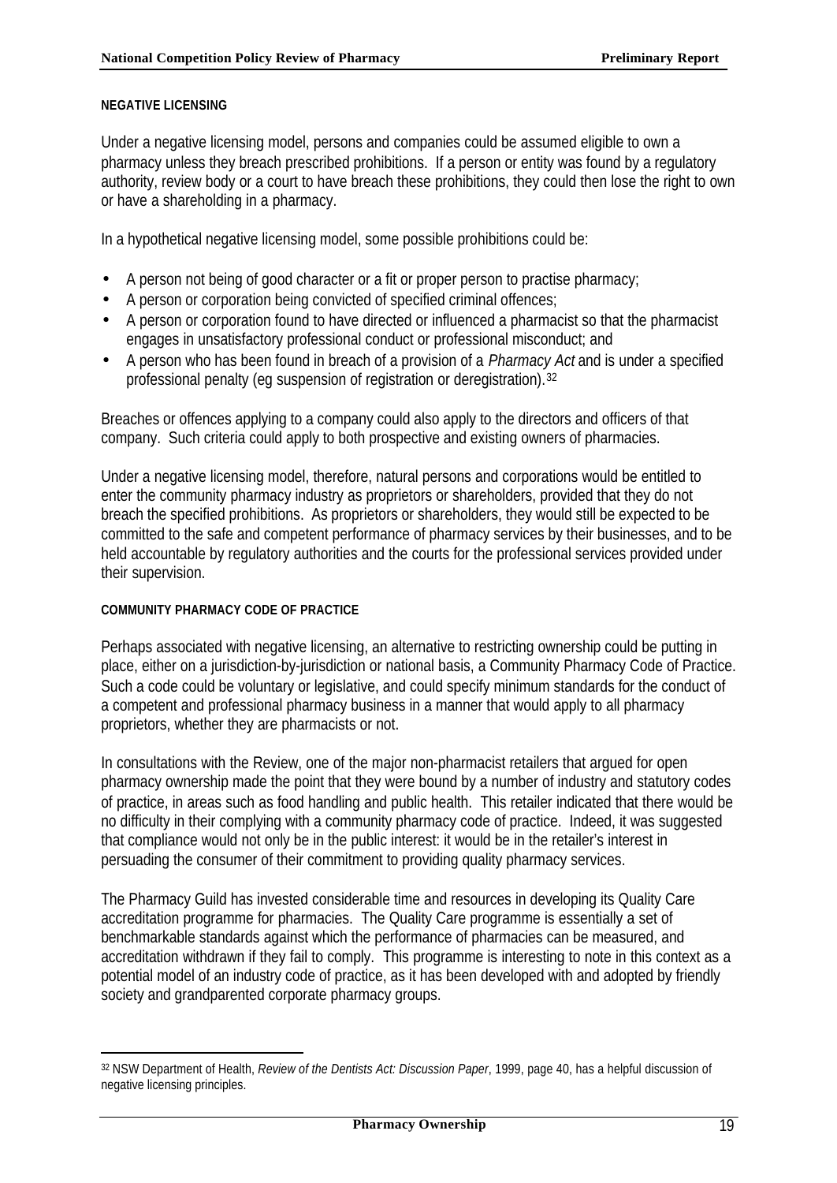#### NEGATIVE LICENSING

Under a negative licensing model, persons and companies could be assumed eligible to own a pharmacy unless they breach prescribed prohibitions. If a person or entity was found by a regulatory authority, review body or a court to have breach these prohibitions, they could then lose the right to own or have a shareholding in a pharmacy.

In a hypothetical negative licensing model, some possible prohibitions could be:

- A person not being of good character or a fit or proper person to practise pharmacy;
- A person or corporation being convicted of specified criminal offences;
- A person or corporation found to have directed or influenced a pharmacist so that the pharmacist engages in unsatisfactory professional conduct or professional misconduct; and
- A person who has been found in breach of a provision of a *Pharmacy Act* and is under a specified professional penalty (eg suspension of registration or deregistration).[32]

Breaches or offences applying to a company could also apply to the directors and officers of that company. Such criteria could apply to both prospective and existing owners of pharmacies.

Under a negative licensing model, therefore, natural persons and corporations would be entitled to enter the community pharmacy industry as proprietors or shareholders, provided that they do not breach the specified prohibitions. As proprietors or shareholders, they would still be expected to be committed to the safe and competent performance of pharmacy services by their businesses, and to be held accountable by regulatory authorities and the courts for the professional services provided under their supervision.

#### COMMUNITY PHARMACY CODE OF PRACTICE

Perhaps associated with negative licensing, an alternative to restricting ownership could be putting in place, either on a jurisdiction-by-jurisdiction or national basis, a Community Pharmacy Code of Practice. Such a code could be voluntary or legislative, and could specify minimum standards for the conduct of a competent and professional pharmacy business in a manner that would apply to all pharmacy proprietors, whether they are pharmacists or not.

In consultations with the Review, one of the major non-pharmacist retailers that argued for open pharmacy ownership made the point that they were bound by a number of industry and statutory codes of practice, in areas such as food handling and public health. This retailer indicated that there would be no difficulty in their complying with a community pharmacy code of practice. Indeed, it was suggested that compliance would not only be in the public interest: it would be in the retailer's interest in persuading the consumer of their commitment to providing quality pharmacy services.

The Pharmacy Guild has invested considerable time and resources in developing its Quality Care accreditation programme for pharmacies. The Quality Care programme is essentially a set of benchmarkable standards against which the performance of pharmacies can be measured, and accreditation withdrawn if they fail to comply. This programme is interesting to note in this context as a potential model of an industry code of practice, as it has been developed with and adopted by friendly society and grandparented corporate pharmacy groups.

---

[32] NSW Department of Health, *Review of the Dentists Act: Discussion Paper*, 1999, page 40, has a helpful discussion of negative licensing principles.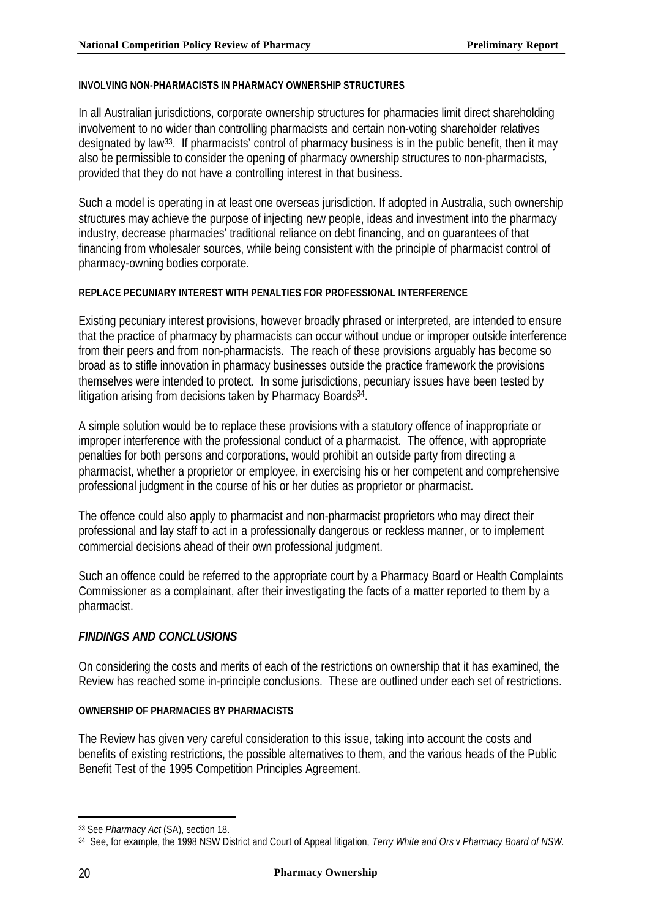#### INVOLVING NON-PHARMACISTS IN PHARMACY OWNERSHIP STRUCTURES

In all Australian jurisdictions, corporate ownership structures for pharmacies limit direct shareholding involvement to no wider than controlling pharmacists and certain non-voting shareholder relatives designated by law[33]. If pharmacists' control of pharmacy business is in the public benefit, then it may also be permissible to consider the opening of pharmacy ownership structures to non-pharmacists, provided that they do not have a controlling interest in that business.

Such a model is operating in at least one overseas jurisdiction. If adopted in Australia, such ownership structures may achieve the purpose of injecting new people, ideas and investment into the pharmacy industry, decrease pharmacies' traditional reliance on debt financing, and on guarantees of that financing from wholesaler sources, while being consistent with the principle of pharmacist control of pharmacy-owning bodies corporate.

#### REPLACE PECUNIARY INTEREST WITH PENALTIES FOR PROFESSIONAL INTERFERENCE

Existing pecuniary interest provisions, however broadly phrased or interpreted, are intended to ensure that the practice of pharmacy by pharmacists can occur without undue or improper outside interference from their peers and from non-pharmacists. The reach of these provisions arguably has become so broad as to stifle innovation in pharmacy businesses outside the practice framework the provisions themselves were intended to protect. In some jurisdictions, pecuniary issues have been tested by litigation arising from decisions taken by Pharmacy Boards[34].

A simple solution would be to replace these provisions with a statutory offence of inappropriate or improper interference with the professional conduct of a pharmacist. The offence, with appropriate penalties for both persons and corporations, would prohibit an outside party from directing a pharmacist, whether a proprietor or employee, in exercising his or her competent and comprehensive professional judgment in the course of his or her duties as proprietor or pharmacist.

The offence could also apply to pharmacist and non-pharmacist proprietors who may direct their professional and lay staff to act in a professionally dangerous or reckless manner, or to implement commercial decisions ahead of their own professional judgment.

Such an offence could be referred to the appropriate court by a Pharmacy Board or Health Complaints Commissioner as a complainant, after their investigating the facts of a matter reported to them by a pharmacist.

### *FINDINGS AND CONCLUSIONS*

On considering the costs and merits of each of the restrictions on ownership that it has examined, the Review has reached some in-principle conclusions. These are outlined under each set of restrictions.

#### OWNERSHIP OF PHARMACIES BY PHARMACISTS

The Review has given very careful consideration to this issue, taking into account the costs and benefits of existing restrictions, the possible alternatives to them, and the various heads of the Public Benefit Test of the 1995 Competition Principles Agreement.

---

[33] See *Pharmacy Act* (SA), section 18.

[34] See, for example, the 1998 NSW District and Court of Appeal litigation, *Terry White and Ors* v *Pharmacy Board of NSW*.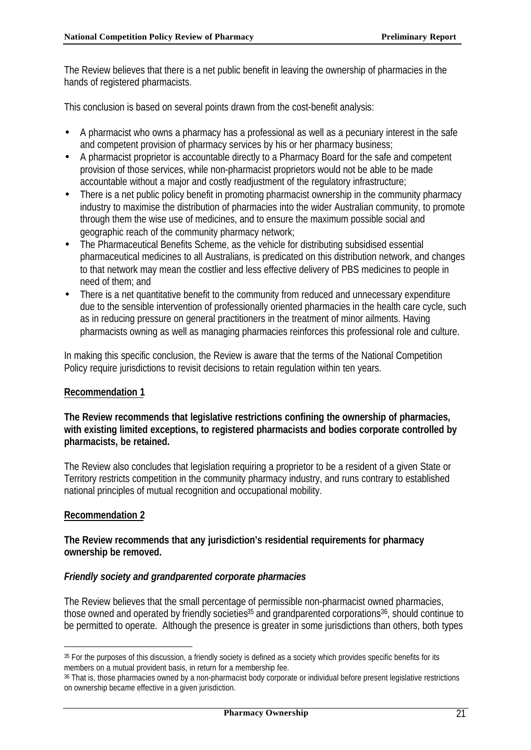The Review believes that there is a net public benefit in leaving the ownership of pharmacies in the hands of registered pharmacists.

This conclusion is based on several points drawn from the cost-benefit analysis:

- A pharmacist who owns a pharmacy has a professional as well as a pecuniary interest in the safe and competent provision of pharmacy services by his or her pharmacy business;
- A pharmacist proprietor is accountable directly to a Pharmacy Board for the safe and competent provision of those services, while non-pharmacist proprietors would not be able to be made accountable without a major and costly readjustment of the regulatory infrastructure;
- There is a net public policy benefit in promoting pharmacist ownership in the community pharmacy industry to maximise the distribution of pharmacies into the wider Australian community, to promote through them the wise use of medicines, and to ensure the maximum possible social and geographic reach of the community pharmacy network;
- The Pharmaceutical Benefits Scheme, as the vehicle for distributing subsidised essential pharmaceutical medicines to all Australians, is predicated on this distribution network, and changes to that network may mean the costlier and less effective delivery of PBS medicines to people in need of them; and
- There is a net quantitative benefit to the community from reduced and unnecessary expenditure due to the sensible intervention of professionally oriented pharmacies in the health care cycle, such as in reducing pressure on general practitioners in the treatment of minor ailments. Having pharmacists owning as well as managing pharmacies reinforces this professional role and culture.

In making this specific conclusion, the Review is aware that the terms of the National Competition Policy require jurisdictions to revisit decisions to retain regulation within ten years.

**Recommendation 1**

**The Review recommends that legislative restrictions confining the ownership of pharmacies, with existing limited exceptions, to registered pharmacists and bodies corporate controlled by pharmacists, be retained.**

The Review also concludes that legislation requiring a proprietor to be a resident of a given State or Territory restricts competition in the community pharmacy industry, and runs contrary to established national principles of mutual recognition and occupational mobility.

**Recommendation 2**

**The Review recommends that any jurisdiction's residential requirements for pharmacy ownership be removed.**

***Friendly society and grandparented corporate pharmacies***

The Review believes that the small percentage of permissible non-pharmacist owned pharmacies, those owned and operated by friendly societies[35] and grandparented corporations[36], should continue to be permitted to operate. Although the presence is greater in some jurisdictions than others, both types

[35] For the purposes of this discussion, a friendly society is defined as a society which provides specific benefits for its members on a mutual provident basis, in return for a membership fee.

[36] That is, those pharmacies owned by a non-pharmacist body corporate or individual before present legislative restrictions on ownership became effective in a given jurisdiction.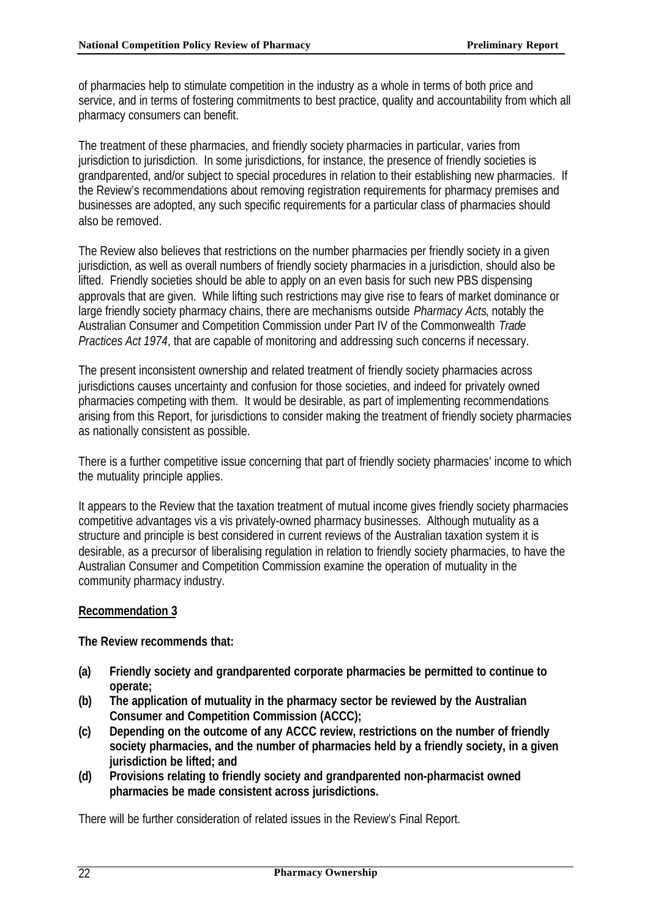of pharmacies help to stimulate competition in the industry as a whole in terms of both price and service, and in terms of fostering commitments to best practice, quality and accountability from which all pharmacy consumers can benefit.

The treatment of these pharmacies, and friendly society pharmacies in particular, varies from jurisdiction to jurisdiction. In some jurisdictions, for instance, the presence of friendly societies is grandparented, and/or subject to special procedures in relation to their establishing new pharmacies. If the Review's recommendations about removing registration requirements for pharmacy premises and businesses are adopted, any such specific requirements for a particular class of pharmacies should also be removed.

The Review also believes that restrictions on the number pharmacies per friendly society in a given jurisdiction, as well as overall numbers of friendly society pharmacies in a jurisdiction, should also be lifted. Friendly societies should be able to apply on an even basis for such new PBS dispensing approvals that are given. While lifting such restrictions may give rise to fears of market dominance or large friendly society pharmacy chains, there are mechanisms outside *Pharmacy Acts*, notably the Australian Consumer and Competition Commission under Part IV of the Commonwealth *Trade Practices Act 1974*, that are capable of monitoring and addressing such concerns if necessary.

The present inconsistent ownership and related treatment of friendly society pharmacies across jurisdictions causes uncertainty and confusion for those societies, and indeed for privately owned pharmacies competing with them. It would be desirable, as part of implementing recommendations arising from this Report, for jurisdictions to consider making the treatment of friendly society pharmacies as nationally consistent as possible.

There is a further competitive issue concerning that part of friendly society pharmacies' income to which the mutuality principle applies.

It appears to the Review that the taxation treatment of mutual income gives friendly society pharmacies competitive advantages vis a vis privately-owned pharmacy businesses. Although mutuality as a structure and principle is best considered in current reviews of the Australian taxation system it is desirable, as a precursor of liberalising regulation in relation to friendly society pharmacies, to have the Australian Consumer and Competition Commission examine the operation of mutuality in the community pharmacy industry.

**Recommendation 3**

**The Review recommends that:**

**(a) Friendly society and grandparented corporate pharmacies be permitted to continue to operate;**
**(b) The application of mutuality in the pharmacy sector be reviewed by the Australian Consumer and Competition Commission (ACCC);**
**(c) Depending on the outcome of any ACCC review, restrictions on the number of friendly society pharmacies, and the number of pharmacies held by a friendly society, in a given jurisdiction be lifted; and**
**(d) Provisions relating to friendly society and grandparented non-pharmacist owned pharmacies be made consistent across jurisdictions.**

There will be further consideration of related issues in the Review's Final Report.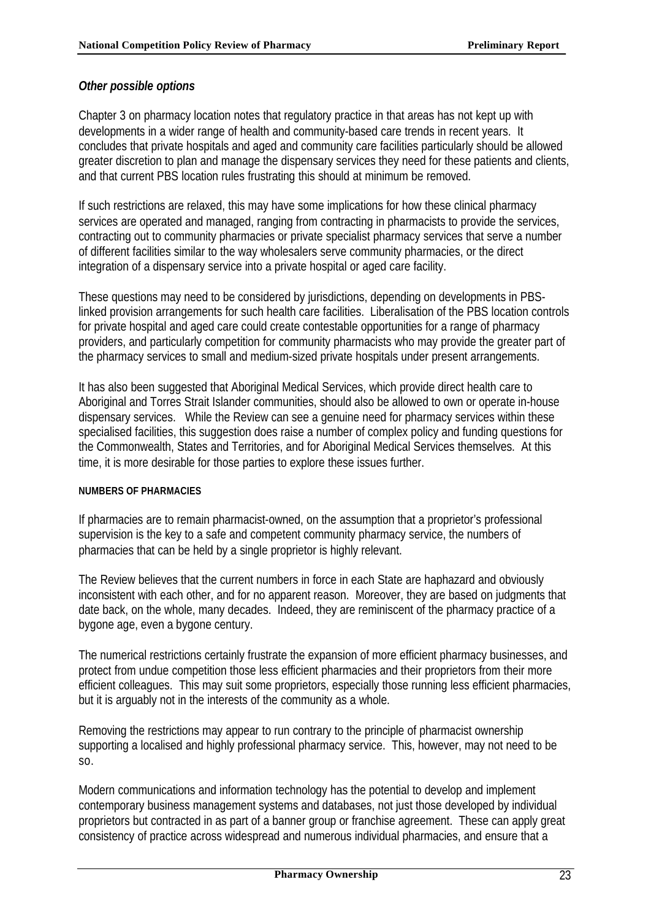### *Other possible options*

Chapter 3 on pharmacy location notes that regulatory practice in that areas has not kept up with developments in a wider range of health and community-based care trends in recent years. It concludes that private hospitals and aged and community care facilities particularly should be allowed greater discretion to plan and manage the dispensary services they need for these patients and clients, and that current PBS location rules frustrating this should at minimum be removed.

If such restrictions are relaxed, this may have some implications for how these clinical pharmacy services are operated and managed, ranging from contracting in pharmacists to provide the services, contracting out to community pharmacies or private specialist pharmacy services that serve a number of different facilities similar to the way wholesalers serve community pharmacies, or the direct integration of a dispensary service into a private hospital or aged care facility.

These questions may need to be considered by jurisdictions, depending on developments in PBS-linked provision arrangements for such health care facilities. Liberalisation of the PBS location controls for private hospital and aged care could create contestable opportunities for a range of pharmacy providers, and particularly competition for community pharmacists who may provide the greater part of the pharmacy services to small and medium-sized private hospitals under present arrangements.

It has also been suggested that Aboriginal Medical Services, which provide direct health care to Aboriginal and Torres Strait Islander communities, should also be allowed to own or operate in-house dispensary services. While the Review can see a genuine need for pharmacy services within these specialised facilities, this suggestion does raise a number of complex policy and funding questions for the Commonwealth, States and Territories, and for Aboriginal Medical Services themselves. At this time, it is more desirable for those parties to explore these issues further.

#### NUMBERS OF PHARMACIES

If pharmacies are to remain pharmacist-owned, on the assumption that a proprietor's professional supervision is the key to a safe and competent community pharmacy service, the numbers of pharmacies that can be held by a single proprietor is highly relevant.

The Review believes that the current numbers in force in each State are haphazard and obviously inconsistent with each other, and for no apparent reason. Moreover, they are based on judgments that date back, on the whole, many decades. Indeed, they are reminiscent of the pharmacy practice of a bygone age, even a bygone century.

The numerical restrictions certainly frustrate the expansion of more efficient pharmacy businesses, and protect from undue competition those less efficient pharmacies and their proprietors from their more efficient colleagues. This may suit some proprietors, especially those running less efficient pharmacies, but it is arguably not in the interests of the community as a whole.

Removing the restrictions may appear to run contrary to the principle of pharmacist ownership supporting a localised and highly professional pharmacy service. This, however, may not need to be so.

Modern communications and information technology has the potential to develop and implement contemporary business management systems and databases, not just those developed by individual proprietors but contracted in as part of a banner group or franchise agreement. These can apply great consistency of practice across widespread and numerous individual pharmacies, and ensure that a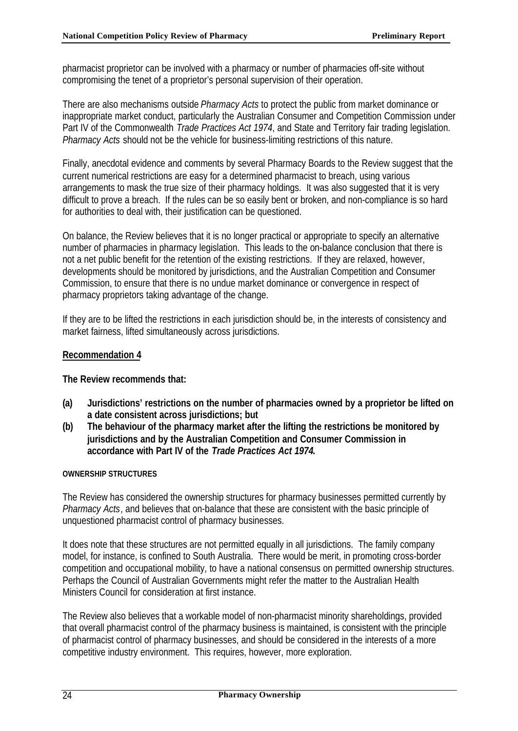pharmacist proprietor can be involved with a pharmacy or number of pharmacies off-site without compromising the tenet of a proprietor's personal supervision of their operation.

There are also mechanisms outside *Pharmacy Acts* to protect the public from market dominance or inappropriate market conduct, particularly the Australian Consumer and Competition Commission under Part IV of the Commonwealth *Trade Practices Act 1974*, and State and Territory fair trading legislation. *Pharmacy Acts* should not be the vehicle for business-limiting restrictions of this nature.

Finally, anecdotal evidence and comments by several Pharmacy Boards to the Review suggest that the current numerical restrictions are easy for a determined pharmacist to breach, using various arrangements to mask the true size of their pharmacy holdings. It was also suggested that it is very difficult to prove a breach. If the rules can be so easily bent or broken, and non-compliance is so hard for authorities to deal with, their justification can be questioned.

On balance, the Review believes that it is no longer practical or appropriate to specify an alternative number of pharmacies in pharmacy legislation. This leads to the on-balance conclusion that there is not a net public benefit for the retention of the existing restrictions. If they are relaxed, however, developments should be monitored by jurisdictions, and the Australian Competition and Consumer Commission, to ensure that there is no undue market dominance or convergence in respect of pharmacy proprietors taking advantage of the change.

If they are to be lifted the restrictions in each jurisdiction should be, in the interests of consistency and market fairness, lifted simultaneously across jurisdictions.

**Recommendation 4**

**The Review recommends that:**

**(a) Jurisdictions' restrictions on the number of pharmacies owned by a proprietor be lifted on a date consistent across jurisdictions; but**

**(b) The behaviour of the pharmacy market after the lifting the restrictions be monitored by jurisdictions and by the Australian Competition and Consumer Commission in accordance with Part IV of the *Trade Practices Act 1974*.**

#### OWNERSHIP STRUCTURES

The Review has considered the ownership structures for pharmacy businesses permitted currently by *Pharmacy Acts*, and believes that on-balance that these are consistent with the basic principle of unquestioned pharmacist control of pharmacy businesses.

It does note that these structures are not permitted equally in all jurisdictions. The family company model, for instance, is confined to South Australia. There would be merit, in promoting cross-border competition and occupational mobility, to have a national consensus on permitted ownership structures. Perhaps the Council of Australian Governments might refer the matter to the Australian Health Ministers Council for consideration at first instance.

The Review also believes that a workable model of non-pharmacist minority shareholdings, provided that overall pharmacist control of the pharmacy business is maintained, is consistent with the principle of pharmacist control of pharmacy businesses, and should be considered in the interests of a more competitive industry environment. This requires, however, more exploration.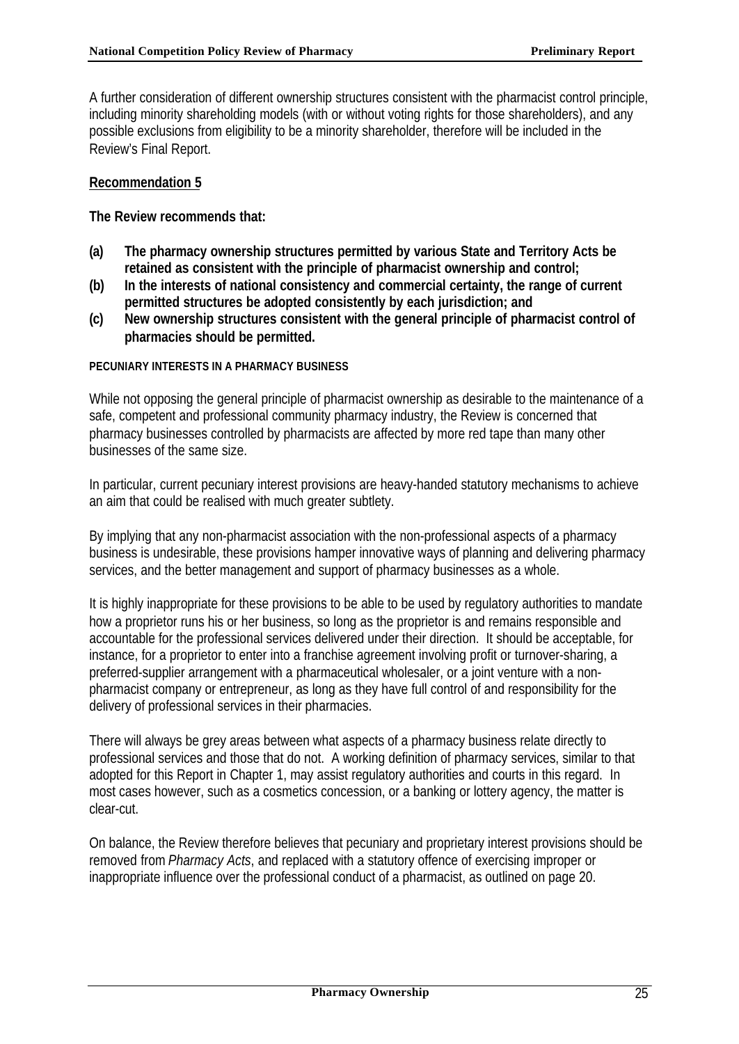A further consideration of different ownership structures consistent with the pharmacist control principle, including minority shareholding models (with or without voting rights for those shareholders), and any possible exclusions from eligibility to be a minority shareholder, therefore will be included in the Review's Final Report.

**Recommendation 5**

**The Review recommends that:**

**(a) The pharmacy ownership structures permitted by various State and Territory Acts be retained as consistent with the principle of pharmacist ownership and control;**

**(b) In the interests of national consistency and commercial certainty, the range of current permitted structures be adopted consistently by each jurisdiction; and**

**(c) New ownership structures consistent with the general principle of pharmacist control of pharmacies should be permitted.**

#### PECUNIARY INTERESTS IN A PHARMACY BUSINESS

While not opposing the general principle of pharmacist ownership as desirable to the maintenance of a safe, competent and professional community pharmacy industry, the Review is concerned that pharmacy businesses controlled by pharmacists are affected by more red tape than many other businesses of the same size.

In particular, current pecuniary interest provisions are heavy-handed statutory mechanisms to achieve an aim that could be realised with much greater subtlety.

By implying that any non-pharmacist association with the non-professional aspects of a pharmacy business is undesirable, these provisions hamper innovative ways of planning and delivering pharmacy services, and the better management and support of pharmacy businesses as a whole.

It is highly inappropriate for these provisions to be able to be used by regulatory authorities to mandate how a proprietor runs his or her business, so long as the proprietor is and remains responsible and accountable for the professional services delivered under their direction. It should be acceptable, for instance, for a proprietor to enter into a franchise agreement involving profit or turnover-sharing, a preferred-supplier arrangement with a pharmaceutical wholesaler, or a joint venture with a non-pharmacist company or entrepreneur, as long as they have full control of and responsibility for the delivery of professional services in their pharmacies.

There will always be grey areas between what aspects of a pharmacy business relate directly to professional services and those that do not. A working definition of pharmacy services, similar to that adopted for this Report in Chapter 1, may assist regulatory authorities and courts in this regard. In most cases however, such as a cosmetics concession, or a banking or lottery agency, the matter is clear-cut.

On balance, the Review therefore believes that pecuniary and proprietary interest provisions should be removed from *Pharmacy Acts*, and replaced with a statutory offence of exercising improper or inappropriate influence over the professional conduct of a pharmacist, as outlined on page 20.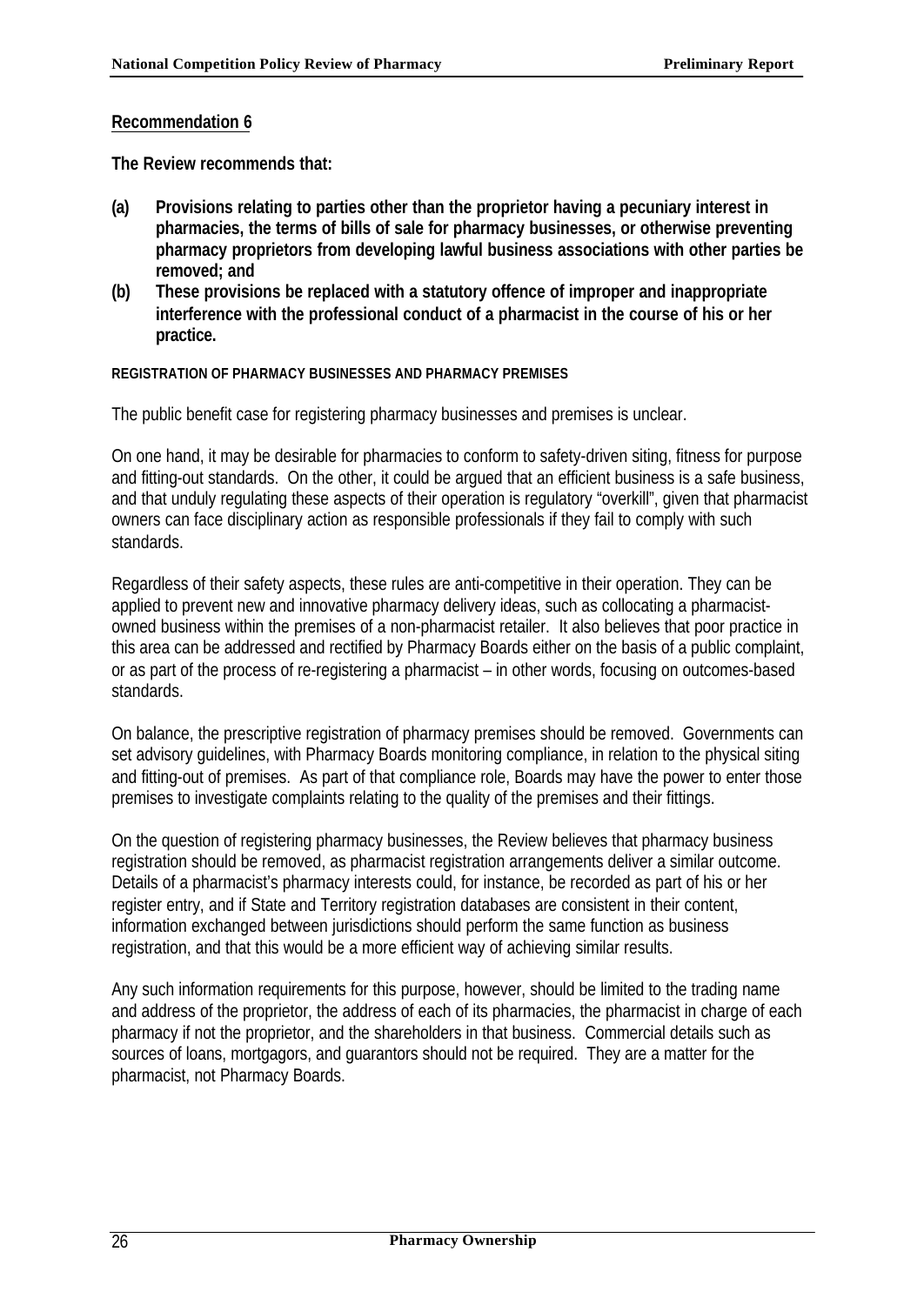**Recommendation 6**

**The Review recommends that:**

**(a) Provisions relating to parties other than the proprietor having a pecuniary interest in pharmacies, the terms of bills of sale for pharmacy businesses, or otherwise preventing pharmacy proprietors from developing lawful business associations with other parties be removed; and**

**(b) These provisions be replaced with a statutory offence of improper and inappropriate interference with the professional conduct of a pharmacist in the course of his or her practice.**

#### REGISTRATION OF PHARMACY BUSINESSES AND PHARMACY PREMISES

The public benefit case for registering pharmacy businesses and premises is unclear.

On one hand, it may be desirable for pharmacies to conform to safety-driven siting, fitness for purpose and fitting-out standards. On the other, it could be argued that an efficient business is a safe business, and that unduly regulating these aspects of their operation is regulatory "overkill", given that pharmacist owners can face disciplinary action as responsible professionals if they fail to comply with such standards.

Regardless of their safety aspects, these rules are anti-competitive in their operation. They can be applied to prevent new and innovative pharmacy delivery ideas, such as collocating a pharmacist-owned business within the premises of a non-pharmacist retailer. It also believes that poor practice in this area can be addressed and rectified by Pharmacy Boards either on the basis of a public complaint, or as part of the process of re-registering a pharmacist – in other words, focusing on outcomes-based standards.

On balance, the prescriptive registration of pharmacy premises should be removed. Governments can set advisory guidelines, with Pharmacy Boards monitoring compliance, in relation to the physical siting and fitting-out of premises. As part of that compliance role, Boards may have the power to enter those premises to investigate complaints relating to the quality of the premises and their fittings.

On the question of registering pharmacy businesses, the Review believes that pharmacy business registration should be removed, as pharmacist registration arrangements deliver a similar outcome. Details of a pharmacist's pharmacy interests could, for instance, be recorded as part of his or her register entry, and if State and Territory registration databases are consistent in their content, information exchanged between jurisdictions should perform the same function as business registration, and that this would be a more efficient way of achieving similar results.

Any such information requirements for this purpose, however, should be limited to the trading name and address of the proprietor, the address of each of its pharmacies, the pharmacist in charge of each pharmacy if not the proprietor, and the shareholders in that business. Commercial details such as sources of loans, mortgagors, and guarantors should not be required. They are a matter for the pharmacist, not Pharmacy Boards.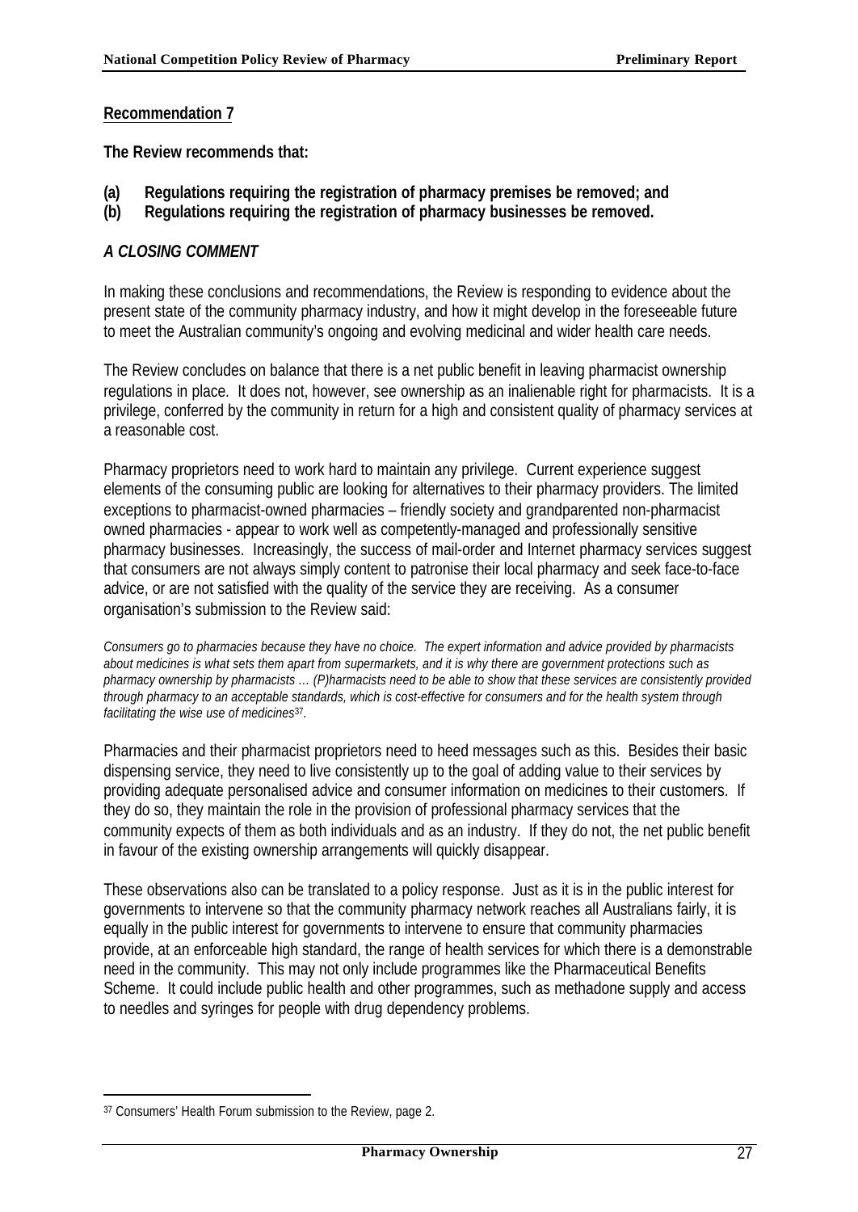**Recommendation 7**

**The Review recommends that:**

**(a) Regulations requiring the registration of pharmacy premises be removed; and**
**(b) Regulations requiring the registration of pharmacy businesses be removed.**

### *A CLOSING COMMENT*

In making these conclusions and recommendations, the Review is responding to evidence about the present state of the community pharmacy industry, and how it might develop in the foreseeable future to meet the Australian community's ongoing and evolving medicinal and wider health care needs.

The Review concludes on balance that there is a net public benefit in leaving pharmacist ownership regulations in place. It does not, however, see ownership as an inalienable right for pharmacists. It is a privilege, conferred by the community in return for a high and consistent quality of pharmacy services at a reasonable cost.

Pharmacy proprietors need to work hard to maintain any privilege. Current experience suggest elements of the consuming public are looking for alternatives to their pharmacy providers. The limited exceptions to pharmacist-owned pharmacies – friendly society and grandparented non-pharmacist owned pharmacies - appear to work well as competently-managed and professionally sensitive pharmacy businesses. Increasingly, the success of mail-order and Internet pharmacy services suggest that consumers are not always simply content to patronise their local pharmacy and seek face-to-face advice, or are not satisfied with the quality of the service they are receiving. As a consumer organisation's submission to the Review said:

*Consumers go to pharmacies because they have no choice. The expert information and advice provided by pharmacists about medicines is what sets them apart from supermarkets, and it is why there are government protections such as pharmacy ownership by pharmacists … (P)harmacists need to be able to show that these services are consistently provided through pharmacy to an acceptable standards, which is cost-effective for consumers and for the health system through facilitating the wise use of medicines*[37].

Pharmacies and their pharmacist proprietors need to heed messages such as this. Besides their basic dispensing service, they need to live consistently up to the goal of adding value to their services by providing adequate personalised advice and consumer information on medicines to their customers. If they do so, they maintain the role in the provision of professional pharmacy services that the community expects of them as both individuals and as an industry. If they do not, the net public benefit in favour of the existing ownership arrangements will quickly disappear.

These observations also can be translated to a policy response. Just as it is in the public interest for governments to intervene so that the community pharmacy network reaches all Australians fairly, it is equally in the public interest for governments to intervene to ensure that community pharmacies provide, at an enforceable high standard, the range of health services for which there is a demonstrable need in the community. This may not only include programmes like the Pharmaceutical Benefits Scheme. It could include public health and other programmes, such as methadone supply and access to needles and syringes for people with drug dependency problems.

---

[37] Consumers' Health Forum submission to the Review, page 2.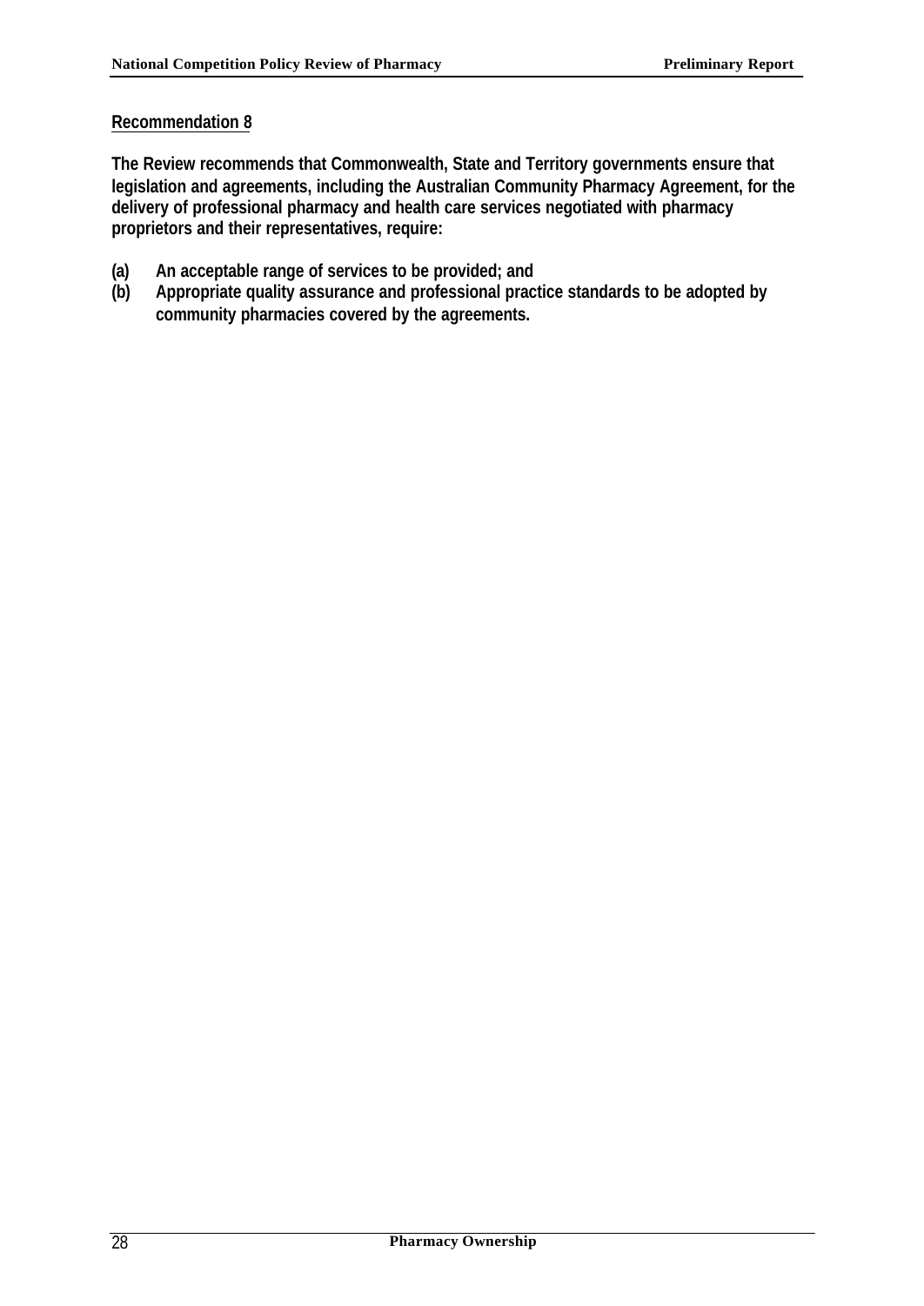**Recommendation 8**

**The Review recommends that Commonwealth, State and Territory governments ensure that legislation and agreements, including the Australian Community Pharmacy Agreement, for the delivery of professional pharmacy and health care services negotiated with pharmacy proprietors and their representatives, require:**

**(a) An acceptable range of services to be provided; and**

**(b) Appropriate quality assurance and professional practice standards to be adopted by community pharmacies covered by the agreements.**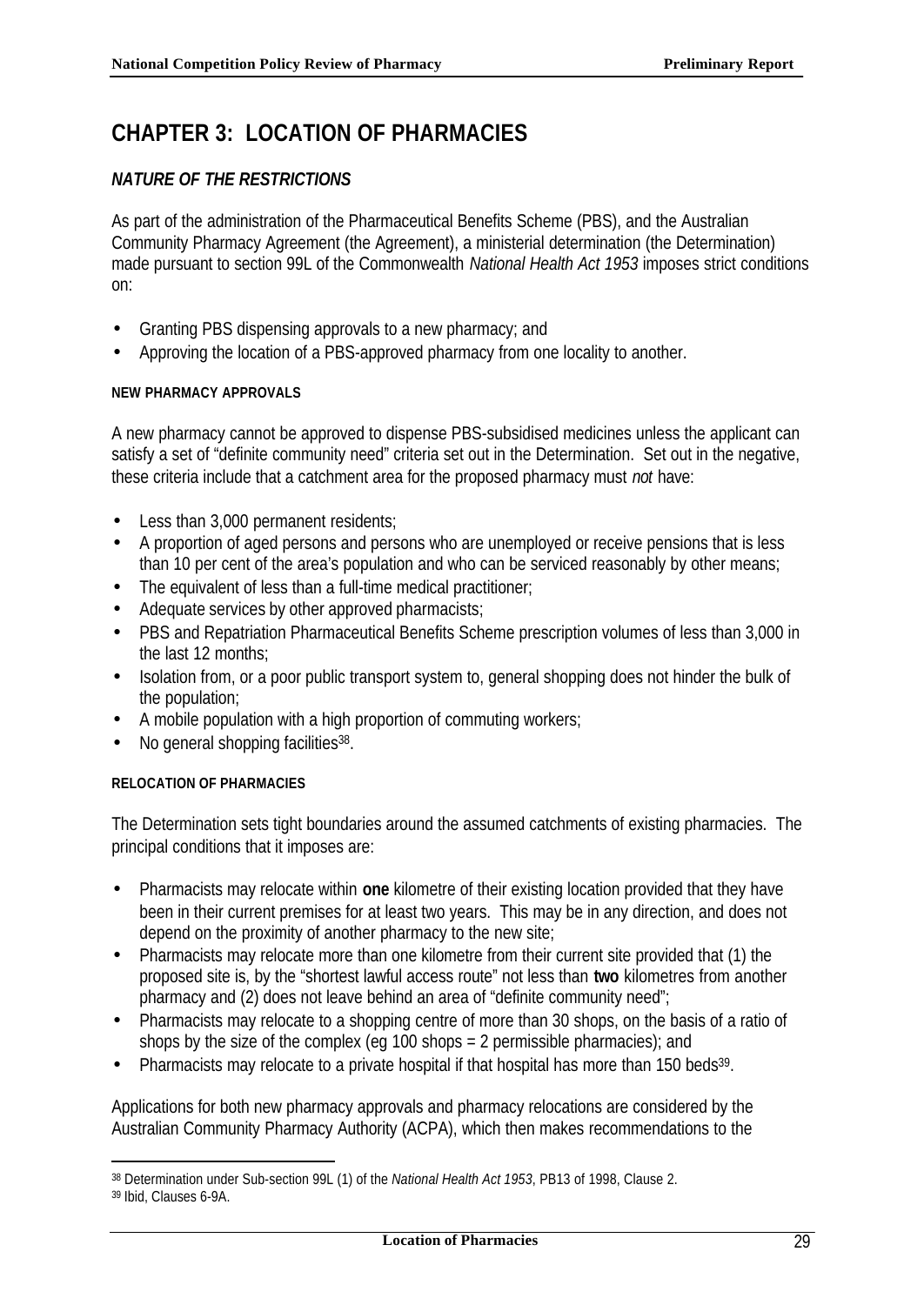# CHAPTER 3: LOCATION OF PHARMACIES

## *NATURE OF THE RESTRICTIONS*

As part of the administration of the Pharmaceutical Benefits Scheme (PBS), and the Australian Community Pharmacy Agreement (the Agreement), a ministerial determination (the Determination) made pursuant to section 99L of the Commonwealth *National Health Act 1953* imposes strict conditions on:

- Granting PBS dispensing approvals to a new pharmacy; and
- Approving the location of a PBS-approved pharmacy from one locality to another.

#### NEW PHARMACY APPROVALS

A new pharmacy cannot be approved to dispense PBS-subsidised medicines unless the applicant can satisfy a set of "definite community need" criteria set out in the Determination. Set out in the negative, these criteria include that a catchment area for the proposed pharmacy must *not* have:

- Less than 3,000 permanent residents;
- A proportion of aged persons and persons who are unemployed or receive pensions that is less than 10 per cent of the area's population and who can be serviced reasonably by other means;
- The equivalent of less than a full-time medical practitioner;
- Adequate services by other approved pharmacists;
- PBS and Repatriation Pharmaceutical Benefits Scheme prescription volumes of less than 3,000 in the last 12 months;
- Isolation from, or a poor public transport system to, general shopping does not hinder the bulk of the population;
- A mobile population with a high proportion of commuting workers;
- No general shopping facilities[38].

#### RELOCATION OF PHARMACIES

The Determination sets tight boundaries around the assumed catchments of existing pharmacies. The principal conditions that it imposes are:

- Pharmacists may relocate within **one** kilometre of their existing location provided that they have been in their current premises for at least two years. This may be in any direction, and does not depend on the proximity of another pharmacy to the new site;
- Pharmacists may relocate more than one kilometre from their current site provided that (1) the proposed site is, by the "shortest lawful access route" not less than **two** kilometres from another pharmacy and (2) does not leave behind an area of "definite community need";
- Pharmacists may relocate to a shopping centre of more than 30 shops, on the basis of a ratio of shops by the size of the complex (eg 100 shops = 2 permissible pharmacies); and
- Pharmacists may relocate to a private hospital if that hospital has more than 150 beds[39].

Applications for both new pharmacy approvals and pharmacy relocations are considered by the Australian Community Pharmacy Authority (ACPA), which then makes recommendations to the

---

[38] Determination under Sub-section 99L (1) of the *National Health Act 1953*, PB13 of 1998, Clause 2.
[39] Ibid, Clauses 6-9A.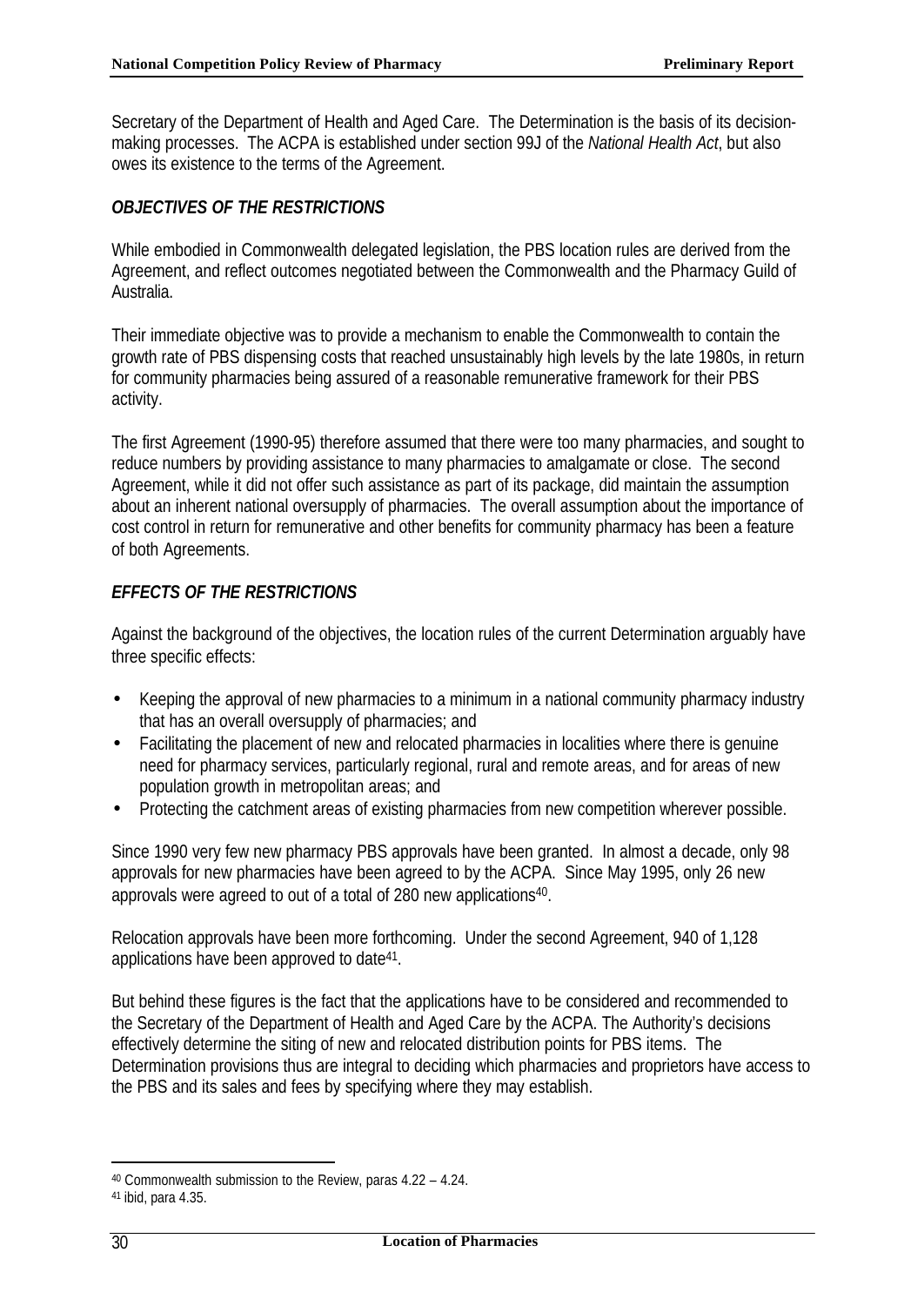Secretary of the Department of Health and Aged Care. The Determination is the basis of its decision-making processes. The ACPA is established under section 99J of the *National Health Act*, but also owes its existence to the terms of the Agreement.

### *OBJECTIVES OF THE RESTRICTIONS*

While embodied in Commonwealth delegated legislation, the PBS location rules are derived from the Agreement, and reflect outcomes negotiated between the Commonwealth and the Pharmacy Guild of Australia.

Their immediate objective was to provide a mechanism to enable the Commonwealth to contain the growth rate of PBS dispensing costs that reached unsustainably high levels by the late 1980s, in return for community pharmacies being assured of a reasonable remunerative framework for their PBS activity.

The first Agreement (1990-95) therefore assumed that there were too many pharmacies, and sought to reduce numbers by providing assistance to many pharmacies to amalgamate or close. The second Agreement, while it did not offer such assistance as part of its package, did maintain the assumption about an inherent national oversupply of pharmacies. The overall assumption about the importance of cost control in return for remunerative and other benefits for community pharmacy has been a feature of both Agreements.

### *EFFECTS OF THE RESTRICTIONS*

Against the background of the objectives, the location rules of the current Determination arguably have three specific effects:

- Keeping the approval of new pharmacies to a minimum in a national community pharmacy industry that has an overall oversupply of pharmacies; and
- Facilitating the placement of new and relocated pharmacies in localities where there is genuine need for pharmacy services, particularly regional, rural and remote areas, and for areas of new population growth in metropolitan areas; and
- Protecting the catchment areas of existing pharmacies from new competition wherever possible.

Since 1990 very few new pharmacy PBS approvals have been granted. In almost a decade, only 98 approvals for new pharmacies have been agreed to by the ACPA. Since May 1995, only 26 new approvals were agreed to out of a total of 280 new applications[40].

Relocation approvals have been more forthcoming. Under the second Agreement, 940 of 1,128 applications have been approved to date[41].

But behind these figures is the fact that the applications have to be considered and recommended to the Secretary of the Department of Health and Aged Care by the ACPA. The Authority's decisions effectively determine the siting of new and relocated distribution points for PBS items. The Determination provisions thus are integral to deciding which pharmacies and proprietors have access to the PBS and its sales and fees by specifying where they may establish.

---

[40] Commonwealth submission to the Review, paras 4.22 – 4.24.

[41] ibid, para 4.35.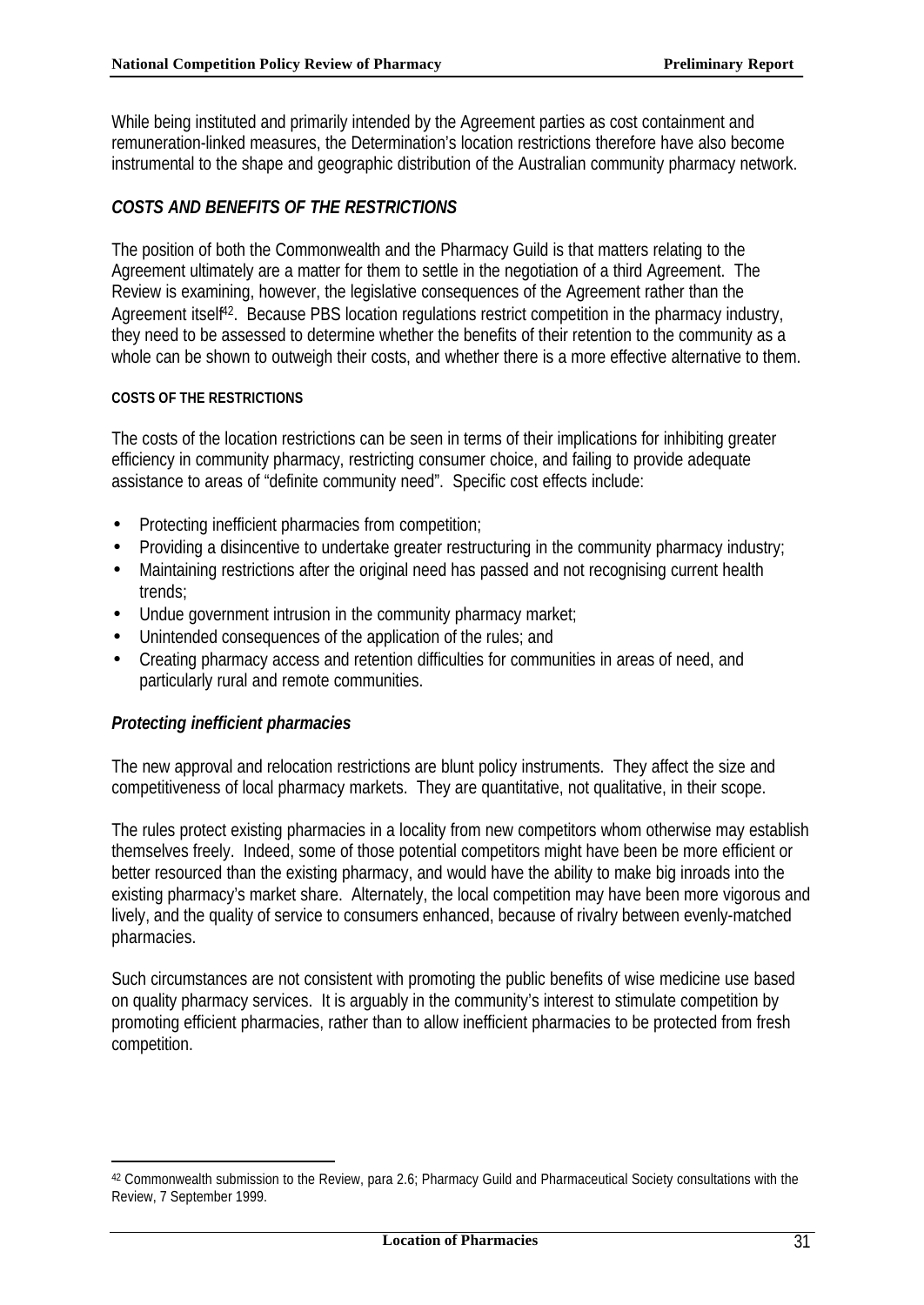While being instituted and primarily intended by the Agreement parties as cost containment and remuneration-linked measures, the Determination's location restrictions therefore have also become instrumental to the shape and geographic distribution of the Australian community pharmacy network.

## *COSTS AND BENEFITS OF THE RESTRICTIONS*

The position of both the Commonwealth and the Pharmacy Guild is that matters relating to the Agreement ultimately are a matter for them to settle in the negotiation of a third Agreement. The Review is examining, however, the legislative consequences of the Agreement rather than the Agreement itself[42]. Because PBS location regulations restrict competition in the pharmacy industry, they need to be assessed to determine whether the benefits of their retention to the community as a whole can be shown to outweigh their costs, and whether there is a more effective alternative to them.

#### COSTS OF THE RESTRICTIONS

The costs of the location restrictions can be seen in terms of their implications for inhibiting greater efficiency in community pharmacy, restricting consumer choice, and failing to provide adequate assistance to areas of "definite community need". Specific cost effects include:

- Protecting inefficient pharmacies from competition;
- Providing a disincentive to undertake greater restructuring in the community pharmacy industry;
- Maintaining restrictions after the original need has passed and not recognising current health trends;
- Undue government intrusion in the community pharmacy market;
- Unintended consequences of the application of the rules; and
- Creating pharmacy access and retention difficulties for communities in areas of need, and particularly rural and remote communities.

### *Protecting inefficient pharmacies*

The new approval and relocation restrictions are blunt policy instruments. They affect the size and competitiveness of local pharmacy markets. They are quantitative, not qualitative, in their scope.

The rules protect existing pharmacies in a locality from new competitors whom otherwise may establish themselves freely. Indeed, some of those potential competitors might have been be more efficient or better resourced than the existing pharmacy, and would have the ability to make big inroads into the existing pharmacy's market share. Alternately, the local competition may have been more vigorous and lively, and the quality of service to consumers enhanced, because of rivalry between evenly-matched pharmacies.

Such circumstances are not consistent with promoting the public benefits of wise medicine use based on quality pharmacy services. It is arguably in the community's interest to stimulate competition by promoting efficient pharmacies, rather than to allow inefficient pharmacies to be protected from fresh competition.

---

[42] Commonwealth submission to the Review, para 2.6; Pharmacy Guild and Pharmaceutical Society consultations with the Review, 7 September 1999.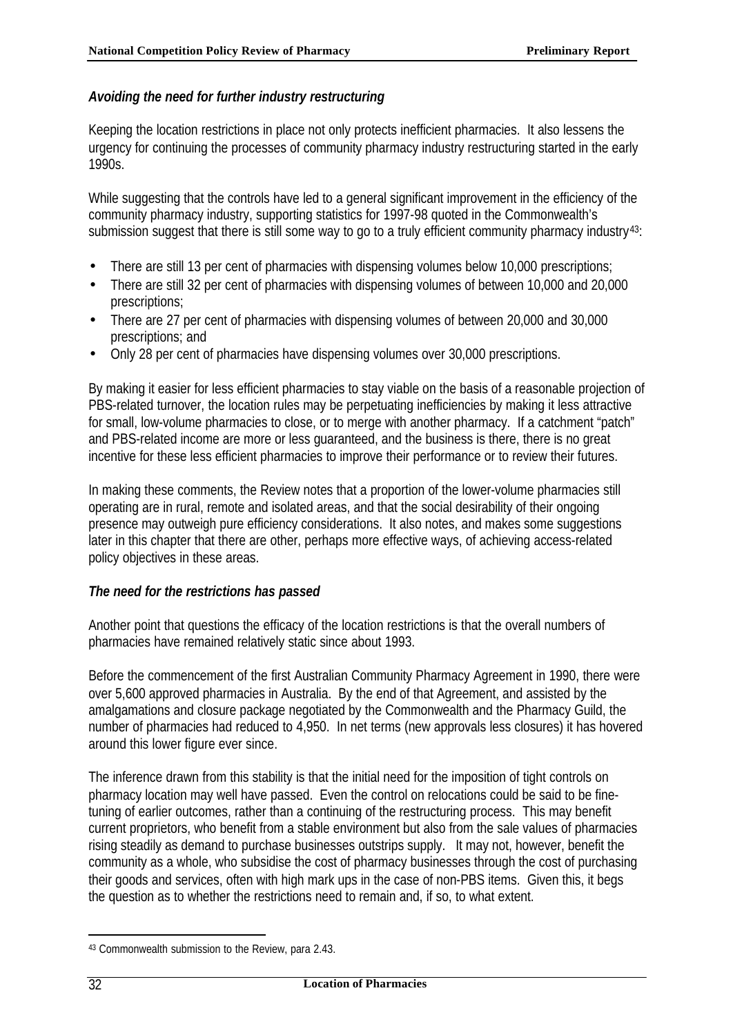### *Avoiding the need for further industry restructuring*

Keeping the location restrictions in place not only protects inefficient pharmacies. It also lessens the urgency for continuing the processes of community pharmacy industry restructuring started in the early 1990s.

While suggesting that the controls have led to a general significant improvement in the efficiency of the community pharmacy industry, supporting statistics for 1997-98 quoted in the Commonwealth's submission suggest that there is still some way to go to a truly efficient community pharmacy industry[43]:

- There are still 13 per cent of pharmacies with dispensing volumes below 10,000 prescriptions;
- There are still 32 per cent of pharmacies with dispensing volumes of between 10,000 and 20,000 prescriptions;
- There are 27 per cent of pharmacies with dispensing volumes of between 20,000 and 30,000 prescriptions; and
- Only 28 per cent of pharmacies have dispensing volumes over 30,000 prescriptions.

By making it easier for less efficient pharmacies to stay viable on the basis of a reasonable projection of PBS-related turnover, the location rules may be perpetuating inefficiencies by making it less attractive for small, low-volume pharmacies to close, or to merge with another pharmacy. If a catchment "patch" and PBS-related income are more or less guaranteed, and the business is there, there is no great incentive for these less efficient pharmacies to improve their performance or to review their futures.

In making these comments, the Review notes that a proportion of the lower-volume pharmacies still operating are in rural, remote and isolated areas, and that the social desirability of their ongoing presence may outweigh pure efficiency considerations. It also notes, and makes some suggestions later in this chapter that there are other, perhaps more effective ways, of achieving access-related policy objectives in these areas.

### *The need for the restrictions has passed*

Another point that questions the efficacy of the location restrictions is that the overall numbers of pharmacies have remained relatively static since about 1993.

Before the commencement of the first Australian Community Pharmacy Agreement in 1990, there were over 5,600 approved pharmacies in Australia. By the end of that Agreement, and assisted by the amalgamations and closure package negotiated by the Commonwealth and the Pharmacy Guild, the number of pharmacies had reduced to 4,950. In net terms (new approvals less closures) it has hovered around this lower figure ever since.

The inference drawn from this stability is that the initial need for the imposition of tight controls on pharmacy location may well have passed. Even the control on relocations could be said to be fine-tuning of earlier outcomes, rather than a continuing of the restructuring process. This may benefit current proprietors, who benefit from a stable environment but also from the sale values of pharmacies rising steadily as demand to purchase businesses outstrips supply. It may not, however, benefit the community as a whole, who subsidise the cost of pharmacy businesses through the cost of purchasing their goods and services, often with high mark ups in the case of non-PBS items. Given this, it begs the question as to whether the restrictions need to remain and, if so, to what extent.

---

[43] Commonwealth submission to the Review, para 2.43.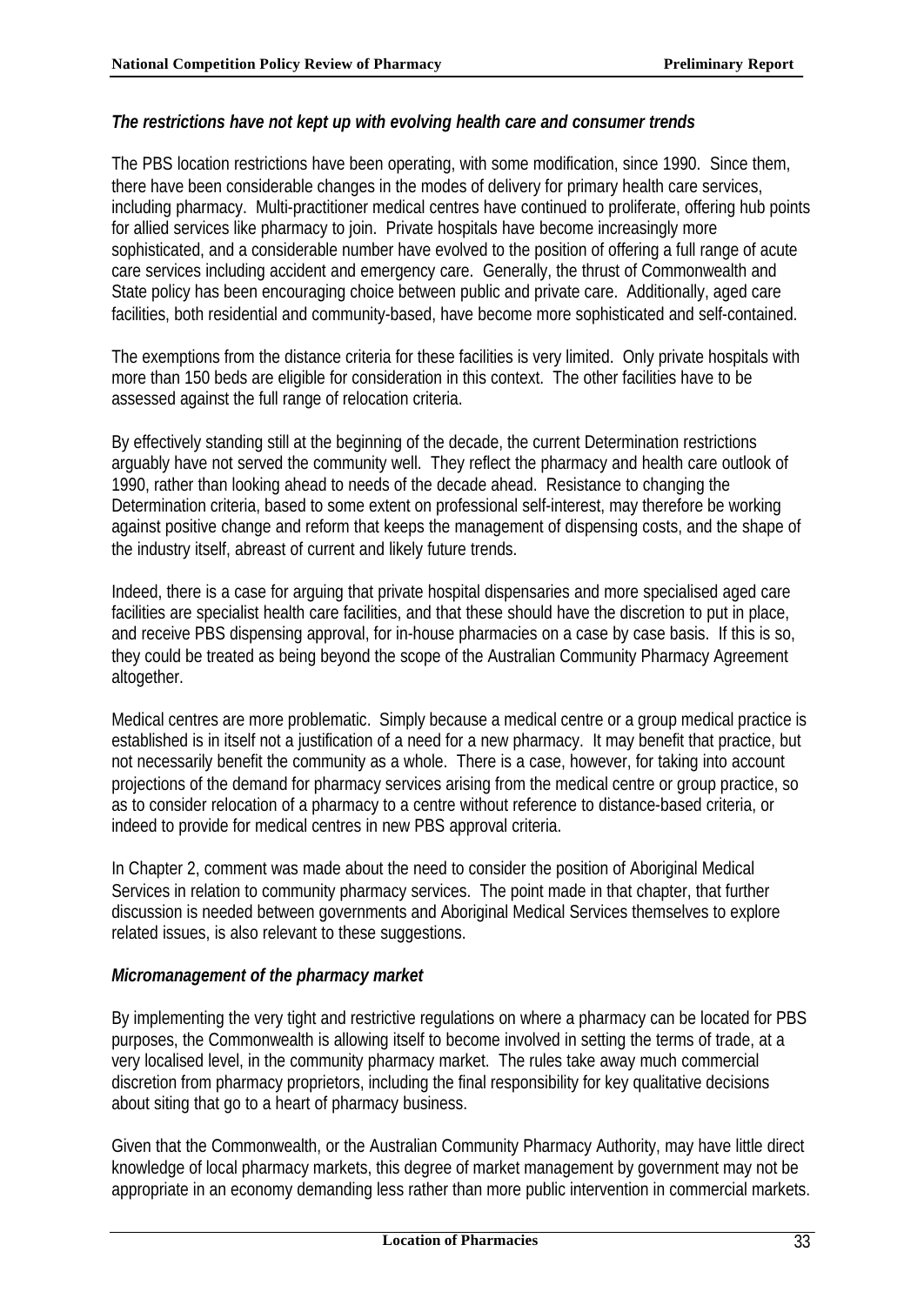### *The restrictions have not kept up with evolving health care and consumer trends*

The PBS location restrictions have been operating, with some modification, since 1990. Since them, there have been considerable changes in the modes of delivery for primary health care services, including pharmacy. Multi-practitioner medical centres have continued to proliferate, offering hub points for allied services like pharmacy to join. Private hospitals have become increasingly more sophisticated, and a considerable number have evolved to the position of offering a full range of acute care services including accident and emergency care. Generally, the thrust of Commonwealth and State policy has been encouraging choice between public and private care. Additionally, aged care facilities, both residential and community-based, have become more sophisticated and self-contained.

The exemptions from the distance criteria for these facilities is very limited. Only private hospitals with more than 150 beds are eligible for consideration in this context. The other facilities have to be assessed against the full range of relocation criteria.

By effectively standing still at the beginning of the decade, the current Determination restrictions arguably have not served the community well. They reflect the pharmacy and health care outlook of 1990, rather than looking ahead to needs of the decade ahead. Resistance to changing the Determination criteria, based to some extent on professional self-interest, may therefore be working against positive change and reform that keeps the management of dispensing costs, and the shape of the industry itself, abreast of current and likely future trends.

Indeed, there is a case for arguing that private hospital dispensaries and more specialised aged care facilities are specialist health care facilities, and that these should have the discretion to put in place, and receive PBS dispensing approval, for in-house pharmacies on a case by case basis. If this is so, they could be treated as being beyond the scope of the Australian Community Pharmacy Agreement altogether.

Medical centres are more problematic. Simply because a medical centre or a group medical practice is established is in itself not a justification of a need for a new pharmacy. It may benefit that practice, but not necessarily benefit the community as a whole. There is a case, however, for taking into account projections of the demand for pharmacy services arising from the medical centre or group practice, so as to consider relocation of a pharmacy to a centre without reference to distance-based criteria, or indeed to provide for medical centres in new PBS approval criteria.

In Chapter 2, comment was made about the need to consider the position of Aboriginal Medical Services in relation to community pharmacy services. The point made in that chapter, that further discussion is needed between governments and Aboriginal Medical Services themselves to explore related issues, is also relevant to these suggestions.

### *Micromanagement of the pharmacy market*

By implementing the very tight and restrictive regulations on where a pharmacy can be located for PBS purposes, the Commonwealth is allowing itself to become involved in setting the terms of trade, at a very localised level, in the community pharmacy market. The rules take away much commercial discretion from pharmacy proprietors, including the final responsibility for key qualitative decisions about siting that go to a heart of pharmacy business.

Given that the Commonwealth, or the Australian Community Pharmacy Authority, may have little direct knowledge of local pharmacy markets, this degree of market management by government may not be appropriate in an economy demanding less rather than more public intervention in commercial markets.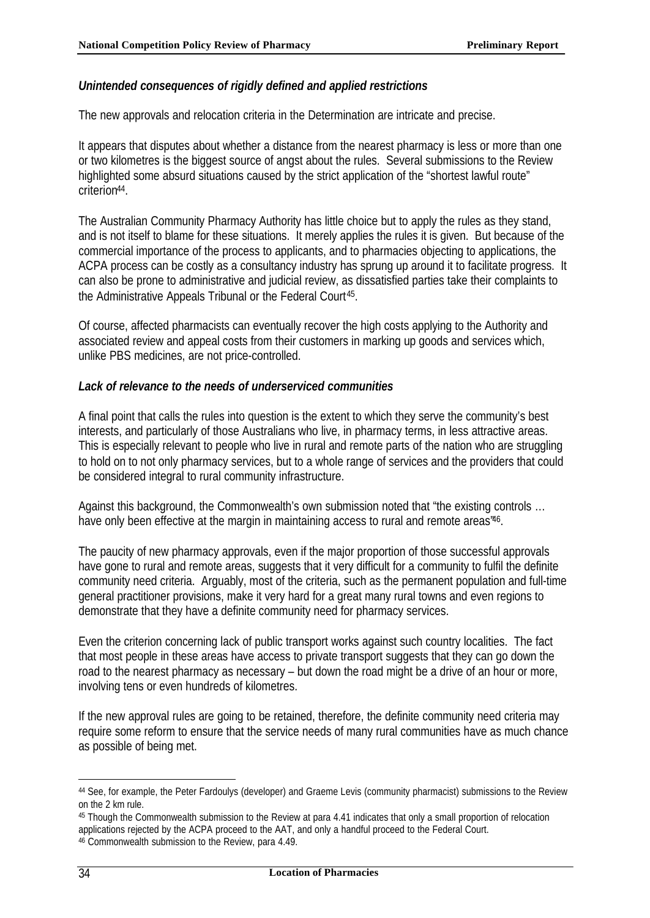### *Unintended consequences of rigidly defined and applied restrictions*

The new approvals and relocation criteria in the Determination are intricate and precise.

It appears that disputes about whether a distance from the nearest pharmacy is less or more than one or two kilometres is the biggest source of angst about the rules. Several submissions to the Review highlighted some absurd situations caused by the strict application of the "shortest lawful route" criterion[44].

The Australian Community Pharmacy Authority has little choice but to apply the rules as they stand, and is not itself to blame for these situations. It merely applies the rules it is given. But because of the commercial importance of the process to applicants, and to pharmacies objecting to applications, the ACPA process can be costly as a consultancy industry has sprung up around it to facilitate progress. It can also be prone to administrative and judicial review, as dissatisfied parties take their complaints to the Administrative Appeals Tribunal or the Federal Court[45].

Of course, affected pharmacists can eventually recover the high costs applying to the Authority and associated review and appeal costs from their customers in marking up goods and services which, unlike PBS medicines, are not price-controlled.

### *Lack of relevance to the needs of underserviced communities*

A final point that calls the rules into question is the extent to which they serve the community's best interests, and particularly of those Australians who live, in pharmacy terms, in less attractive areas. This is especially relevant to people who live in rural and remote parts of the nation who are struggling to hold on to not only pharmacy services, but to a whole range of services and the providers that could be considered integral to rural community infrastructure.

Against this background, the Commonwealth's own submission noted that "the existing controls … have only been effective at the margin in maintaining access to rural and remote areas"[46].

The paucity of new pharmacy approvals, even if the major proportion of those successful approvals have gone to rural and remote areas, suggests that it very difficult for a community to fulfil the definite community need criteria. Arguably, most of the criteria, such as the permanent population and full-time general practitioner provisions, make it very hard for a great many rural towns and even regions to demonstrate that they have a definite community need for pharmacy services.

Even the criterion concerning lack of public transport works against such country localities. The fact that most people in these areas have access to private transport suggests that they can go down the road to the nearest pharmacy as necessary – but down the road might be a drive of an hour or more, involving tens or even hundreds of kilometres.

If the new approval rules are going to be retained, therefore, the definite community need criteria may require some reform to ensure that the service needs of many rural communities have as much chance as possible of being met.

---

[44] See, for example, the Peter Fardoulys (developer) and Graeme Levis (community pharmacist) submissions to the Review on the 2 km rule.

[45] Though the Commonwealth submission to the Review at para 4.41 indicates that only a small proportion of relocation applications rejected by the ACPA proceed to the AAT, and only a handful proceed to the Federal Court.

[46] Commonwealth submission to the Review, para 4.49.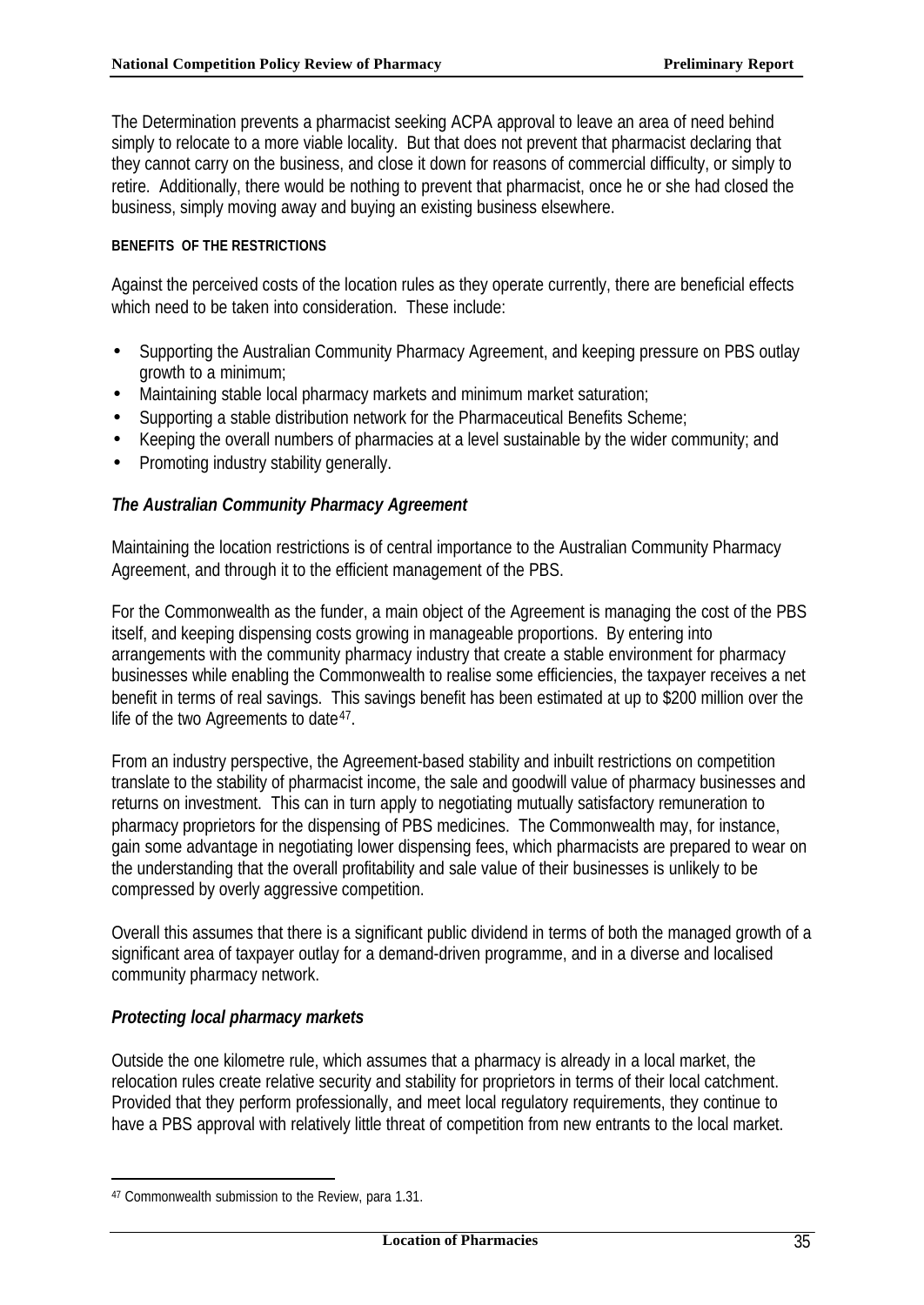The Determination prevents a pharmacist seeking ACPA approval to leave an area of need behind simply to relocate to a more viable locality. But that does not prevent that pharmacist declaring that they cannot carry on the business, and close it down for reasons of commercial difficulty, or simply to retire. Additionally, there would be nothing to prevent that pharmacist, once he or she had closed the business, simply moving away and buying an existing business elsewhere.

#### BENEFITS OF THE RESTRICTIONS

Against the perceived costs of the location rules as they operate currently, there are beneficial effects which need to be taken into consideration. These include:

- Supporting the Australian Community Pharmacy Agreement, and keeping pressure on PBS outlay growth to a minimum;
- Maintaining stable local pharmacy markets and minimum market saturation;
- Supporting a stable distribution network for the Pharmaceutical Benefits Scheme;
- Keeping the overall numbers of pharmacies at a level sustainable by the wider community; and
- Promoting industry stability generally.

### *The Australian Community Pharmacy Agreement*

Maintaining the location restrictions is of central importance to the Australian Community Pharmacy Agreement, and through it to the efficient management of the PBS.

For the Commonwealth as the funder, a main object of the Agreement is managing the cost of the PBS itself, and keeping dispensing costs growing in manageable proportions. By entering into arrangements with the community pharmacy industry that create a stable environment for pharmacy businesses while enabling the Commonwealth to realise some efficiencies, the taxpayer receives a net benefit in terms of real savings. This savings benefit has been estimated at up to $200 million over the life of the two Agreements to date[47].

From an industry perspective, the Agreement-based stability and inbuilt restrictions on competition translate to the stability of pharmacist income, the sale and goodwill value of pharmacy businesses and returns on investment. This can in turn apply to negotiating mutually satisfactory remuneration to pharmacy proprietors for the dispensing of PBS medicines. The Commonwealth may, for instance, gain some advantage in negotiating lower dispensing fees, which pharmacists are prepared to wear on the understanding that the overall profitability and sale value of their businesses is unlikely to be compressed by overly aggressive competition.

Overall this assumes that there is a significant public dividend in terms of both the managed growth of a significant area of taxpayer outlay for a demand-driven programme, and in a diverse and localised community pharmacy network.

### *Protecting local pharmacy markets*

Outside the one kilometre rule, which assumes that a pharmacy is already in a local market, the relocation rules create relative security and stability for proprietors in terms of their local catchment. Provided that they perform professionally, and meet local regulatory requirements, they continue to have a PBS approval with relatively little threat of competition from new entrants to the local market.

---

[47] Commonwealth submission to the Review, para 1.31.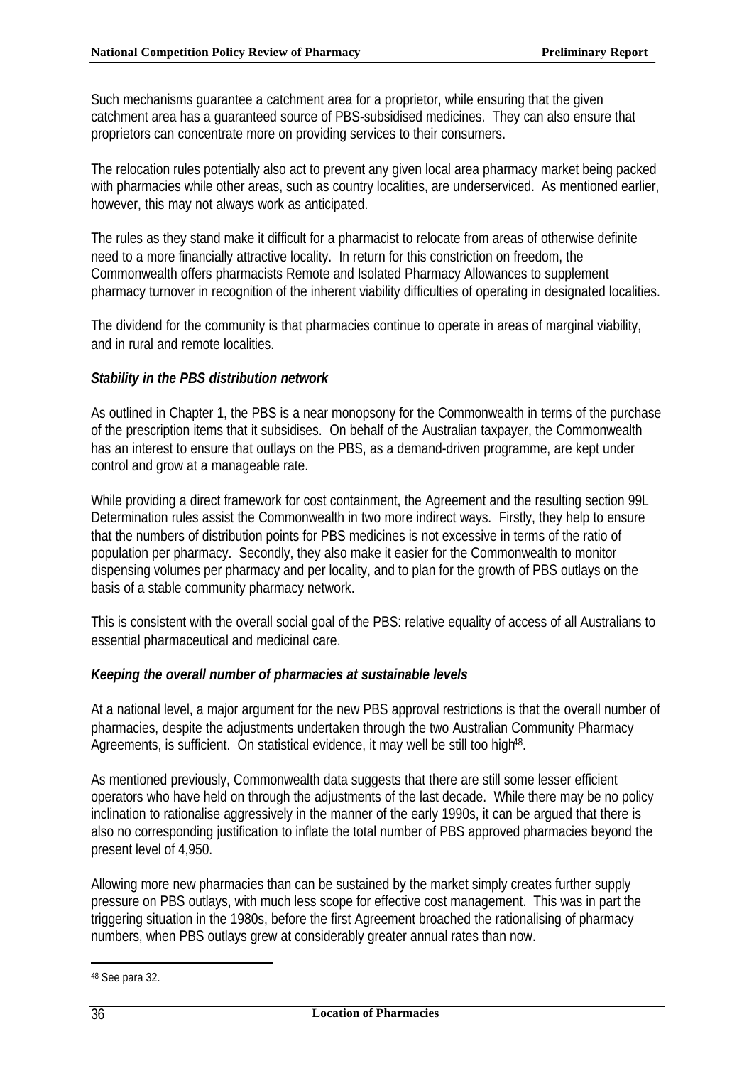Such mechanisms guarantee a catchment area for a proprietor, while ensuring that the given catchment area has a guaranteed source of PBS-subsidised medicines. They can also ensure that proprietors can concentrate more on providing services to their consumers.

The relocation rules potentially also act to prevent any given local area pharmacy market being packed with pharmacies while other areas, such as country localities, are underserviced. As mentioned earlier, however, this may not always work as anticipated.

The rules as they stand make it difficult for a pharmacist to relocate from areas of otherwise definite need to a more financially attractive locality. In return for this constriction on freedom, the Commonwealth offers pharmacists Remote and Isolated Pharmacy Allowances to supplement pharmacy turnover in recognition of the inherent viability difficulties of operating in designated localities.

The dividend for the community is that pharmacies continue to operate in areas of marginal viability, and in rural and remote localities.

***Stability in the PBS distribution network***

As outlined in Chapter 1, the PBS is a near monopsony for the Commonwealth in terms of the purchase of the prescription items that it subsidises. On behalf of the Australian taxpayer, the Commonwealth has an interest to ensure that outlays on the PBS, as a demand-driven programme, are kept under control and grow at a manageable rate.

While providing a direct framework for cost containment, the Agreement and the resulting section 99L Determination rules assist the Commonwealth in two more indirect ways. Firstly, they help to ensure that the numbers of distribution points for PBS medicines is not excessive in terms of the ratio of population per pharmacy. Secondly, they also make it easier for the Commonwealth to monitor dispensing volumes per pharmacy and per locality, and to plan for the growth of PBS outlays on the basis of a stable community pharmacy network.

This is consistent with the overall social goal of the PBS: relative equality of access of all Australians to essential pharmaceutical and medicinal care.

***Keeping the overall number of pharmacies at sustainable levels***

At a national level, a major argument for the new PBS approval restrictions is that the overall number of pharmacies, despite the adjustments undertaken through the two Australian Community Pharmacy Agreements, is sufficient. On statistical evidence, it may well be still too high[48].

As mentioned previously, Commonwealth data suggests that there are still some lesser efficient operators who have held on through the adjustments of the last decade. While there may be no policy inclination to rationalise aggressively in the manner of the early 1990s, it can be argued that there is also no corresponding justification to inflate the total number of PBS approved pharmacies beyond the present level of 4,950.

Allowing more new pharmacies than can be sustained by the market simply creates further supply pressure on PBS outlays, with much less scope for effective cost management. This was in part the triggering situation in the 1980s, before the first Agreement broached the rationalising of pharmacy numbers, when PBS outlays grew at considerably greater annual rates than now.

[48] See para 32.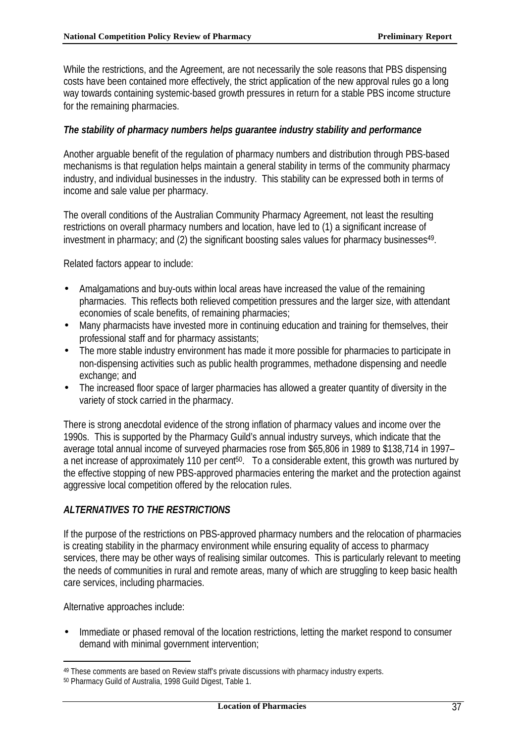While the restrictions, and the Agreement, are not necessarily the sole reasons that PBS dispensing costs have been contained more effectively, the strict application of the new approval rules go a long way towards containing systemic-based growth pressures in return for a stable PBS income structure for the remaining pharmacies.

***The stability of pharmacy numbers helps guarantee industry stability and performance***

Another arguable benefit of the regulation of pharmacy numbers and distribution through PBS-based mechanisms is that regulation helps maintain a general stability in terms of the community pharmacy industry, and individual businesses in the industry. This stability can be expressed both in terms of income and sale value per pharmacy.

The overall conditions of the Australian Community Pharmacy Agreement, not least the resulting restrictions on overall pharmacy numbers and location, have led to (1) a significant increase of investment in pharmacy; and (2) the significant boosting sales values for pharmacy businesses[49].

Related factors appear to include:

- Amalgamations and buy-outs within local areas have increased the value of the remaining pharmacies. This reflects both relieved competition pressures and the larger size, with attendant economies of scale benefits, of remaining pharmacies;
- Many pharmacists have invested more in continuing education and training for themselves, their professional staff and for pharmacy assistants;
- The more stable industry environment has made it more possible for pharmacies to participate in non-dispensing activities such as public health programmes, methadone dispensing and needle exchange; and
- The increased floor space of larger pharmacies has allowed a greater quantity of diversity in the variety of stock carried in the pharmacy.

There is strong anecdotal evidence of the strong inflation of pharmacy values and income over the 1990s. This is supported by the Pharmacy Guild's annual industry surveys, which indicate that the average total annual income of surveyed pharmacies rose from $65,806 in 1989 to $138,714 in 1997– a net increase of approximately 110 per cent[50]. To a considerable extent, this growth was nurtured by the effective stopping of new PBS-approved pharmacies entering the market and the protection against aggressive local competition offered by the relocation rules.

## *ALTERNATIVES TO THE RESTRICTIONS*

If the purpose of the restrictions on PBS-approved pharmacy numbers and the relocation of pharmacies is creating stability in the pharmacy environment while ensuring equality of access to pharmacy services, there may be other ways of realising similar outcomes. This is particularly relevant to meeting the needs of communities in rural and remote areas, many of which are struggling to keep basic health care services, including pharmacies.

Alternative approaches include:

- Immediate or phased removal of the location restrictions, letting the market respond to consumer demand with minimal government intervention;

---

[49] These comments are based on Review staff's private discussions with pharmacy industry experts.

[50] Pharmacy Guild of Australia, 1998 Guild Digest, Table 1.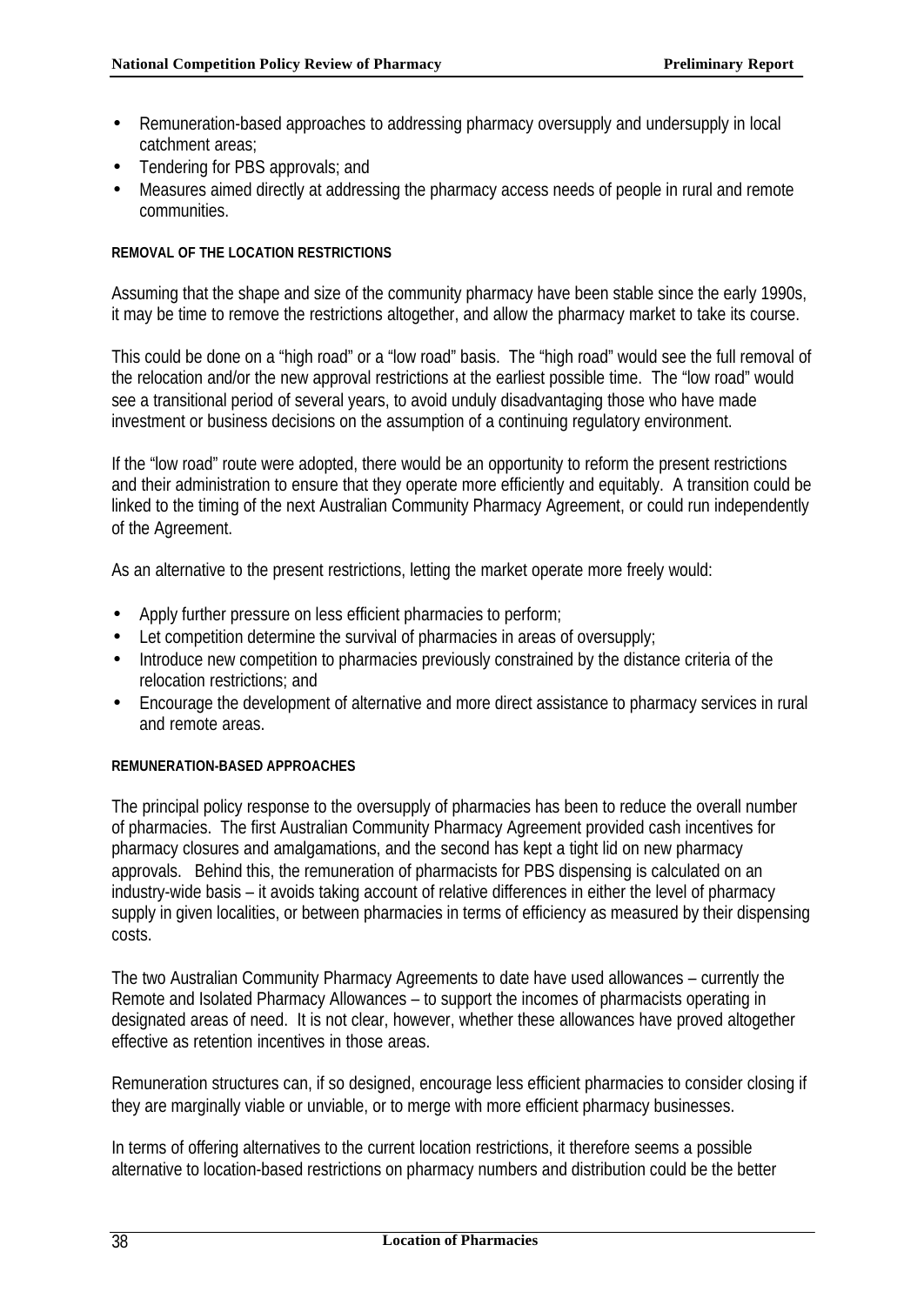- Remuneration-based approaches to addressing pharmacy oversupply and undersupply in local catchment areas;
- Tendering for PBS approvals; and
- Measures aimed directly at addressing the pharmacy access needs of people in rural and remote communities.

#### REMOVAL OF THE LOCATION RESTRICTIONS

Assuming that the shape and size of the community pharmacy have been stable since the early 1990s, it may be time to remove the restrictions altogether, and allow the pharmacy market to take its course.

This could be done on a "high road" or a "low road" basis. The "high road" would see the full removal of the relocation and/or the new approval restrictions at the earliest possible time. The "low road" would see a transitional period of several years, to avoid unduly disadvantaging those who have made investment or business decisions on the assumption of a continuing regulatory environment.

If the "low road" route were adopted, there would be an opportunity to reform the present restrictions and their administration to ensure that they operate more efficiently and equitably. A transition could be linked to the timing of the next Australian Community Pharmacy Agreement, or could run independently of the Agreement.

As an alternative to the present restrictions, letting the market operate more freely would:

- Apply further pressure on less efficient pharmacies to perform;
- Let competition determine the survival of pharmacies in areas of oversupply;
- Introduce new competition to pharmacies previously constrained by the distance criteria of the relocation restrictions; and
- Encourage the development of alternative and more direct assistance to pharmacy services in rural and remote areas.

#### REMUNERATION-BASED APPROACHES

The principal policy response to the oversupply of pharmacies has been to reduce the overall number of pharmacies. The first Australian Community Pharmacy Agreement provided cash incentives for pharmacy closures and amalgamations, and the second has kept a tight lid on new pharmacy approvals. Behind this, the remuneration of pharmacists for PBS dispensing is calculated on an industry-wide basis – it avoids taking account of relative differences in either the level of pharmacy supply in given localities, or between pharmacies in terms of efficiency as measured by their dispensing costs.

The two Australian Community Pharmacy Agreements to date have used allowances – currently the Remote and Isolated Pharmacy Allowances – to support the incomes of pharmacists operating in designated areas of need. It is not clear, however, whether these allowances have proved altogether effective as retention incentives in those areas.

Remuneration structures can, if so designed, encourage less efficient pharmacies to consider closing if they are marginally viable or unviable, or to merge with more efficient pharmacy businesses.

In terms of offering alternatives to the current location restrictions, it therefore seems a possible alternative to location-based restrictions on pharmacy numbers and distribution could be the better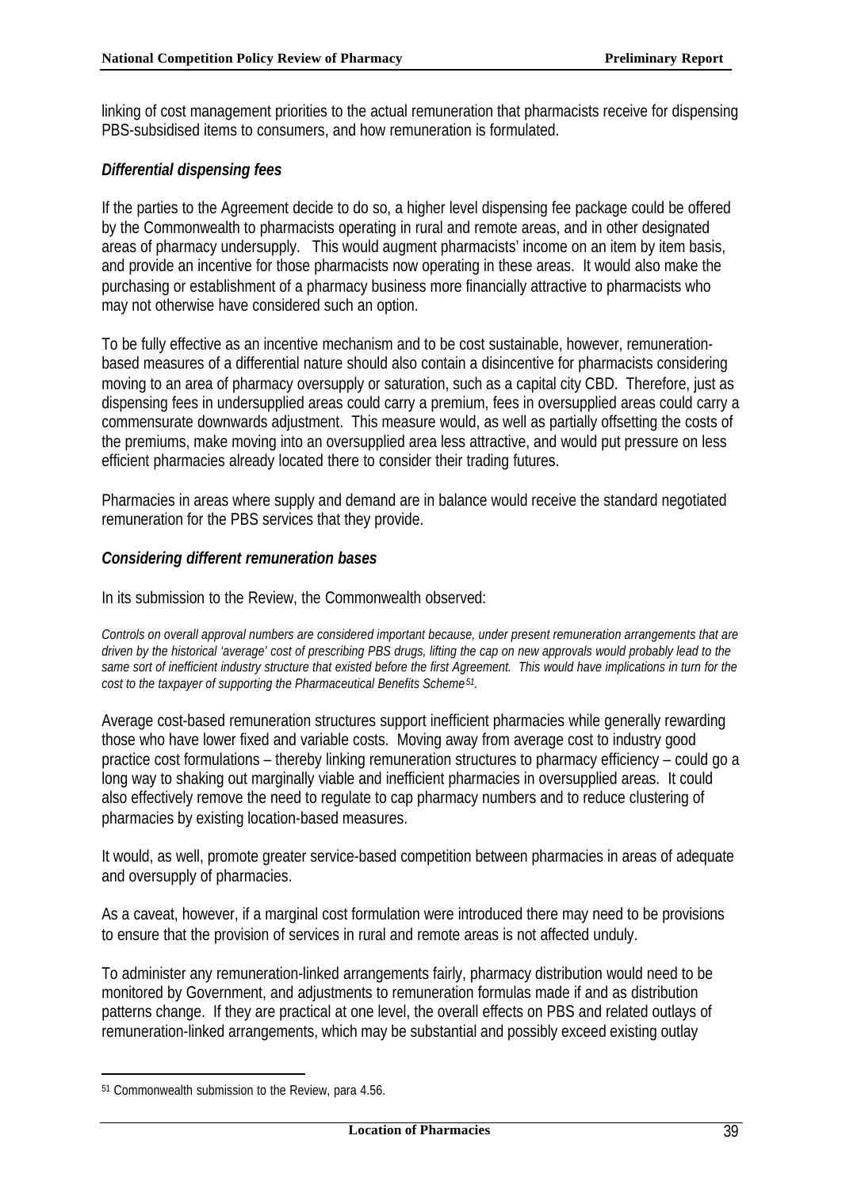linking of cost management priorities to the actual remuneration that pharmacists receive for dispensing PBS-subsidised items to consumers, and how remuneration is formulated.

### *Differential dispensing fees*

If the parties to the Agreement decide to do so, a higher level dispensing fee package could be offered by the Commonwealth to pharmacists operating in rural and remote areas, and in other designated areas of pharmacy undersupply. This would augment pharmacists' income on an item by item basis, and provide an incentive for those pharmacists now operating in these areas. It would also make the purchasing or establishment of a pharmacy business more financially attractive to pharmacists who may not otherwise have considered such an option.

To be fully effective as an incentive mechanism and to be cost sustainable, however, remuneration-based measures of a differential nature should also contain a disincentive for pharmacists considering moving to an area of pharmacy oversupply or saturation, such as a capital city CBD. Therefore, just as dispensing fees in undersupplied areas could carry a premium, fees in oversupplied areas could carry a commensurate downwards adjustment. This measure would, as well as partially offsetting the costs of the premiums, make moving into an oversupplied area less attractive, and would put pressure on less efficient pharmacies already located there to consider their trading futures.

Pharmacies in areas where supply and demand are in balance would receive the standard negotiated remuneration for the PBS services that they provide.

### *Considering different remuneration bases*

In its submission to the Review, the Commonwealth observed:

*Controls on overall approval numbers are considered important because, under present remuneration arrangements that are driven by the historical 'average' cost of prescribing PBS drugs, lifting the cap on new approvals would probably lead to the same sort of inefficient industry structure that existed before the first Agreement. This would have implications in turn for the cost to the taxpayer of supporting the Pharmaceutical Benefits Scheme*[51]*.*

Average cost-based remuneration structures support inefficient pharmacies while generally rewarding those who have lower fixed and variable costs. Moving away from average cost to industry good practice cost formulations – thereby linking remuneration structures to pharmacy efficiency – could go a long way to shaking out marginally viable and inefficient pharmacies in oversupplied areas. It could also effectively remove the need to regulate to cap pharmacy numbers and to reduce clustering of pharmacies by existing location-based measures.

It would, as well, promote greater service-based competition between pharmacies in areas of adequate and oversupply of pharmacies.

As a caveat, however, if a marginal cost formulation were introduced there may need to be provisions to ensure that the provision of services in rural and remote areas is not affected unduly.

To administer any remuneration-linked arrangements fairly, pharmacy distribution would need to be monitored by Government, and adjustments to remuneration formulas made if and as distribution patterns change. If they are practical at one level, the overall effects on PBS and related outlays of remuneration-linked arrangements, which may be substantial and possibly exceed existing outlay

---

[51] Commonwealth submission to the Review, para 4.56.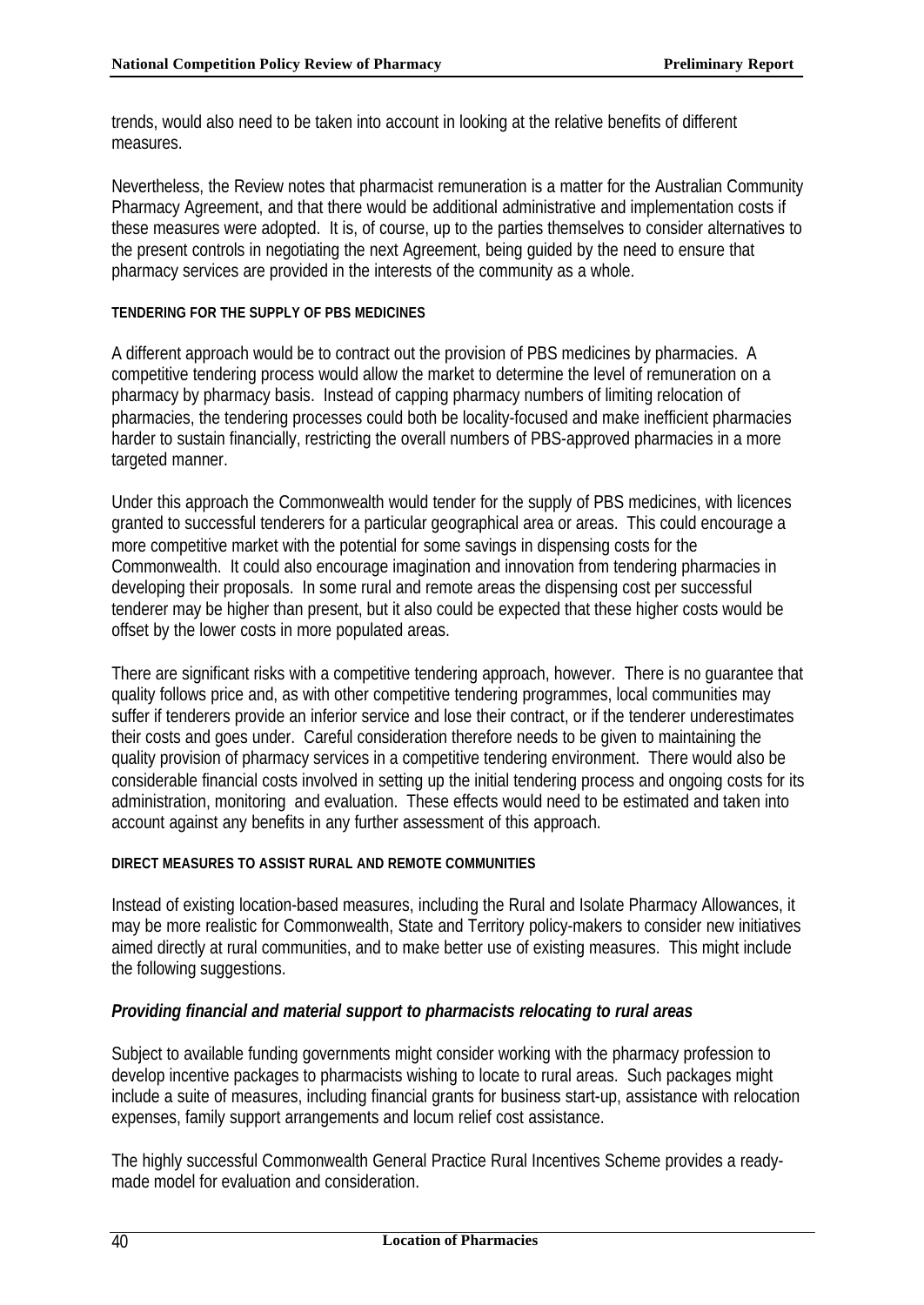trends, would also need to be taken into account in looking at the relative benefits of different measures.

Nevertheless, the Review notes that pharmacist remuneration is a matter for the Australian Community Pharmacy Agreement, and that there would be additional administrative and implementation costs if these measures were adopted. It is, of course, up to the parties themselves to consider alternatives to the present controls in negotiating the next Agreement, being guided by the need to ensure that pharmacy services are provided in the interests of the community as a whole.

#### TENDERING FOR THE SUPPLY OF PBS MEDICINES

A different approach would be to contract out the provision of PBS medicines by pharmacies. A competitive tendering process would allow the market to determine the level of remuneration on a pharmacy by pharmacy basis. Instead of capping pharmacy numbers of limiting relocation of pharmacies, the tendering processes could both be locality-focused and make inefficient pharmacies harder to sustain financially, restricting the overall numbers of PBS-approved pharmacies in a more targeted manner.

Under this approach the Commonwealth would tender for the supply of PBS medicines, with licences granted to successful tenderers for a particular geographical area or areas. This could encourage a more competitive market with the potential for some savings in dispensing costs for the Commonwealth. It could also encourage imagination and innovation from tendering pharmacies in developing their proposals. In some rural and remote areas the dispensing cost per successful tenderer may be higher than present, but it also could be expected that these higher costs would be offset by the lower costs in more populated areas.

There are significant risks with a competitive tendering approach, however. There is no guarantee that quality follows price and, as with other competitive tendering programmes, local communities may suffer if tenderers provide an inferior service and lose their contract, or if the tenderer underestimates their costs and goes under. Careful consideration therefore needs to be given to maintaining the quality provision of pharmacy services in a competitive tendering environment. There would also be considerable financial costs involved in setting up the initial tendering process and ongoing costs for its administration, monitoring and evaluation. These effects would need to be estimated and taken into account against any benefits in any further assessment of this approach.

#### DIRECT MEASURES TO ASSIST RURAL AND REMOTE COMMUNITIES

Instead of existing location-based measures, including the Rural and Isolate Pharmacy Allowances, it may be more realistic for Commonwealth, State and Territory policy-makers to consider new initiatives aimed directly at rural communities, and to make better use of existing measures. This might include the following suggestions.

##### *Providing financial and material support to pharmacists relocating to rural areas*

Subject to available funding governments might consider working with the pharmacy profession to develop incentive packages to pharmacists wishing to locate to rural areas. Such packages might include a suite of measures, including financial grants for business start-up, assistance with relocation expenses, family support arrangements and locum relief cost assistance.

The highly successful Commonwealth General Practice Rural Incentives Scheme provides a ready-made model for evaluation and consideration.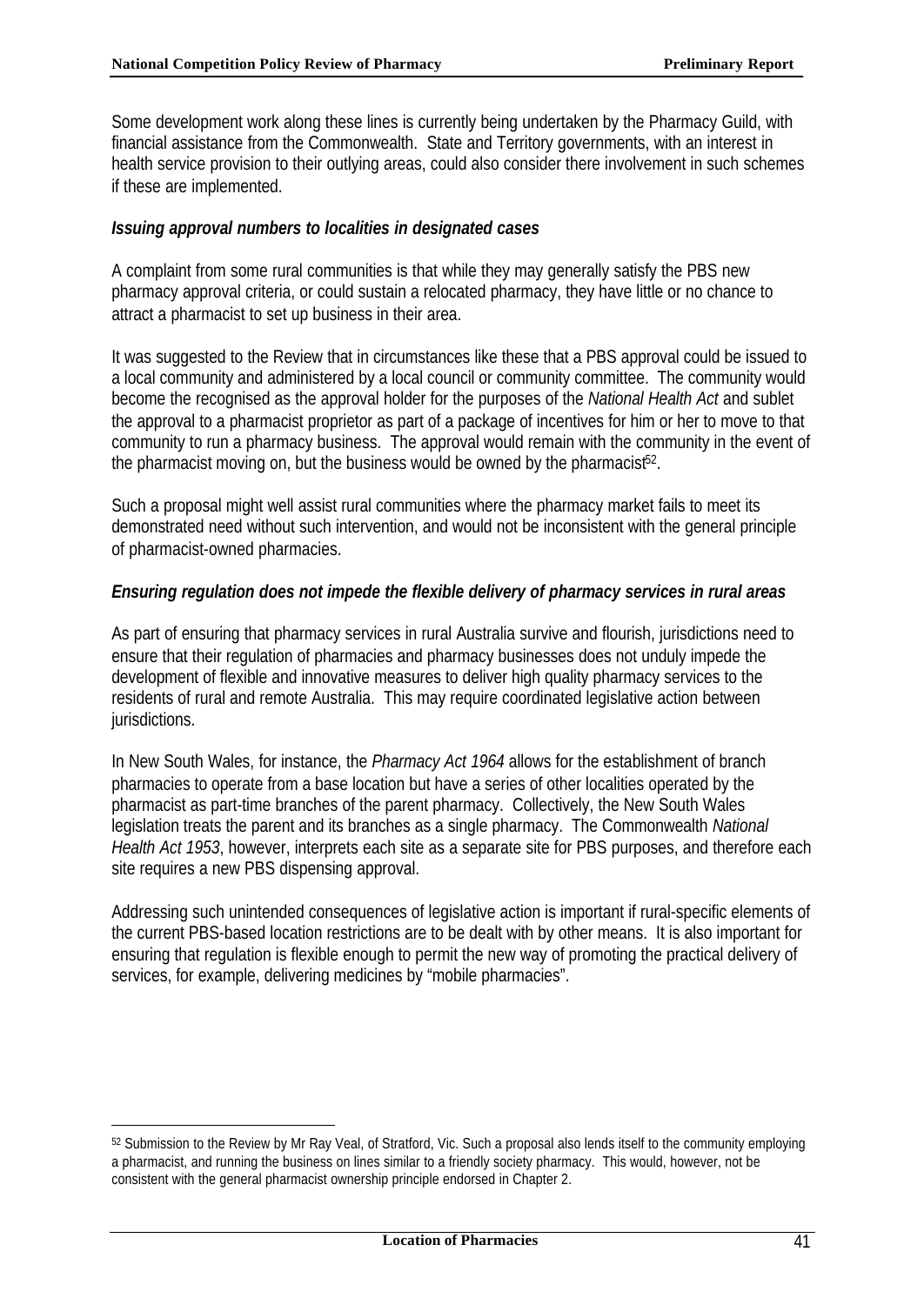Some development work along these lines is currently being undertaken by the Pharmacy Guild, with financial assistance from the Commonwealth. State and Territory governments, with an interest in health service provision to their outlying areas, could also consider there involvement in such schemes if these are implemented.

***Issuing approval numbers to localities in designated cases***

A complaint from some rural communities is that while they may generally satisfy the PBS new pharmacy approval criteria, or could sustain a relocated pharmacy, they have little or no chance to attract a pharmacist to set up business in their area.

It was suggested to the Review that in circumstances like these that a PBS approval could be issued to a local community and administered by a local council or community committee. The community would become the recognised as the approval holder for the purposes of the *National Health Act* and sublet the approval to a pharmacist proprietor as part of a package of incentives for him or her to move to that community to run a pharmacy business. The approval would remain with the community in the event of the pharmacist moving on, but the business would be owned by the pharmacist[52].

Such a proposal might well assist rural communities where the pharmacy market fails to meet its demonstrated need without such intervention, and would not be inconsistent with the general principle of pharmacist-owned pharmacies.

***Ensuring regulation does not impede the flexible delivery of pharmacy services in rural areas***

As part of ensuring that pharmacy services in rural Australia survive and flourish, jurisdictions need to ensure that their regulation of pharmacies and pharmacy businesses does not unduly impede the development of flexible and innovative measures to deliver high quality pharmacy services to the residents of rural and remote Australia. This may require coordinated legislative action between jurisdictions.

In New South Wales, for instance, the *Pharmacy Act 1964* allows for the establishment of branch pharmacies to operate from a base location but have a series of other localities operated by the pharmacist as part-time branches of the parent pharmacy. Collectively, the New South Wales legislation treats the parent and its branches as a single pharmacy. The Commonwealth *National Health Act 1953*, however, interprets each site as a separate site for PBS purposes, and therefore each site requires a new PBS dispensing approval.

Addressing such unintended consequences of legislative action is important if rural-specific elements of the current PBS-based location restrictions are to be dealt with by other means. It is also important for ensuring that regulation is flexible enough to permit the new way of promoting the practical delivery of services, for example, delivering medicines by “mobile pharmacies”.

---

[52] Submission to the Review by Mr Ray Veal, of Stratford, Vic. Such a proposal also lends itself to the community employing a pharmacist, and running the business on lines similar to a friendly society pharmacy. This would, however, not be consistent with the general pharmacist ownership principle endorsed in Chapter 2.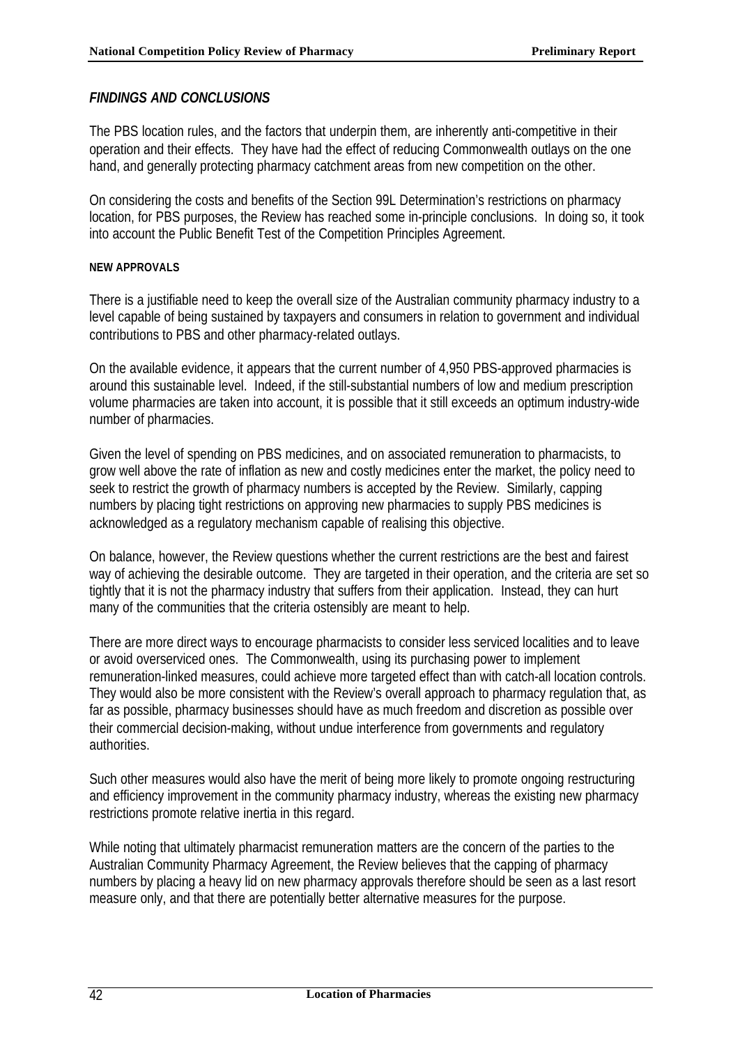## *FINDINGS AND CONCLUSIONS*

The PBS location rules, and the factors that underpin them, are inherently anti-competitive in their operation and their effects. They have had the effect of reducing Commonwealth outlays on the one hand, and generally protecting pharmacy catchment areas from new competition on the other.

On considering the costs and benefits of the Section 99L Determination's restrictions on pharmacy location, for PBS purposes, the Review has reached some in-principle conclusions. In doing so, it took into account the Public Benefit Test of the Competition Principles Agreement.

#### NEW APPROVALS

There is a justifiable need to keep the overall size of the Australian community pharmacy industry to a level capable of being sustained by taxpayers and consumers in relation to government and individual contributions to PBS and other pharmacy-related outlays.

On the available evidence, it appears that the current number of 4,950 PBS-approved pharmacies is around this sustainable level. Indeed, if the still-substantial numbers of low and medium prescription volume pharmacies are taken into account, it is possible that it still exceeds an optimum industry-wide number of pharmacies.

Given the level of spending on PBS medicines, and on associated remuneration to pharmacists, to grow well above the rate of inflation as new and costly medicines enter the market, the policy need to seek to restrict the growth of pharmacy numbers is accepted by the Review. Similarly, capping numbers by placing tight restrictions on approving new pharmacies to supply PBS medicines is acknowledged as a regulatory mechanism capable of realising this objective.

On balance, however, the Review questions whether the current restrictions are the best and fairest way of achieving the desirable outcome. They are targeted in their operation, and the criteria are set so tightly that it is not the pharmacy industry that suffers from their application. Instead, they can hurt many of the communities that the criteria ostensibly are meant to help.

There are more direct ways to encourage pharmacists to consider less serviced localities and to leave or avoid overserviced ones. The Commonwealth, using its purchasing power to implement remuneration-linked measures, could achieve more targeted effect than with catch-all location controls. They would also be more consistent with the Review's overall approach to pharmacy regulation that, as far as possible, pharmacy businesses should have as much freedom and discretion as possible over their commercial decision-making, without undue interference from governments and regulatory authorities.

Such other measures would also have the merit of being more likely to promote ongoing restructuring and efficiency improvement in the community pharmacy industry, whereas the existing new pharmacy restrictions promote relative inertia in this regard.

While noting that ultimately pharmacist remuneration matters are the concern of the parties to the Australian Community Pharmacy Agreement, the Review believes that the capping of pharmacy numbers by placing a heavy lid on new pharmacy approvals therefore should be seen as a last resort measure only, and that there are potentially better alternative measures for the purpose.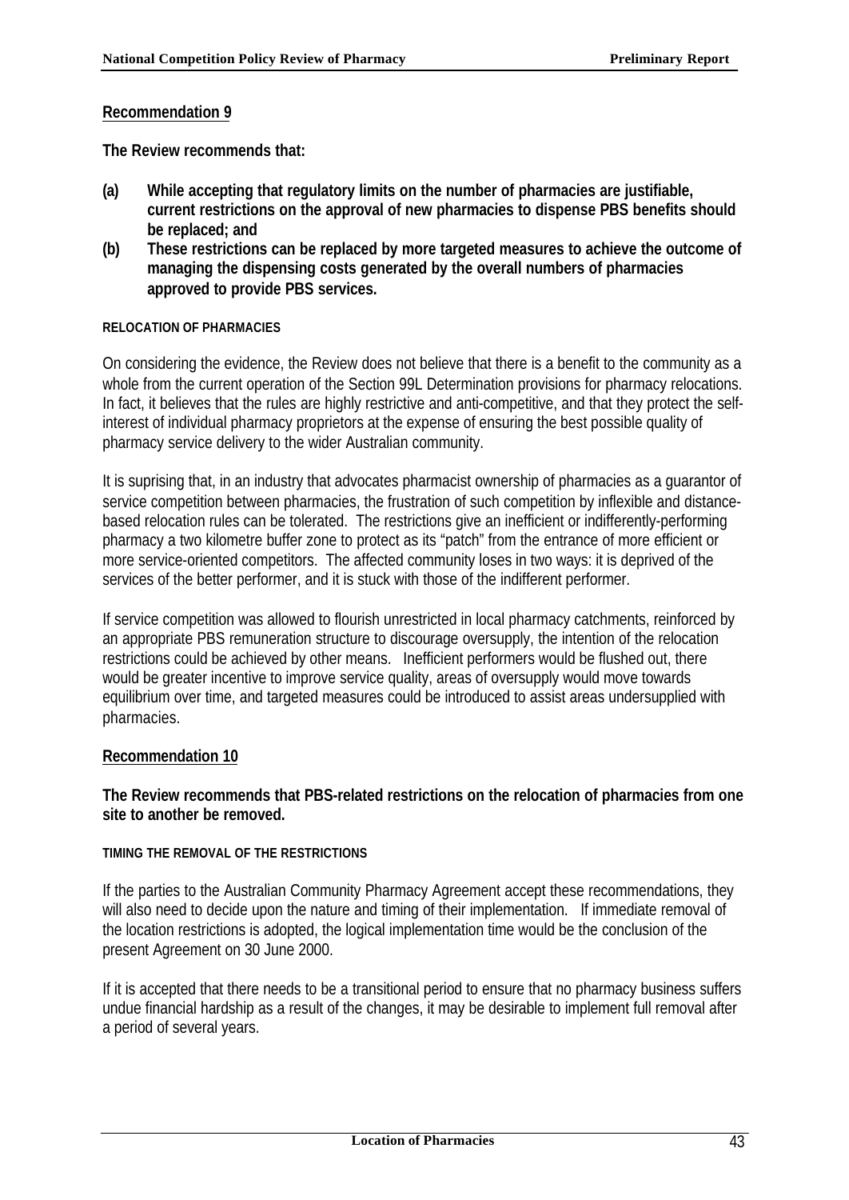**Recommendation 9**

**The Review recommends that:**

**(a) While accepting that regulatory limits on the number of pharmacies are justifiable, current restrictions on the approval of new pharmacies to dispense PBS benefits should be replaced; and**

**(b) These restrictions can be replaced by more targeted measures to achieve the outcome of managing the dispensing costs generated by the overall numbers of pharmacies approved to provide PBS services.**

#### RELOCATION OF PHARMACIES

On considering the evidence, the Review does not believe that there is a benefit to the community as a whole from the current operation of the Section 99L Determination provisions for pharmacy relocations. In fact, it believes that the rules are highly restrictive and anti-competitive, and that they protect the self-interest of individual pharmacy proprietors at the expense of ensuring the best possible quality of pharmacy service delivery to the wider Australian community.

It is suprising that, in an industry that advocates pharmacist ownership of pharmacies as a guarantor of service competition between pharmacies, the frustration of such competition by inflexible and distance-based relocation rules can be tolerated. The restrictions give an inefficient or indifferently-performing pharmacy a two kilometre buffer zone to protect as its "patch" from the entrance of more efficient or more service-oriented competitors. The affected community loses in two ways: it is deprived of the services of the better performer, and it is stuck with those of the indifferent performer.

If service competition was allowed to flourish unrestricted in local pharmacy catchments, reinforced by an appropriate PBS remuneration structure to discourage oversupply, the intention of the relocation restrictions could be achieved by other means. Inefficient performers would be flushed out, there would be greater incentive to improve service quality, areas of oversupply would move towards equilibrium over time, and targeted measures could be introduced to assist areas undersupplied with pharmacies.

**Recommendation 10**

**The Review recommends that PBS-related restrictions on the relocation of pharmacies from one site to another be removed.**

#### TIMING THE REMOVAL OF THE RESTRICTIONS

If the parties to the Australian Community Pharmacy Agreement accept these recommendations, they will also need to decide upon the nature and timing of their implementation. If immediate removal of the location restrictions is adopted, the logical implementation time would be the conclusion of the present Agreement on 30 June 2000.

If it is accepted that there needs to be a transitional period to ensure that no pharmacy business suffers undue financial hardship as a result of the changes, it may be desirable to implement full removal after a period of several years.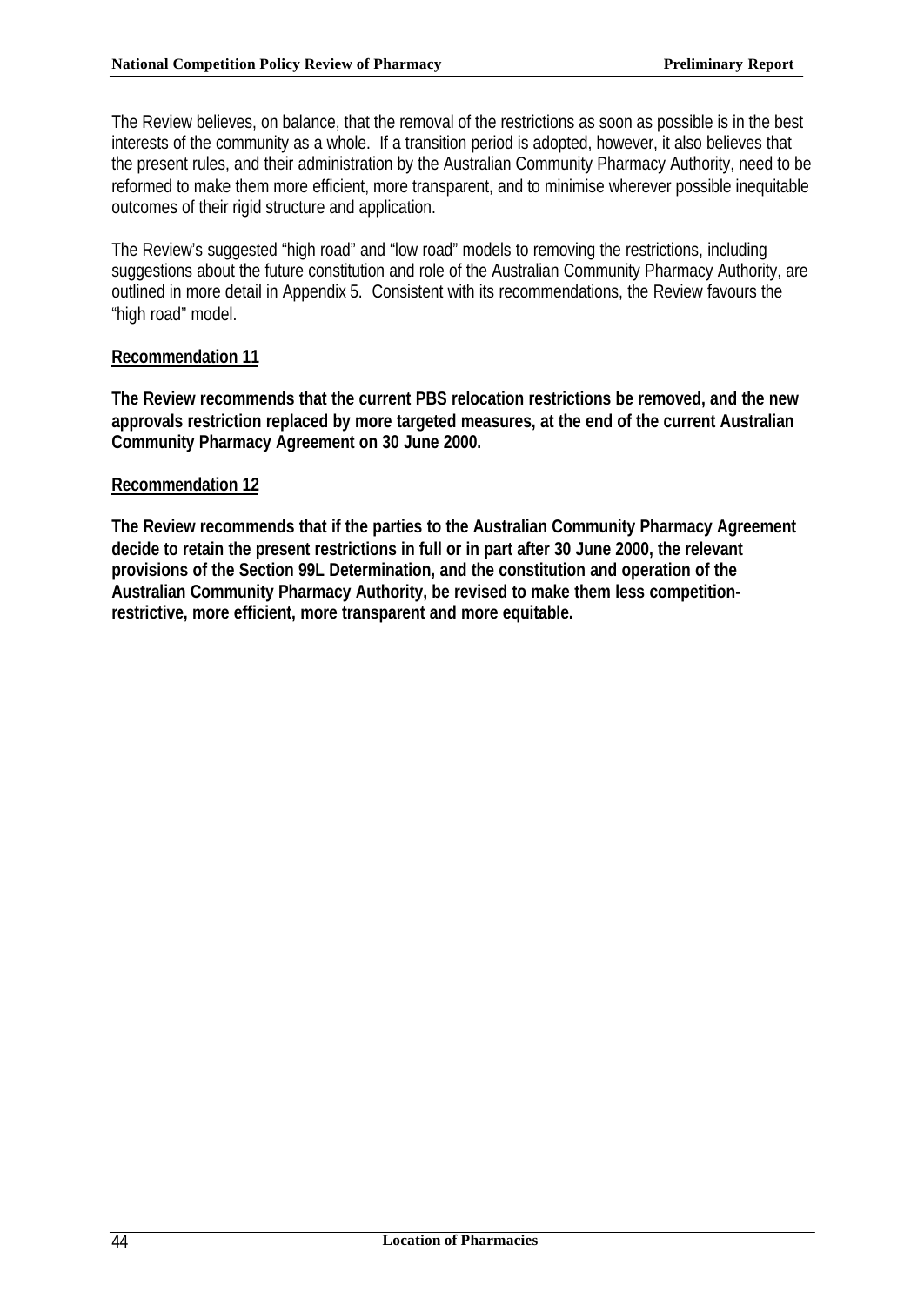The Review believes, on balance, that the removal of the restrictions as soon as possible is in the best interests of the community as a whole. If a transition period is adopted, however, it also believes that the present rules, and their administration by the Australian Community Pharmacy Authority, need to be reformed to make them more efficient, more transparent, and to minimise wherever possible inequitable outcomes of their rigid structure and application.

The Review's suggested "high road" and "low road" models to removing the restrictions, including suggestions about the future constitution and role of the Australian Community Pharmacy Authority, are outlined in more detail in Appendix 5. Consistent with its recommendations, the Review favours the "high road" model.

**Recommendation 11**

**The Review recommends that the current PBS relocation restrictions be removed, and the new approvals restriction replaced by more targeted measures, at the end of the current Australian Community Pharmacy Agreement on 30 June 2000.**

**Recommendation 12**

**The Review recommends that if the parties to the Australian Community Pharmacy Agreement decide to retain the present restrictions in full or in part after 30 June 2000, the relevant provisions of the Section 99L Determination, and the constitution and operation of the Australian Community Pharmacy Authority, be revised to make them less competition-restrictive, more efficient, more transparent and more equitable.**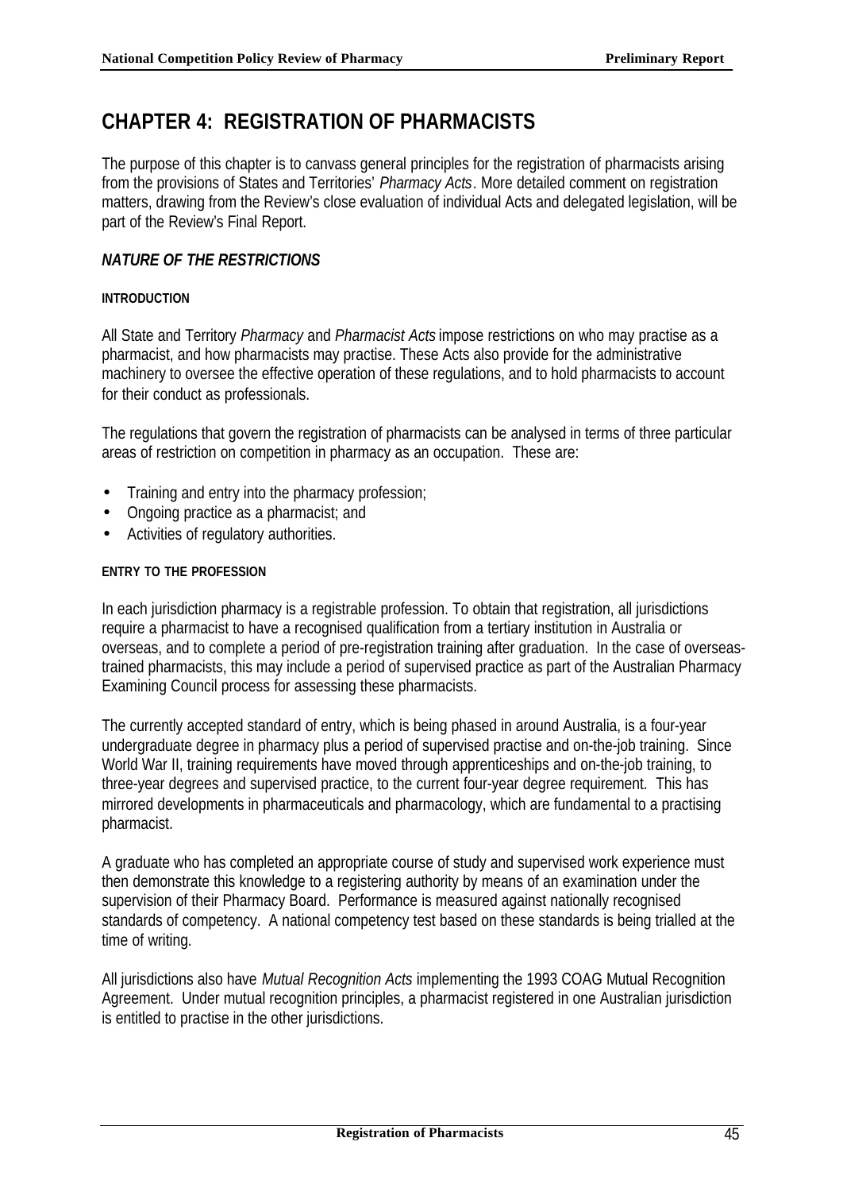# CHAPTER 4: REGISTRATION OF PHARMACISTS

The purpose of this chapter is to canvass general principles for the registration of pharmacists arising from the provisions of States and Territories' *Pharmacy Acts*. More detailed comment on registration matters, drawing from the Review's close evaluation of individual Acts and delegated legislation, will be part of the Review's Final Report.

## *NATURE OF THE RESTRICTIONS*

### INTRODUCTION

All State and Territory *Pharmacy* and *Pharmacist Acts* impose restrictions on who may practise as a pharmacist, and how pharmacists may practise. These Acts also provide for the administrative machinery to oversee the effective operation of these regulations, and to hold pharmacists to account for their conduct as professionals.

The regulations that govern the registration of pharmacists can be analysed in terms of three particular areas of restriction on competition in pharmacy as an occupation. These are:

- Training and entry into the pharmacy profession;
- Ongoing practice as a pharmacist; and
- Activities of regulatory authorities.

### ENTRY TO THE PROFESSION

In each jurisdiction pharmacy is a registrable profession. To obtain that registration, all jurisdictions require a pharmacist to have a recognised qualification from a tertiary institution in Australia or overseas, and to complete a period of pre-registration training after graduation. In the case of overseas-trained pharmacists, this may include a period of supervised practice as part of the Australian Pharmacy Examining Council process for assessing these pharmacists.

The currently accepted standard of entry, which is being phased in around Australia, is a four-year undergraduate degree in pharmacy plus a period of supervised practise and on-the-job training. Since World War II, training requirements have moved through apprenticeships and on-the-job training, to three-year degrees and supervised practice, to the current four-year degree requirement. This has mirrored developments in pharmaceuticals and pharmacology, which are fundamental to a practising pharmacist.

A graduate who has completed an appropriate course of study and supervised work experience must then demonstrate this knowledge to a registering authority by means of an examination under the supervision of their Pharmacy Board. Performance is measured against nationally recognised standards of competency. A national competency test based on these standards is being trialled at the time of writing.

All jurisdictions also have *Mutual Recognition Acts* implementing the 1993 COAG Mutual Recognition Agreement. Under mutual recognition principles, a pharmacist registered in one Australian jurisdiction is entitled to practise in the other jurisdictions.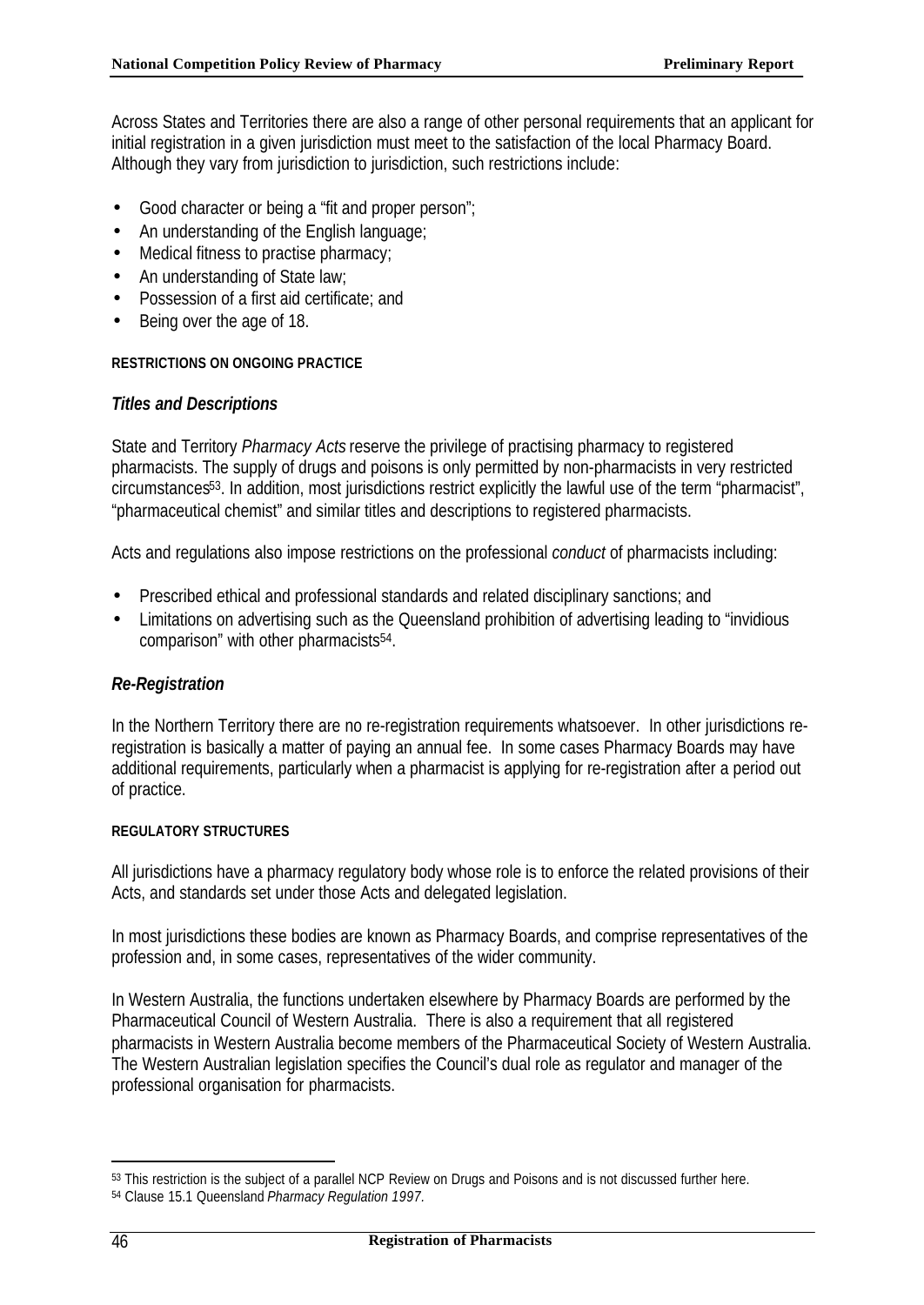Across States and Territories there are also a range of other personal requirements that an applicant for initial registration in a given jurisdiction must meet to the satisfaction of the local Pharmacy Board. Although they vary from jurisdiction to jurisdiction, such restrictions include:

- Good character or being a "fit and proper person";
- An understanding of the English language;
- Medical fitness to practise pharmacy;
- An understanding of State law;
- Possession of a first aid certificate; and
- Being over the age of 18.

#### RESTRICTIONS ON ONGOING PRACTICE

### *Titles and Descriptions*

State and Territory *Pharmacy Acts* reserve the privilege of practising pharmacy to registered pharmacists. The supply of drugs and poisons is only permitted by non-pharmacists in very restricted circumstances[53]. In addition, most jurisdictions restrict explicitly the lawful use of the term "pharmacist", "pharmaceutical chemist" and similar titles and descriptions to registered pharmacists.

Acts and regulations also impose restrictions on the professional *conduct* of pharmacists including:

- Prescribed ethical and professional standards and related disciplinary sanctions; and
- Limitations on advertising such as the Queensland prohibition of advertising leading to "invidious comparison" with other pharmacists[54].

### *Re-Registration*

In the Northern Territory there are no re-registration requirements whatsoever. In other jurisdictions re-registration is basically a matter of paying an annual fee. In some cases Pharmacy Boards may have additional requirements, particularly when a pharmacist is applying for re-registration after a period out of practice.

#### REGULATORY STRUCTURES

All jurisdictions have a pharmacy regulatory body whose role is to enforce the related provisions of their Acts, and standards set under those Acts and delegated legislation.

In most jurisdictions these bodies are known as Pharmacy Boards, and comprise representatives of the profession and, in some cases, representatives of the wider community.

In Western Australia, the functions undertaken elsewhere by Pharmacy Boards are performed by the Pharmaceutical Council of Western Australia. There is also a requirement that all registered pharmacists in Western Australia become members of the Pharmaceutical Society of Western Australia. The Western Australian legislation specifies the Council's dual role as regulator and manager of the professional organisation for pharmacists.

---

[53] This restriction is the subject of a parallel NCP Review on Drugs and Poisons and is not discussed further here.

[54] Clause 15.1 Queensland *Pharmacy Regulation 1997*.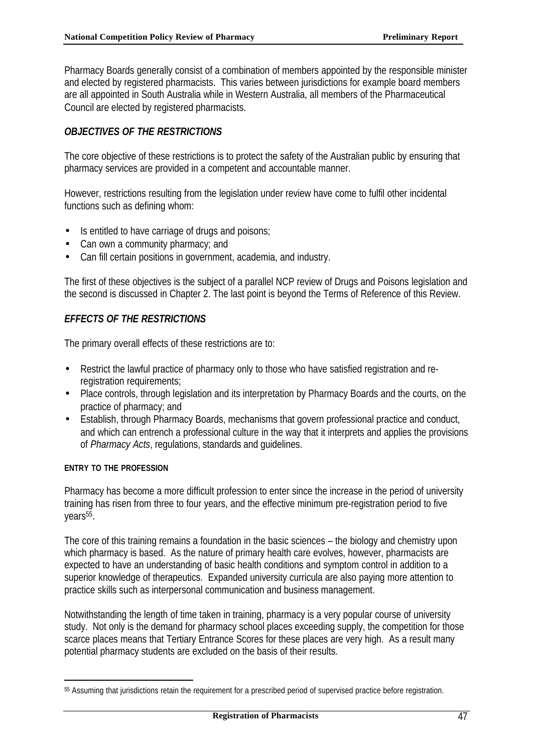Pharmacy Boards generally consist of a combination of members appointed by the responsible minister and elected by registered pharmacists. This varies between jurisdictions for example board members are all appointed in South Australia while in Western Australia, all members of the Pharmaceutical Council are elected by registered pharmacists.

### *OBJECTIVES OF THE RESTRICTIONS*

The core objective of these restrictions is to protect the safety of the Australian public by ensuring that pharmacy services are provided in a competent and accountable manner.

However, restrictions resulting from the legislation under review have come to fulfil other incidental functions such as defining whom:

- Is entitled to have carriage of drugs and poisons;
- Can own a community pharmacy; and
- Can fill certain positions in government, academia, and industry.

The first of these objectives is the subject of a parallel NCP review of Drugs and Poisons legislation and the second is discussed in Chapter 2. The last point is beyond the Terms of Reference of this Review.

### *EFFECTS OF THE RESTRICTIONS*

The primary overall effects of these restrictions are to:

- Restrict the lawful practice of pharmacy only to those who have satisfied registration and re-registration requirements;
- Place controls, through legislation and its interpretation by Pharmacy Boards and the courts, on the practice of pharmacy; and
- Establish, through Pharmacy Boards, mechanisms that govern professional practice and conduct, and which can entrench a professional culture in the way that it interprets and applies the provisions of *Pharmacy Acts*, regulations, standards and guidelines.

#### ENTRY TO THE PROFESSION

Pharmacy has become a more difficult profession to enter since the increase in the period of university training has risen from three to four years, and the effective minimum pre-registration period to five years[55].

The core of this training remains a foundation in the basic sciences – the biology and chemistry upon which pharmacy is based. As the nature of primary health care evolves, however, pharmacists are expected to have an understanding of basic health conditions and symptom control in addition to a superior knowledge of therapeutics. Expanded university curricula are also paying more attention to practice skills such as interpersonal communication and business management.

Notwithstanding the length of time taken in training, pharmacy is a very popular course of university study. Not only is the demand for pharmacy school places exceeding supply, the competition for those scarce places means that Tertiary Entrance Scores for these places are very high. As a result many potential pharmacy students are excluded on the basis of their results.

---

[55] Assuming that jurisdictions retain the requirement for a prescribed period of supervised practice before registration.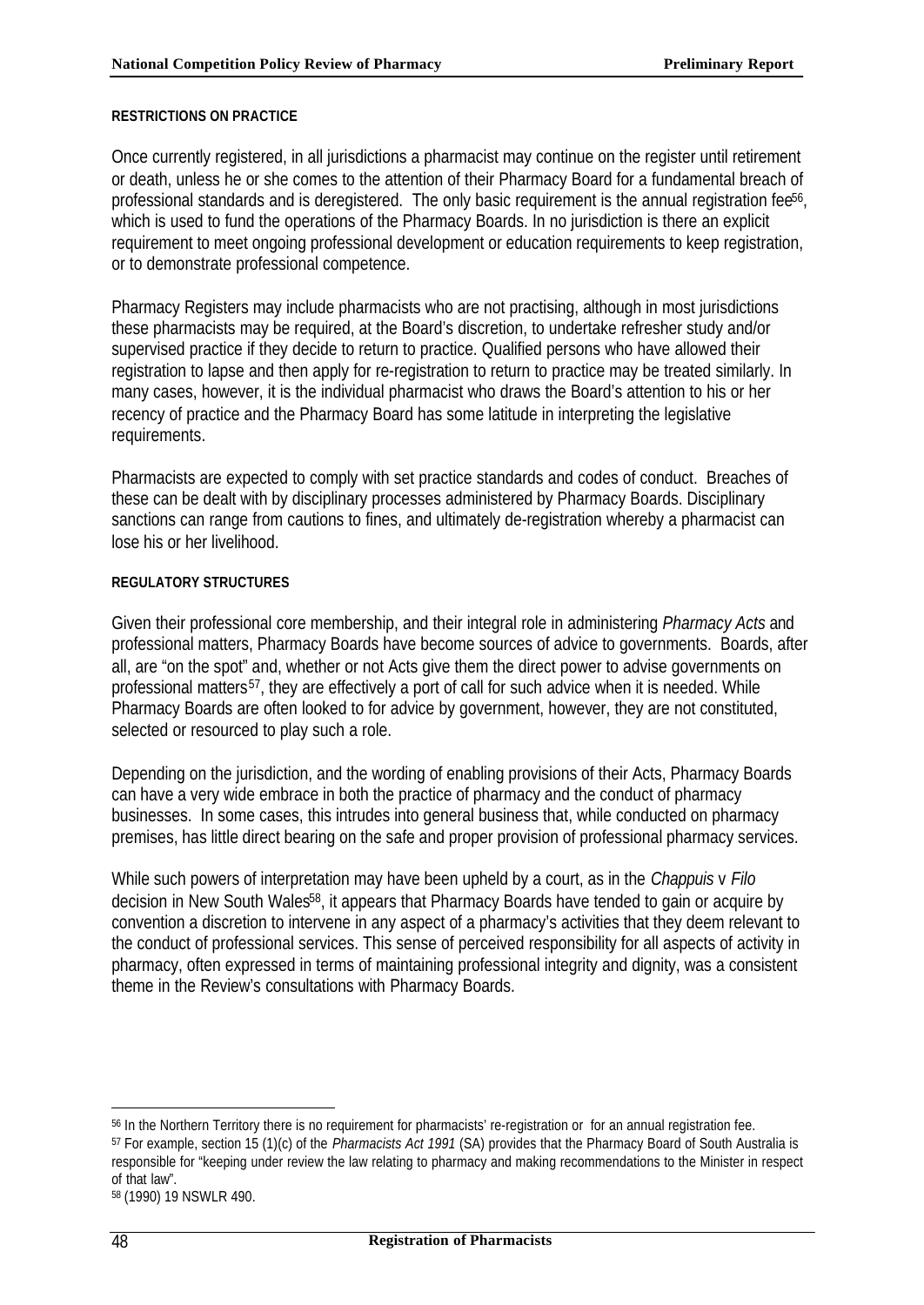#### RESTRICTIONS ON PRACTICE

Once currently registered, in all jurisdictions a pharmacist may continue on the register until retirement or death, unless he or she comes to the attention of their Pharmacy Board for a fundamental breach of professional standards and is deregistered. The only basic requirement is the annual registration fee[56], which is used to fund the operations of the Pharmacy Boards. In no jurisdiction is there an explicit requirement to meet ongoing professional development or education requirements to keep registration, or to demonstrate professional competence.

Pharmacy Registers may include pharmacists who are not practising, although in most jurisdictions these pharmacists may be required, at the Board's discretion, to undertake refresher study and/or supervised practice if they decide to return to practice. Qualified persons who have allowed their registration to lapse and then apply for re-registration to return to practice may be treated similarly. In many cases, however, it is the individual pharmacist who draws the Board's attention to his or her recency of practice and the Pharmacy Board has some latitude in interpreting the legislative requirements.

Pharmacists are expected to comply with set practice standards and codes of conduct. Breaches of these can be dealt with by disciplinary processes administered by Pharmacy Boards. Disciplinary sanctions can range from cautions to fines, and ultimately de-registration whereby a pharmacist can lose his or her livelihood.

#### REGULATORY STRUCTURES

Given their professional core membership, and their integral role in administering *Pharmacy Acts* and professional matters, Pharmacy Boards have become sources of advice to governments. Boards, after all, are "on the spot" and, whether or not Acts give them the direct power to advise governments on professional matters[57], they are effectively a port of call for such advice when it is needed. While Pharmacy Boards are often looked to for advice by government, however, they are not constituted, selected or resourced to play such a role.

Depending on the jurisdiction, and the wording of enabling provisions of their Acts, Pharmacy Boards can have a very wide embrace in both the practice of pharmacy and the conduct of pharmacy businesses. In some cases, this intrudes into general business that, while conducted on pharmacy premises, has little direct bearing on the safe and proper provision of professional pharmacy services.

While such powers of interpretation may have been upheld by a court, as in the *Chappuis* v *Filo* decision in New South Wales[58], it appears that Pharmacy Boards have tended to gain or acquire by convention a discretion to intervene in any aspect of a pharmacy's activities that they deem relevant to the conduct of professional services. This sense of perceived responsibility for all aspects of activity in pharmacy, often expressed in terms of maintaining professional integrity and dignity, was a consistent theme in the Review's consultations with Pharmacy Boards.

---

[56] In the Northern Territory there is no requirement for pharmacists' re-registration or for an annual registration fee.

[57] For example, section 15 (1)(c) of the *Pharmacists Act 1991* (SA) provides that the Pharmacy Board of South Australia is responsible for "keeping under review the law relating to pharmacy and making recommendations to the Minister in respect of that law".

[58] (1990) 19 NSWLR 490.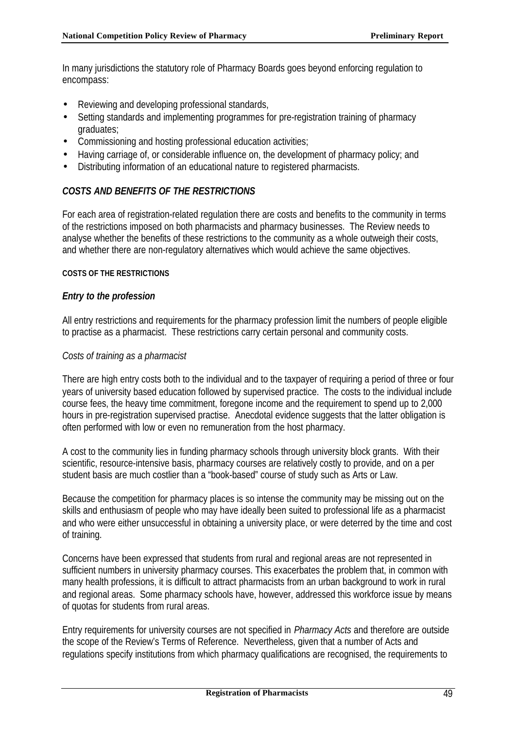In many jurisdictions the statutory role of Pharmacy Boards goes beyond enforcing regulation to encompass:

- Reviewing and developing professional standards,
- Setting standards and implementing programmes for pre-registration training of pharmacy graduates;
- Commissioning and hosting professional education activities;
- Having carriage of, or considerable influence on, the development of pharmacy policy; and
- Distributing information of an educational nature to registered pharmacists.

### *COSTS AND BENEFITS OF THE RESTRICTIONS*

For each area of registration-related regulation there are costs and benefits to the community in terms of the restrictions imposed on both pharmacists and pharmacy businesses. The Review needs to analyse whether the benefits of these restrictions to the community as a whole outweigh their costs, and whether there are non-regulatory alternatives which would achieve the same objectives.

#### COSTS OF THE RESTRICTIONS

#### *Entry to the profession*

All entry restrictions and requirements for the pharmacy profession limit the numbers of people eligible to practise as a pharmacist. These restrictions carry certain personal and community costs.

*Costs of training as a pharmacist*

There are high entry costs both to the individual and to the taxpayer of requiring a period of three or four years of university based education followed by supervised practice. The costs to the individual include course fees, the heavy time commitment, foregone income and the requirement to spend up to 2,000 hours in pre-registration supervised practise. Anecdotal evidence suggests that the latter obligation is often performed with low or even no remuneration from the host pharmacy.

A cost to the community lies in funding pharmacy schools through university block grants. With their scientific, resource-intensive basis, pharmacy courses are relatively costly to provide, and on a per student basis are much costlier than a "book-based" course of study such as Arts or Law.

Because the competition for pharmacy places is so intense the community may be missing out on the skills and enthusiasm of people who may have ideally been suited to professional life as a pharmacist and who were either unsuccessful in obtaining a university place, or were deterred by the time and cost of training.

Concerns have been expressed that students from rural and regional areas are not represented in sufficient numbers in university pharmacy courses. This exacerbates the problem that, in common with many health professions, it is difficult to attract pharmacists from an urban background to work in rural and regional areas. Some pharmacy schools have, however, addressed this workforce issue by means of quotas for students from rural areas.

Entry requirements for university courses are not specified in *Pharmacy Acts* and therefore are outside the scope of the Review's Terms of Reference. Nevertheless, given that a number of Acts and regulations specify institutions from which pharmacy qualifications are recognised, the requirements to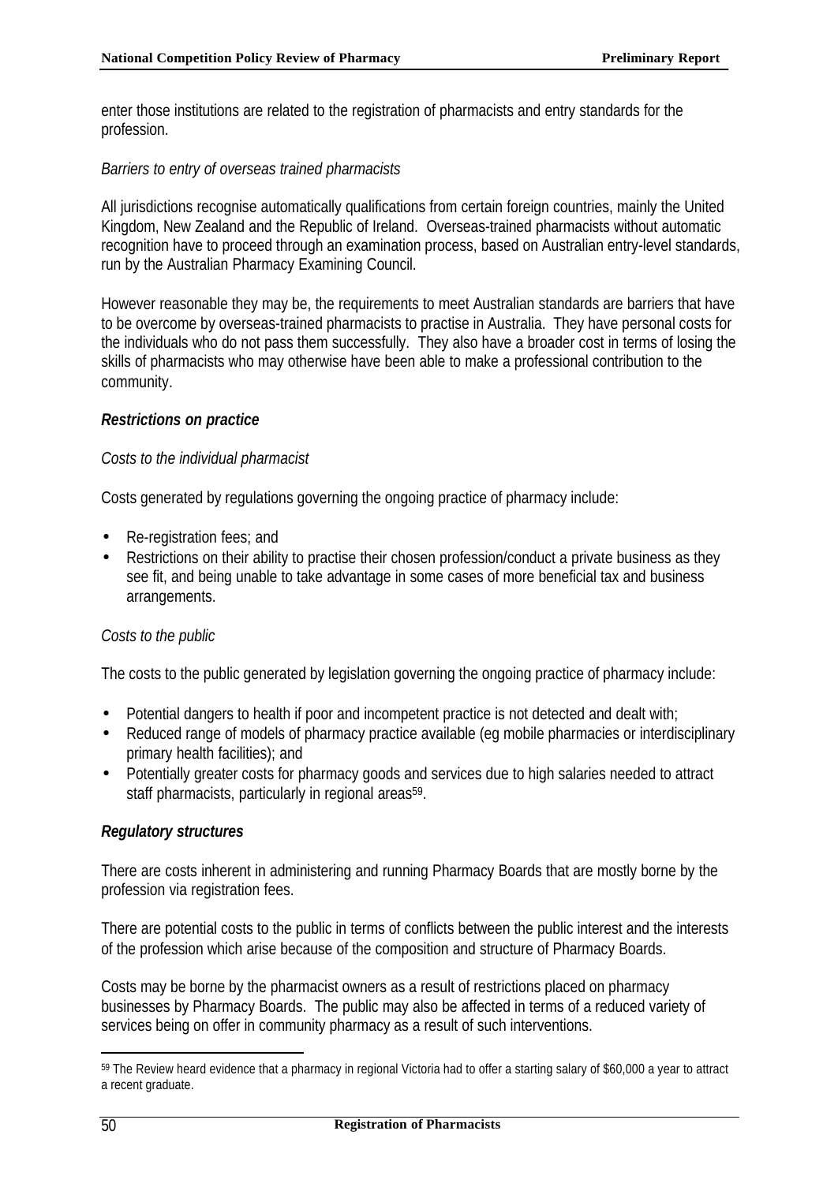enter those institutions are related to the registration of pharmacists and entry standards for the profession.

*Barriers to entry of overseas trained pharmacists*

All jurisdictions recognise automatically qualifications from certain foreign countries, mainly the United Kingdom, New Zealand and the Republic of Ireland. Overseas-trained pharmacists without automatic recognition have to proceed through an examination process, based on Australian entry-level standards, run by the Australian Pharmacy Examining Council.

However reasonable they may be, the requirements to meet Australian standards are barriers that have to be overcome by overseas-trained pharmacists to practise in Australia. They have personal costs for the individuals who do not pass them successfully. They also have a broader cost in terms of losing the skills of pharmacists who may otherwise have been able to make a professional contribution to the community.

***Restrictions on practice***

*Costs to the individual pharmacist*

Costs generated by regulations governing the ongoing practice of pharmacy include:

- Re-registration fees; and
- Restrictions on their ability to practise their chosen profession/conduct a private business as they see fit, and being unable to take advantage in some cases of more beneficial tax and business arrangements.

*Costs to the public*

The costs to the public generated by legislation governing the ongoing practice of pharmacy include:

- Potential dangers to health if poor and incompetent practice is not detected and dealt with;
- Reduced range of models of pharmacy practice available (eg mobile pharmacies or interdisciplinary primary health facilities); and
- Potentially greater costs for pharmacy goods and services due to high salaries needed to attract staff pharmacists, particularly in regional areas[59].

***Regulatory structures***

There are costs inherent in administering and running Pharmacy Boards that are mostly borne by the profession via registration fees.

There are potential costs to the public in terms of conflicts between the public interest and the interests of the profession which arise because of the composition and structure of Pharmacy Boards.

Costs may be borne by the pharmacist owners as a result of restrictions placed on pharmacy businesses by Pharmacy Boards. The public may also be affected in terms of a reduced variety of services being on offer in community pharmacy as a result of such interventions.

[59] The Review heard evidence that a pharmacy in regional Victoria had to offer a starting salary of $60,000 a year to attract a recent graduate.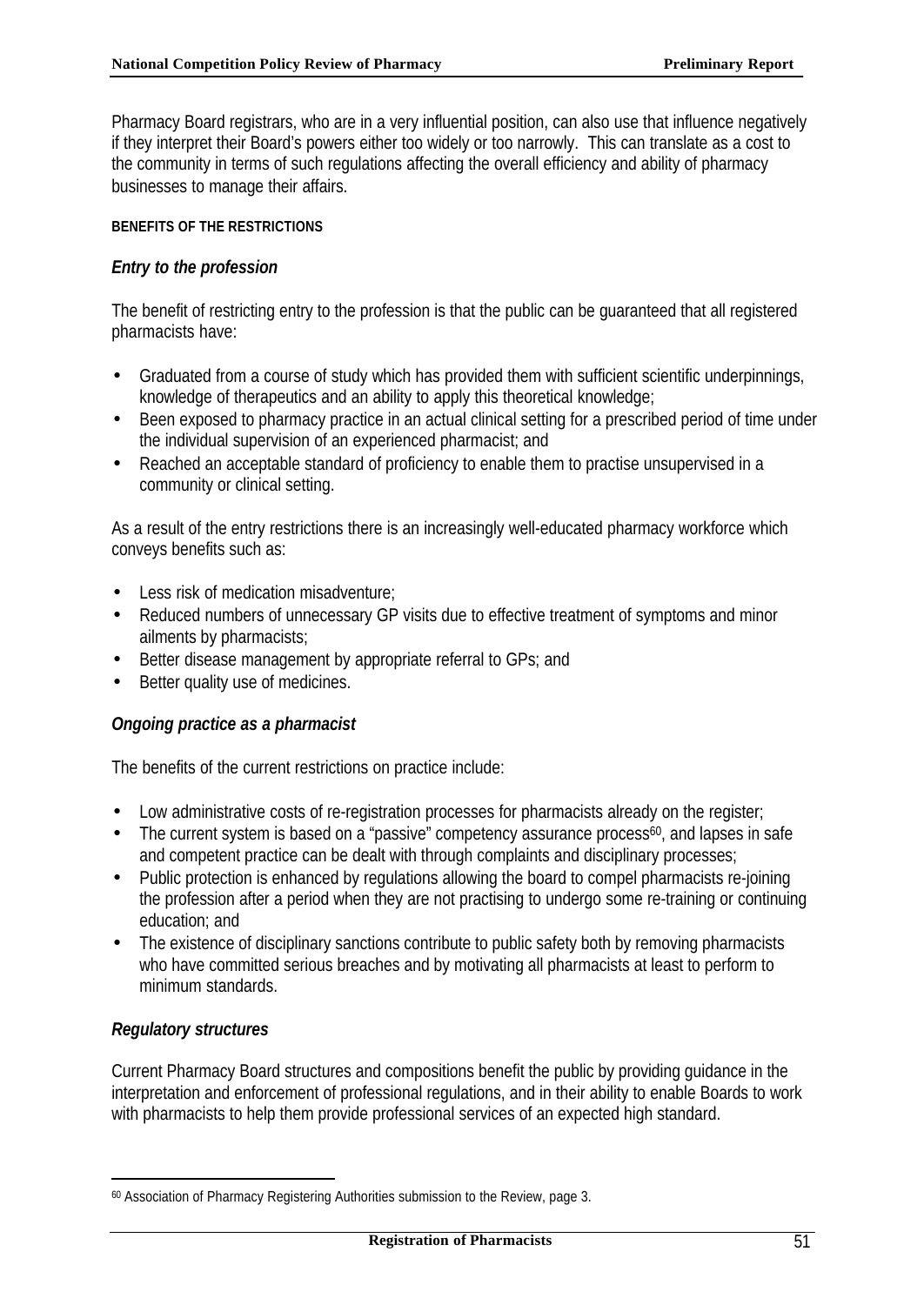Pharmacy Board registrars, who are in a very influential position, can also use that influence negatively if they interpret their Board's powers either too widely or too narrowly. This can translate as a cost to the community in terms of such regulations affecting the overall efficiency and ability of pharmacy businesses to manage their affairs.

#### BENEFITS OF THE RESTRICTIONS

### *Entry to the profession*

The benefit of restricting entry to the profession is that the public can be guaranteed that all registered pharmacists have:

- Graduated from a course of study which has provided them with sufficient scientific underpinnings, knowledge of therapeutics and an ability to apply this theoretical knowledge;
- Been exposed to pharmacy practice in an actual clinical setting for a prescribed period of time under the individual supervision of an experienced pharmacist; and
- Reached an acceptable standard of proficiency to enable them to practise unsupervised in a community or clinical setting.

As a result of the entry restrictions there is an increasingly well-educated pharmacy workforce which conveys benefits such as:

- Less risk of medication misadventure;
- Reduced numbers of unnecessary GP visits due to effective treatment of symptoms and minor ailments by pharmacists;
- Better disease management by appropriate referral to GPs; and
- Better quality use of medicines.

### *Ongoing practice as a pharmacist*

The benefits of the current restrictions on practice include:

- Low administrative costs of re-registration processes for pharmacists already on the register;
- The current system is based on a "passive" competency assurance process[60], and lapses in safe and competent practice can be dealt with through complaints and disciplinary processes;
- Public protection is enhanced by regulations allowing the board to compel pharmacists re-joining the profession after a period when they are not practising to undergo some re-training or continuing education; and
- The existence of disciplinary sanctions contribute to public safety both by removing pharmacists who have committed serious breaches and by motivating all pharmacists at least to perform to minimum standards.

### *Regulatory structures*

Current Pharmacy Board structures and compositions benefit the public by providing guidance in the interpretation and enforcement of professional regulations, and in their ability to enable Boards to work with pharmacists to help them provide professional services of an expected high standard.

---

[60] Association of Pharmacy Registering Authorities submission to the Review, page 3.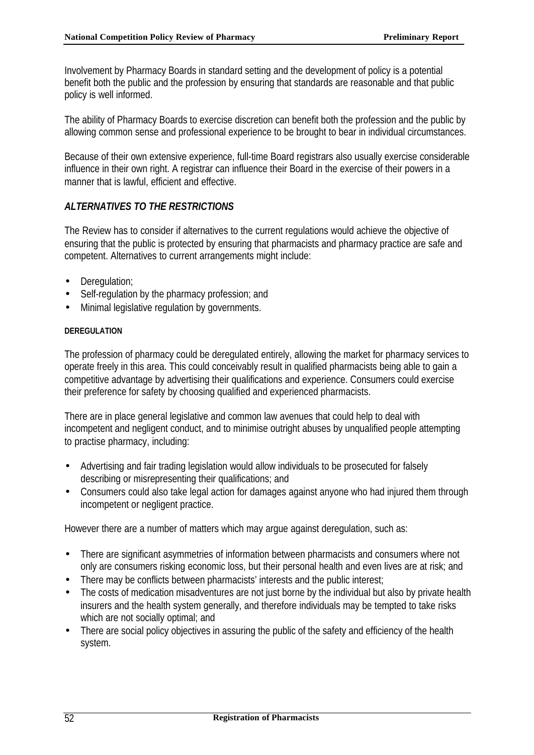Involvement by Pharmacy Boards in standard setting and the development of policy is a potential benefit both the public and the profession by ensuring that standards are reasonable and that public policy is well informed.

The ability of Pharmacy Boards to exercise discretion can benefit both the profession and the public by allowing common sense and professional experience to be brought to bear in individual circumstances.

Because of their own extensive experience, full-time Board registrars also usually exercise considerable influence in their own right. A registrar can influence their Board in the exercise of their powers in a manner that is lawful, efficient and effective.

### *ALTERNATIVES TO THE RESTRICTIONS*

The Review has to consider if alternatives to the current regulations would achieve the objective of ensuring that the public is protected by ensuring that pharmacists and pharmacy practice are safe and competent. Alternatives to current arrangements might include:

- Deregulation;
- Self-regulation by the pharmacy profession; and
- Minimal legislative regulation by governments.

#### DEREGULATION

The profession of pharmacy could be deregulated entirely, allowing the market for pharmacy services to operate freely in this area. This could conceivably result in qualified pharmacists being able to gain a competitive advantage by advertising their qualifications and experience. Consumers could exercise their preference for safety by choosing qualified and experienced pharmacists.

There are in place general legislative and common law avenues that could help to deal with incompetent and negligent conduct, and to minimise outright abuses by unqualified people attempting to practise pharmacy, including:

- Advertising and fair trading legislation would allow individuals to be prosecuted for falsely describing or misrepresenting their qualifications; and
- Consumers could also take legal action for damages against anyone who had injured them through incompetent or negligent practice.

However there are a number of matters which may argue against deregulation, such as:

- There are significant asymmetries of information between pharmacists and consumers where not only are consumers risking economic loss, but their personal health and even lives are at risk; and
- There may be conflicts between pharmacists' interests and the public interest;
- The costs of medication misadventures are not just borne by the individual but also by private health insurers and the health system generally, and therefore individuals may be tempted to take risks which are not socially optimal; and
- There are social policy objectives in assuring the public of the safety and efficiency of the health system.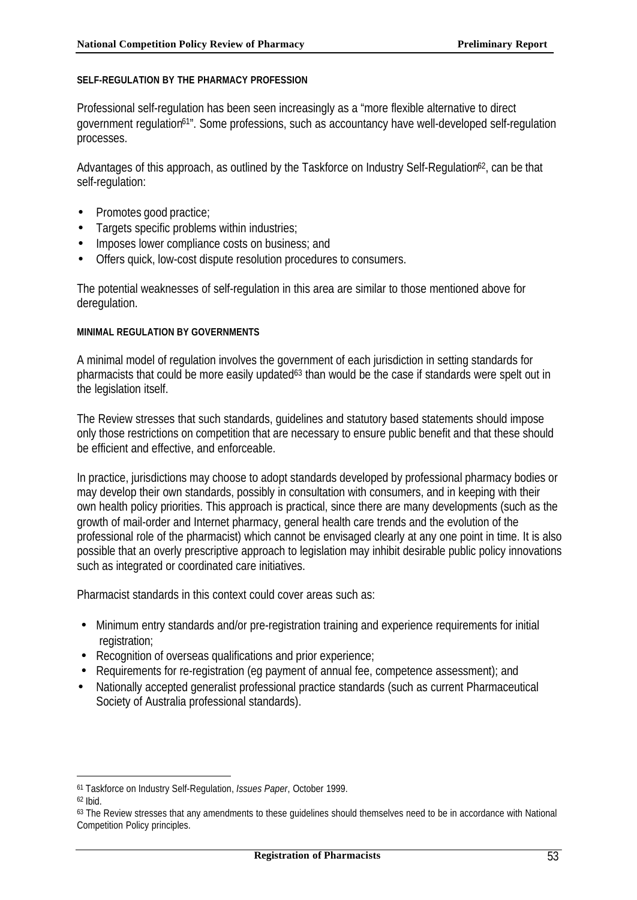### SELF-REGULATION BY THE PHARMACY PROFESSION

Professional self-regulation has been seen increasingly as a "more flexible alternative to direct government regulation[61]". Some professions, such as accountancy have well-developed self-regulation processes.

Advantages of this approach, as outlined by the Taskforce on Industry Self-Regulation[62], can be that self-regulation:

- Promotes good practice;
- Targets specific problems within industries;
- Imposes lower compliance costs on business; and
- Offers quick, low-cost dispute resolution procedures to consumers.

The potential weaknesses of self-regulation in this area are similar to those mentioned above for deregulation.

### MINIMAL REGULATION BY GOVERNMENTS

A minimal model of regulation involves the government of each jurisdiction in setting standards for pharmacists that could be more easily updated[63] than would be the case if standards were spelt out in the legislation itself.

The Review stresses that such standards, guidelines and statutory based statements should impose only those restrictions on competition that are necessary to ensure public benefit and that these should be efficient and effective, and enforceable.

In practice, jurisdictions may choose to adopt standards developed by professional pharmacy bodies or may develop their own standards, possibly in consultation with consumers, and in keeping with their own health policy priorities. This approach is practical, since there are many developments (such as the growth of mail-order and Internet pharmacy, general health care trends and the evolution of the professional role of the pharmacist) which cannot be envisaged clearly at any one point in time. It is also possible that an overly prescriptive approach to legislation may inhibit desirable public policy innovations such as integrated or coordinated care initiatives.

Pharmacist standards in this context could cover areas such as:

- Minimum entry standards and/or pre-registration training and experience requirements for initial registration;
- Recognition of overseas qualifications and prior experience;
- Requirements for re-registration (eg payment of annual fee, competence assessment); and
- Nationally accepted generalist professional practice standards (such as current Pharmaceutical Society of Australia professional standards).

---

[61] Taskforce on Industry Self-Regulation, *Issues Paper*, October 1999.

[62] Ibid.

[63] The Review stresses that any amendments to these guidelines should themselves need to be in accordance with National Competition Policy principles.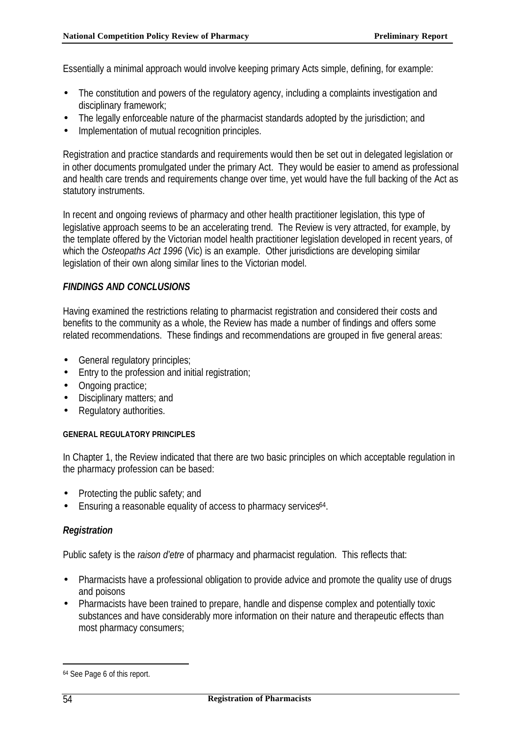Essentially a minimal approach would involve keeping primary Acts simple, defining, for example:

- The constitution and powers of the regulatory agency, including a complaints investigation and disciplinary framework;
- The legally enforceable nature of the pharmacist standards adopted by the jurisdiction; and
- Implementation of mutual recognition principles.

Registration and practice standards and requirements would then be set out in delegated legislation or in other documents promulgated under the primary Act. They would be easier to amend as professional and health care trends and requirements change over time, yet would have the full backing of the Act as statutory instruments.

In recent and ongoing reviews of pharmacy and other health practitioner legislation, this type of legislative approach seems to be an accelerating trend. The Review is very attracted, for example, by the template offered by the Victorian model health practitioner legislation developed in recent years, of which the *Osteopaths Act 1996* (Vic) is an example. Other jurisdictions are developing similar legislation of their own along similar lines to the Victorian model.

## *FINDINGS AND CONCLUSIONS*

Having examined the restrictions relating to pharmacist registration and considered their costs and benefits to the community as a whole, the Review has made a number of findings and offers some related recommendations. These findings and recommendations are grouped in five general areas:

- General regulatory principles;
- Entry to the profession and initial registration;
- Ongoing practice;
- Disciplinary matters; and
- Regulatory authorities.

### GENERAL REGULATORY PRINCIPLES

In Chapter 1, the Review indicated that there are two basic principles on which acceptable regulation in the pharmacy profession can be based:

- Protecting the public safety; and
- Ensuring a reasonable equality of access to pharmacy services[64].

#### *Registration*

Public safety is the *raison d'etre* of pharmacy and pharmacist regulation. This reflects that:

- Pharmacists have a professional obligation to provide advice and promote the quality use of drugs and poisons
- Pharmacists have been trained to prepare, handle and dispense complex and potentially toxic substances and have considerably more information on their nature and therapeutic effects than most pharmacy consumers;

[64] See Page 6 of this report.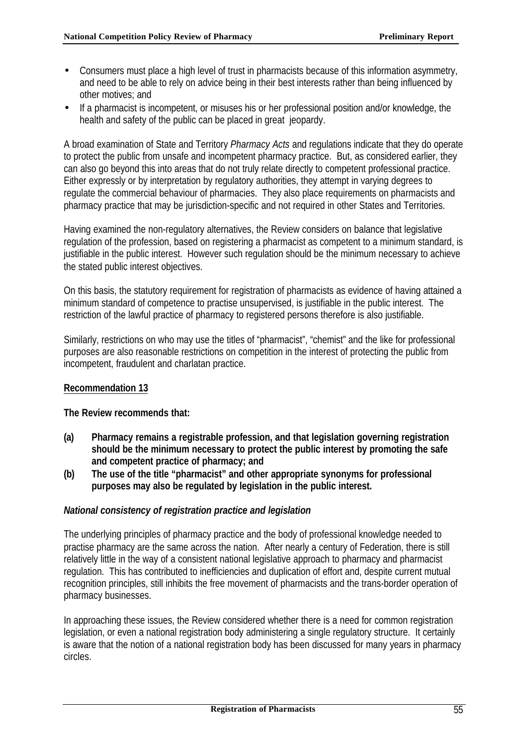- Consumers must place a high level of trust in pharmacists because of this information asymmetry, and need to be able to rely on advice being in their best interests rather than being influenced by other motives; and
- If a pharmacist is incompetent, or misuses his or her professional position and/or knowledge, the health and safety of the public can be placed in great jeopardy.

A broad examination of State and Territory *Pharmacy Acts* and regulations indicate that they do operate to protect the public from unsafe and incompetent pharmacy practice. But, as considered earlier, they can also go beyond this into areas that do not truly relate directly to competent professional practice. Either expressly or by interpretation by regulatory authorities, they attempt in varying degrees to regulate the commercial behaviour of pharmacies. They also place requirements on pharmacists and pharmacy practice that may be jurisdiction-specific and not required in other States and Territories.

Having examined the non-regulatory alternatives, the Review considers on balance that legislative regulation of the profession, based on registering a pharmacist as competent to a minimum standard, is justifiable in the public interest. However such regulation should be the minimum necessary to achieve the stated public interest objectives.

On this basis, the statutory requirement for registration of pharmacists as evidence of having attained a minimum standard of competence to practise unsupervised, is justifiable in the public interest. The restriction of the lawful practice of pharmacy to registered persons therefore is also justifiable.

Similarly, restrictions on who may use the titles of "pharmacist", "chemist" and the like for professional purposes are also reasonable restrictions on competition in the interest of protecting the public from incompetent, fraudulent and charlatan practice.

**Recommendation 13**

**The Review recommends that:**

**(a) Pharmacy remains a registrable profession, and that legislation governing registration should be the minimum necessary to protect the public interest by promoting the safe and competent practice of pharmacy; and**

**(b) The use of the title "pharmacist" and other appropriate synonyms for professional purposes may also be regulated by legislation in the public interest.**

***National consistency of registration practice and legislation***

The underlying principles of pharmacy practice and the body of professional knowledge needed to practise pharmacy are the same across the nation. After nearly a century of Federation, there is still relatively little in the way of a consistent national legislative approach to pharmacy and pharmacist regulation. This has contributed to inefficiencies and duplication of effort and, despite current mutual recognition principles, still inhibits the free movement of pharmacists and the trans-border operation of pharmacy businesses.

In approaching these issues, the Review considered whether there is a need for common registration legislation, or even a national registration body administering a single regulatory structure. It certainly is aware that the notion of a national registration body has been discussed for many years in pharmacy circles.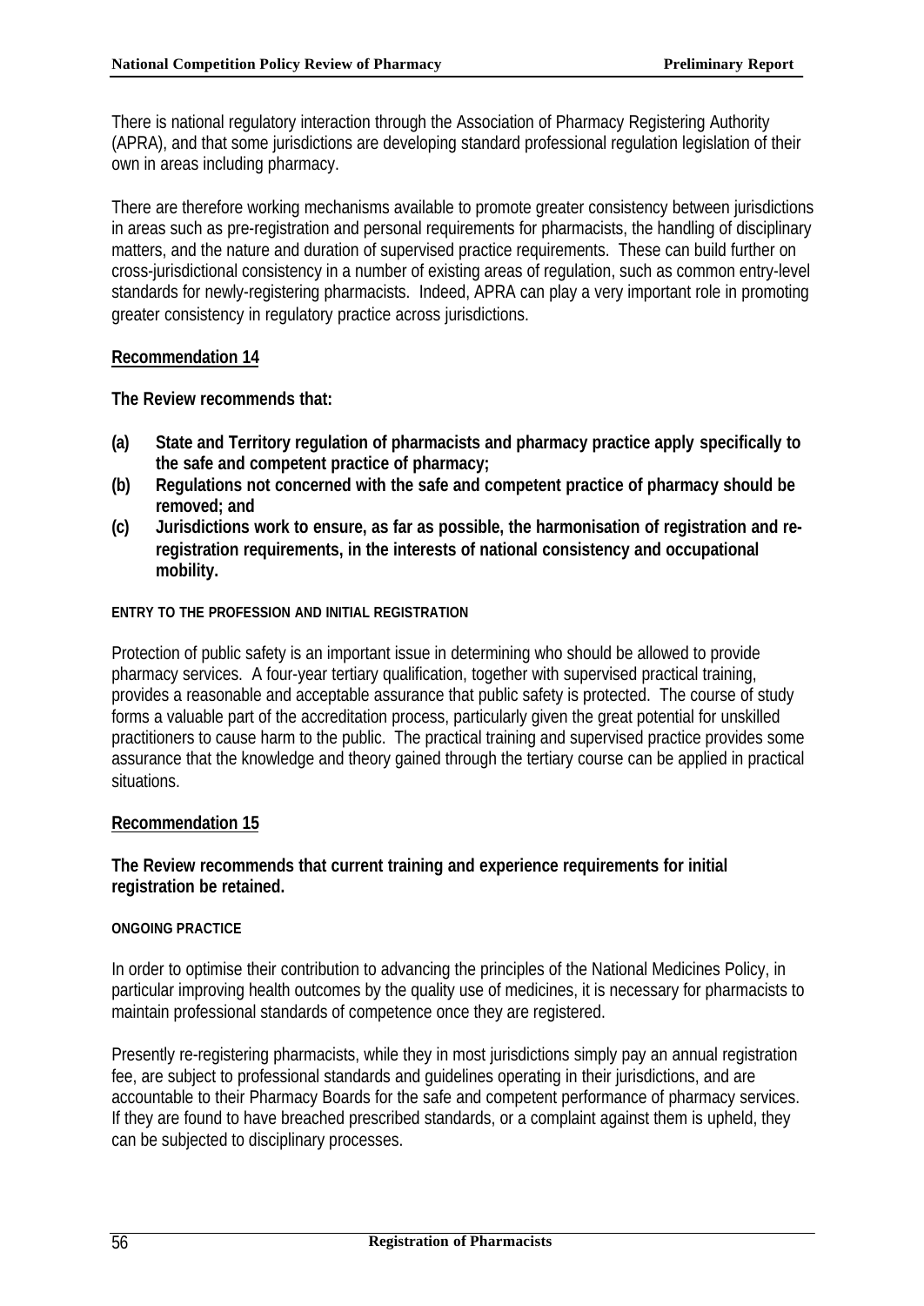There is national regulatory interaction through the Association of Pharmacy Registering Authority (APRA), and that some jurisdictions are developing standard professional regulation legislation of their own in areas including pharmacy.

There are therefore working mechanisms available to promote greater consistency between jurisdictions in areas such as pre-registration and personal requirements for pharmacists, the handling of disciplinary matters, and the nature and duration of supervised practice requirements. These can build further on cross-jurisdictional consistency in a number of existing areas of regulation, such as common entry-level standards for newly-registering pharmacists. Indeed, APRA can play a very important role in promoting greater consistency in regulatory practice across jurisdictions.

**Recommendation 14**

**The Review recommends that:**

**(a) State and Territory regulation of pharmacists and pharmacy practice apply specifically to the safe and competent practice of pharmacy;**

**(b) Regulations not concerned with the safe and competent practice of pharmacy should be removed; and**

**(c) Jurisdictions work to ensure, as far as possible, the harmonisation of registration and re-registration requirements, in the interests of national consistency and occupational mobility.**

#### ENTRY TO THE PROFESSION AND INITIAL REGISTRATION

Protection of public safety is an important issue in determining who should be allowed to provide pharmacy services. A four-year tertiary qualification, together with supervised practical training, provides a reasonable and acceptable assurance that public safety is protected. The course of study forms a valuable part of the accreditation process, particularly given the great potential for unskilled practitioners to cause harm to the public. The practical training and supervised practice provides some assurance that the knowledge and theory gained through the tertiary course can be applied in practical situations.

**Recommendation 15**

**The Review recommends that current training and experience requirements for initial registration be retained.**

#### ONGOING PRACTICE

In order to optimise their contribution to advancing the principles of the National Medicines Policy, in particular improving health outcomes by the quality use of medicines, it is necessary for pharmacists to maintain professional standards of competence once they are registered.

Presently re-registering pharmacists, while they in most jurisdictions simply pay an annual registration fee, are subject to professional standards and guidelines operating in their jurisdictions, and are accountable to their Pharmacy Boards for the safe and competent performance of pharmacy services. If they are found to have breached prescribed standards, or a complaint against them is upheld, they can be subjected to disciplinary processes.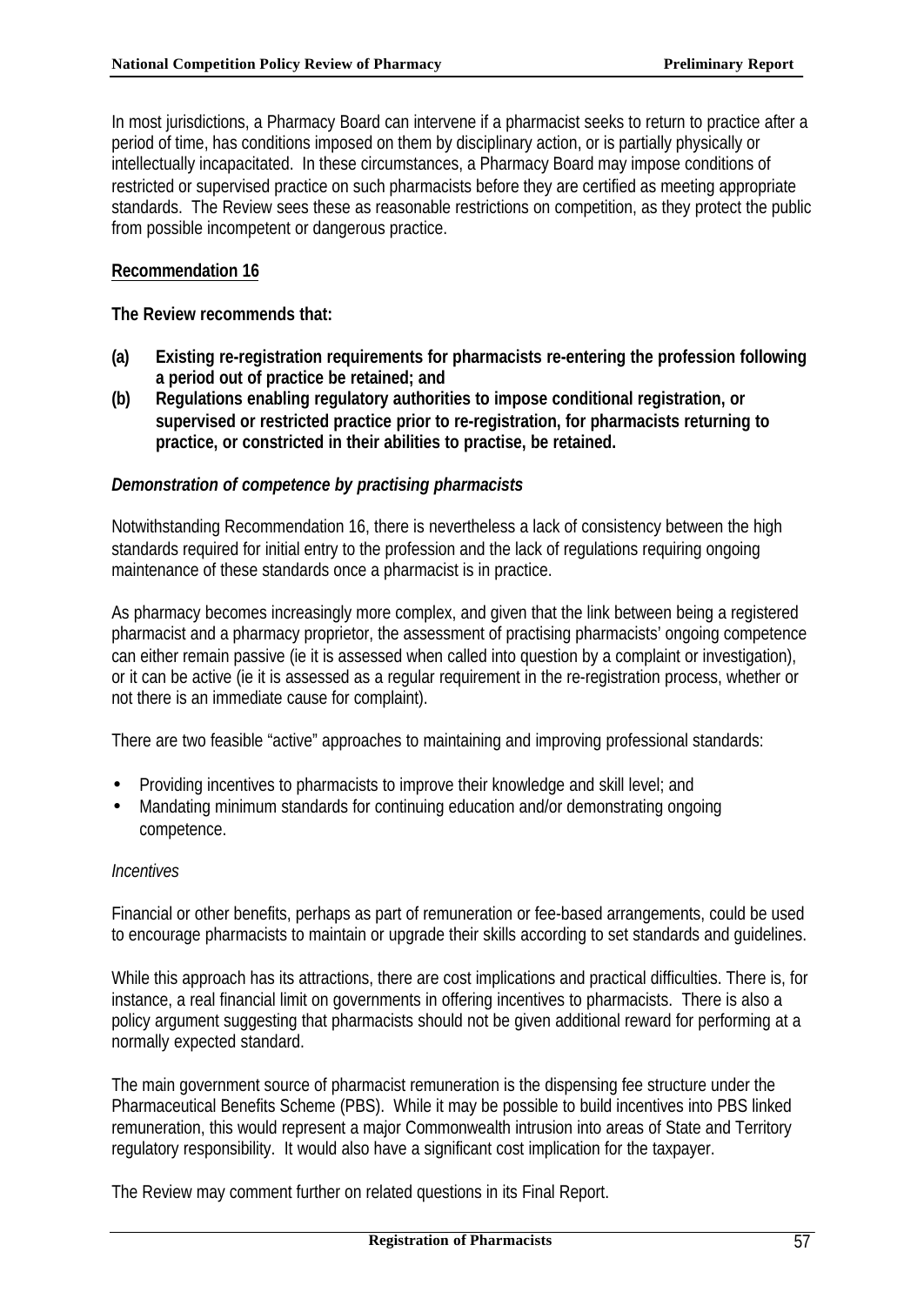In most jurisdictions, a Pharmacy Board can intervene if a pharmacist seeks to return to practice after a period of time, has conditions imposed on them by disciplinary action, or is partially physically or intellectually incapacitated. In these circumstances, a Pharmacy Board may impose conditions of restricted or supervised practice on such pharmacists before they are certified as meeting appropriate standards. The Review sees these as reasonable restrictions on competition, as they protect the public from possible incompetent or dangerous practice.

**Recommendation 16**

**The Review recommends that:**

**(a) Existing re-registration requirements for pharmacists re-entering the profession following a period out of practice be retained; and**

**(b) Regulations enabling regulatory authorities to impose conditional registration, or supervised or restricted practice prior to re-registration, for pharmacists returning to practice, or constricted in their abilities to practise, be retained.**

***Demonstration of competence by practising pharmacists***

Notwithstanding Recommendation 16, there is nevertheless a lack of consistency between the high standards required for initial entry to the profession and the lack of regulations requiring ongoing maintenance of these standards once a pharmacist is in practice.

As pharmacy becomes increasingly more complex, and given that the link between being a registered pharmacist and a pharmacy proprietor, the assessment of practising pharmacists' ongoing competence can either remain passive (ie it is assessed when called into question by a complaint or investigation), or it can be active (ie it is assessed as a regular requirement in the re-registration process, whether or not there is an immediate cause for complaint).

There are two feasible "active" approaches to maintaining and improving professional standards:

- Providing incentives to pharmacists to improve their knowledge and skill level; and
- Mandating minimum standards for continuing education and/or demonstrating ongoing competence.

*Incentives*

Financial or other benefits, perhaps as part of remuneration or fee-based arrangements, could be used to encourage pharmacists to maintain or upgrade their skills according to set standards and guidelines.

While this approach has its attractions, there are cost implications and practical difficulties. There is, for instance, a real financial limit on governments in offering incentives to pharmacists. There is also a policy argument suggesting that pharmacists should not be given additional reward for performing at a normally expected standard.

The main government source of pharmacist remuneration is the dispensing fee structure under the Pharmaceutical Benefits Scheme (PBS). While it may be possible to build incentives into PBS linked remuneration, this would represent a major Commonwealth intrusion into areas of State and Territory regulatory responsibility. It would also have a significant cost implication for the taxpayer.

The Review may comment further on related questions in its Final Report.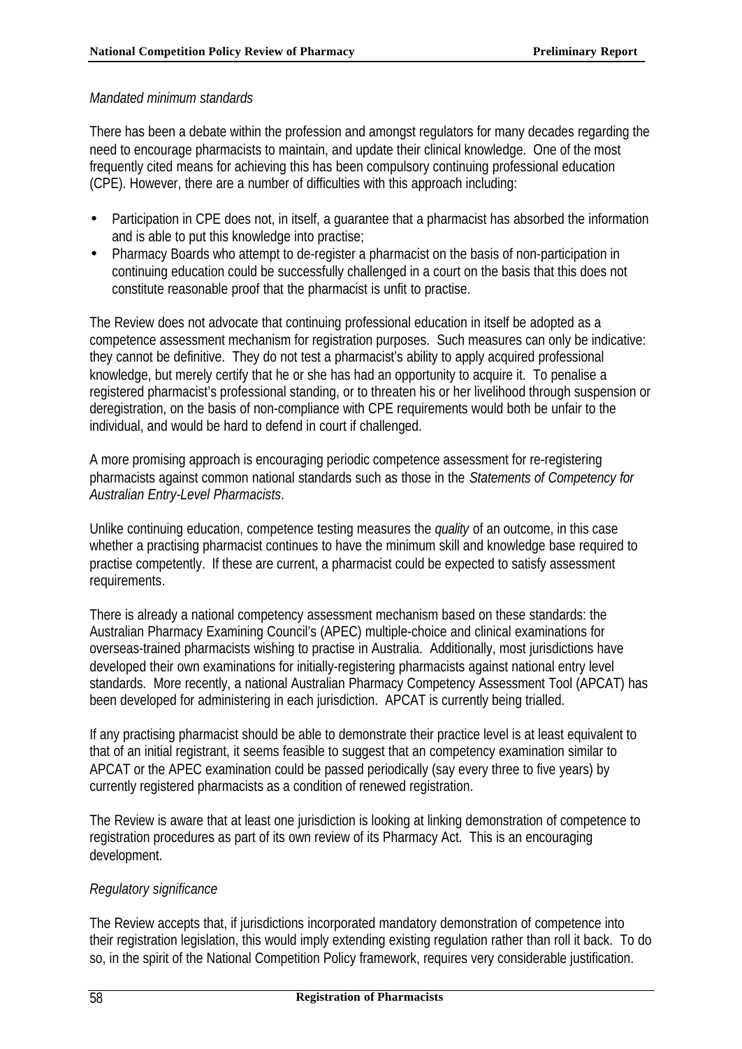*Mandated minimum standards*

There has been a debate within the profession and amongst regulators for many decades regarding the need to encourage pharmacists to maintain, and update their clinical knowledge. One of the most frequently cited means for achieving this has been compulsory continuing professional education (CPE). However, there are a number of difficulties with this approach including:

- Participation in CPE does not, in itself, a guarantee that a pharmacist has absorbed the information and is able to put this knowledge into practise;
- Pharmacy Boards who attempt to de-register a pharmacist on the basis of non-participation in continuing education could be successfully challenged in a court on the basis that this does not constitute reasonable proof that the pharmacist is unfit to practise.

The Review does not advocate that continuing professional education in itself be adopted as a competence assessment mechanism for registration purposes. Such measures can only be indicative: they cannot be definitive. They do not test a pharmacist's ability to apply acquired professional knowledge, but merely certify that he or she has had an opportunity to acquire it. To penalise a registered pharmacist's professional standing, or to threaten his or her livelihood through suspension or deregistration, on the basis of non-compliance with CPE requirements would both be unfair to the individual, and would be hard to defend in court if challenged.

A more promising approach is encouraging periodic competence assessment for re-registering pharmacists against common national standards such as those in the *Statements of Competency for Australian Entry-Level Pharmacists*.

Unlike continuing education, competence testing measures the *quality* of an outcome, in this case whether a practising pharmacist continues to have the minimum skill and knowledge base required to practise competently. If these are current, a pharmacist could be expected to satisfy assessment requirements.

There is already a national competency assessment mechanism based on these standards: the Australian Pharmacy Examining Council's (APEC) multiple-choice and clinical examinations for overseas-trained pharmacists wishing to practise in Australia. Additionally, most jurisdictions have developed their own examinations for initially-registering pharmacists against national entry level standards. More recently, a national Australian Pharmacy Competency Assessment Tool (APCAT) has been developed for administering in each jurisdiction. APCAT is currently being trialled.

If any practising pharmacist should be able to demonstrate their practice level is at least equivalent to that of an initial registrant, it seems feasible to suggest that an competency examination similar to APCAT or the APEC examination could be passed periodically (say every three to five years) by currently registered pharmacists as a condition of renewed registration.

The Review is aware that at least one jurisdiction is looking at linking demonstration of competence to registration procedures as part of its own review of its Pharmacy Act. This is an encouraging development.

*Regulatory significance*

The Review accepts that, if jurisdictions incorporated mandatory demonstration of competence into their registration legislation, this would imply extending existing regulation rather than roll it back. To do so, in the spirit of the National Competition Policy framework, requires very considerable justification.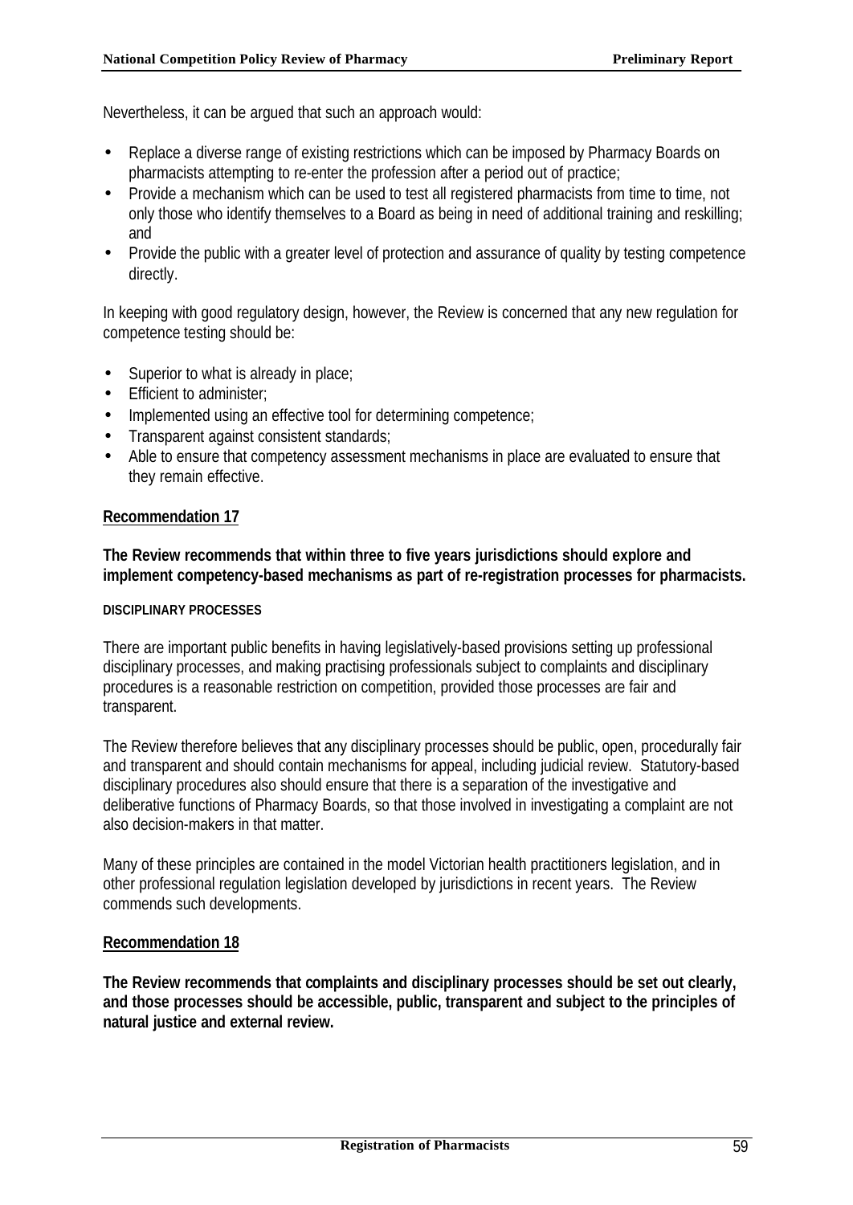Nevertheless, it can be argued that such an approach would:

- Replace a diverse range of existing restrictions which can be imposed by Pharmacy Boards on pharmacists attempting to re-enter the profession after a period out of practice;
- Provide a mechanism which can be used to test all registered pharmacists from time to time, not only those who identify themselves to a Board as being in need of additional training and reskilling; and
- Provide the public with a greater level of protection and assurance of quality by testing competence directly.

In keeping with good regulatory design, however, the Review is concerned that any new regulation for competence testing should be:

- Superior to what is already in place;
- Efficient to administer;
- Implemented using an effective tool for determining competence;
- Transparent against consistent standards;
- Able to ensure that competency assessment mechanisms in place are evaluated to ensure that they remain effective.

**Recommendation 17**

**The Review recommends that within three to five years jurisdictions should explore and implement competency-based mechanisms as part of re-registration processes for pharmacists.**

#### DISCIPLINARY PROCESSES

There are important public benefits in having legislatively-based provisions setting up professional disciplinary processes, and making practising professionals subject to complaints and disciplinary procedures is a reasonable restriction on competition, provided those processes are fair and transparent.

The Review therefore believes that any disciplinary processes should be public, open, procedurally fair and transparent and should contain mechanisms for appeal, including judicial review. Statutory-based disciplinary procedures also should ensure that there is a separation of the investigative and deliberative functions of Pharmacy Boards, so that those involved in investigating a complaint are not also decision-makers in that matter.

Many of these principles are contained in the model Victorian health practitioners legislation, and in other professional regulation legislation developed by jurisdictions in recent years. The Review commends such developments.

**Recommendation 18**

**The Review recommends that complaints and disciplinary processes should be set out clearly, and those processes should be accessible, public, transparent and subject to the principles of natural justice and external review.**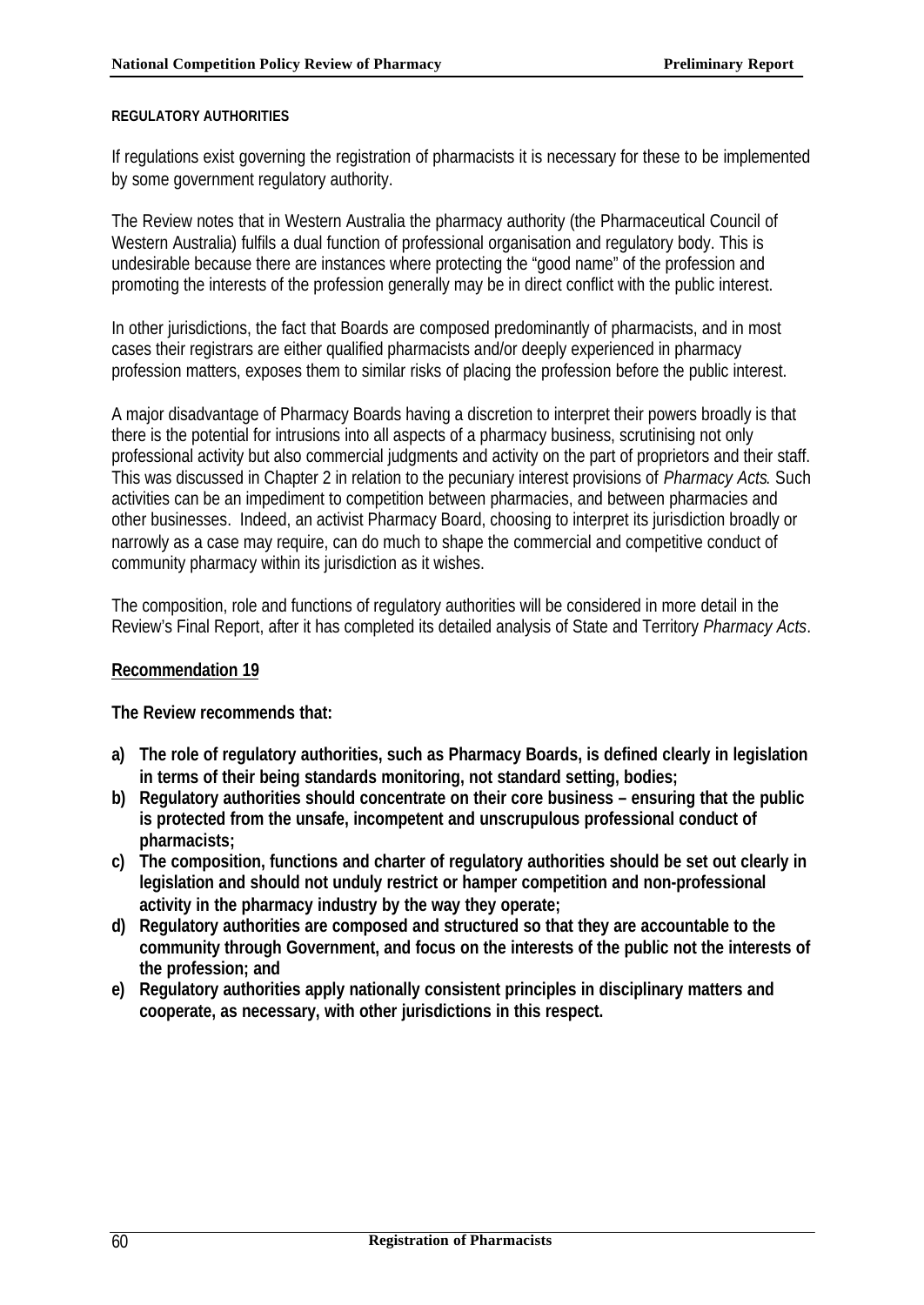#### REGULATORY AUTHORITIES

If regulations exist governing the registration of pharmacists it is necessary for these to be implemented by some government regulatory authority.

The Review notes that in Western Australia the pharmacy authority (the Pharmaceutical Council of Western Australia) fulfils a dual function of professional organisation and regulatory body. This is undesirable because there are instances where protecting the "good name" of the profession and promoting the interests of the profession generally may be in direct conflict with the public interest.

In other jurisdictions, the fact that Boards are composed predominantly of pharmacists, and in most cases their registrars are either qualified pharmacists and/or deeply experienced in pharmacy profession matters, exposes them to similar risks of placing the profession before the public interest.

A major disadvantage of Pharmacy Boards having a discretion to interpret their powers broadly is that there is the potential for intrusions into all aspects of a pharmacy business, scrutinising not only professional activity but also commercial judgments and activity on the part of proprietors and their staff. This was discussed in Chapter 2 in relation to the pecuniary interest provisions of *Pharmacy Acts.* Such activities can be an impediment to competition between pharmacies, and between pharmacies and other businesses. Indeed, an activist Pharmacy Board, choosing to interpret its jurisdiction broadly or narrowly as a case may require, can do much to shape the commercial and competitive conduct of community pharmacy within its jurisdiction as it wishes.

The composition, role and functions of regulatory authorities will be considered in more detail in the Review's Final Report, after it has completed its detailed analysis of State and Territory *Pharmacy Acts*.

**Recommendation 19**

**The Review recommends that:**

**a) The role of regulatory authorities, such as Pharmacy Boards, is defined clearly in legislation in terms of their being standards monitoring, not standard setting, bodies;**
**b) Regulatory authorities should concentrate on their core business – ensuring that the public is protected from the unsafe, incompetent and unscrupulous professional conduct of pharmacists;**
**c) The composition, functions and charter of regulatory authorities should be set out clearly in legislation and should not unduly restrict or hamper competition and non-professional activity in the pharmacy industry by the way they operate;**
**d) Regulatory authorities are composed and structured so that they are accountable to the community through Government, and focus on the interests of the public not the interests of the profession; and**
**e) Regulatory authorities apply nationally consistent principles in disciplinary matters and cooperate, as necessary, with other jurisdictions in this respect.**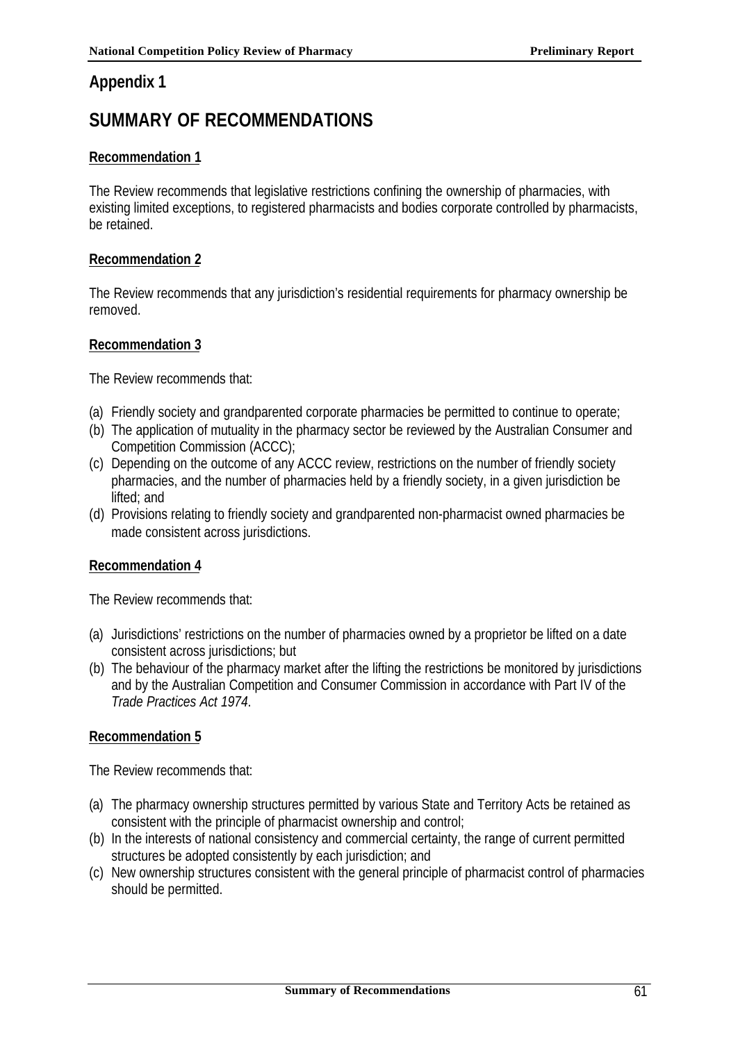## Appendix 1

# SUMMARY OF RECOMMENDATIONS

**Recommendation 1**

The Review recommends that legislative restrictions confining the ownership of pharmacies, with existing limited exceptions, to registered pharmacists and bodies corporate controlled by pharmacists, be retained.

**Recommendation 2**

The Review recommends that any jurisdiction's residential requirements for pharmacy ownership be removed.

**Recommendation 3**

The Review recommends that:

(a) Friendly society and grandparented corporate pharmacies be permitted to continue to operate;
(b) The application of mutuality in the pharmacy sector be reviewed by the Australian Consumer and Competition Commission (ACCC);
(c) Depending on the outcome of any ACCC review, restrictions on the number of friendly society pharmacies, and the number of pharmacies held by a friendly society, in a given jurisdiction be lifted; and
(d) Provisions relating to friendly society and grandparented non-pharmacist owned pharmacies be made consistent across jurisdictions.

**Recommendation 4**

The Review recommends that:

(a) Jurisdictions' restrictions on the number of pharmacies owned by a proprietor be lifted on a date consistent across jurisdictions; but
(b) The behaviour of the pharmacy market after the lifting the restrictions be monitored by jurisdictions and by the Australian Competition and Consumer Commission in accordance with Part IV of the *Trade Practices Act 1974*.

**Recommendation 5**

The Review recommends that:

(a) The pharmacy ownership structures permitted by various State and Territory Acts be retained as consistent with the principle of pharmacist ownership and control;
(b) In the interests of national consistency and commercial certainty, the range of current permitted structures be adopted consistently by each jurisdiction; and
(c) New ownership structures consistent with the general principle of pharmacist control of pharmacies should be permitted.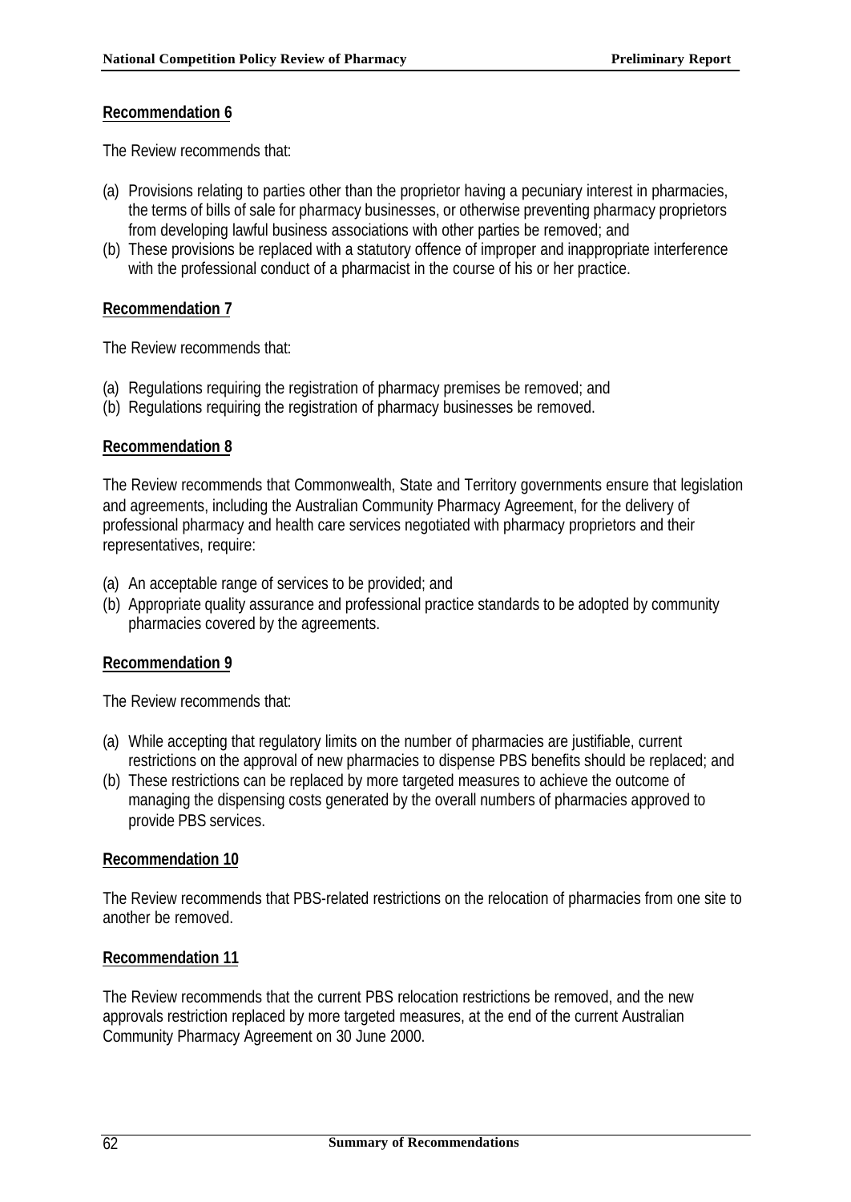**Recommendation 6**

The Review recommends that:

(a) Provisions relating to parties other than the proprietor having a pecuniary interest in pharmacies, the terms of bills of sale for pharmacy businesses, or otherwise preventing pharmacy proprietors from developing lawful business associations with other parties be removed; and
(b) These provisions be replaced with a statutory offence of improper and inappropriate interference with the professional conduct of a pharmacist in the course of his or her practice.

**Recommendation 7**

The Review recommends that:

(a) Regulations requiring the registration of pharmacy premises be removed; and
(b) Regulations requiring the registration of pharmacy businesses be removed.

**Recommendation 8**

The Review recommends that Commonwealth, State and Territory governments ensure that legislation and agreements, including the Australian Community Pharmacy Agreement, for the delivery of professional pharmacy and health care services negotiated with pharmacy proprietors and their representatives, require:

(a) An acceptable range of services to be provided; and
(b) Appropriate quality assurance and professional practice standards to be adopted by community pharmacies covered by the agreements.

**Recommendation 9**

The Review recommends that:

(a) While accepting that regulatory limits on the number of pharmacies are justifiable, current restrictions on the approval of new pharmacies to dispense PBS benefits should be replaced; and
(b) These restrictions can be replaced by more targeted measures to achieve the outcome of managing the dispensing costs generated by the overall numbers of pharmacies approved to provide PBS services.

**Recommendation 10**

The Review recommends that PBS-related restrictions on the relocation of pharmacies from one site to another be removed.

**Recommendation 11**

The Review recommends that the current PBS relocation restrictions be removed, and the new approvals restriction replaced by more targeted measures, at the end of the current Australian Community Pharmacy Agreement on 30 June 2000.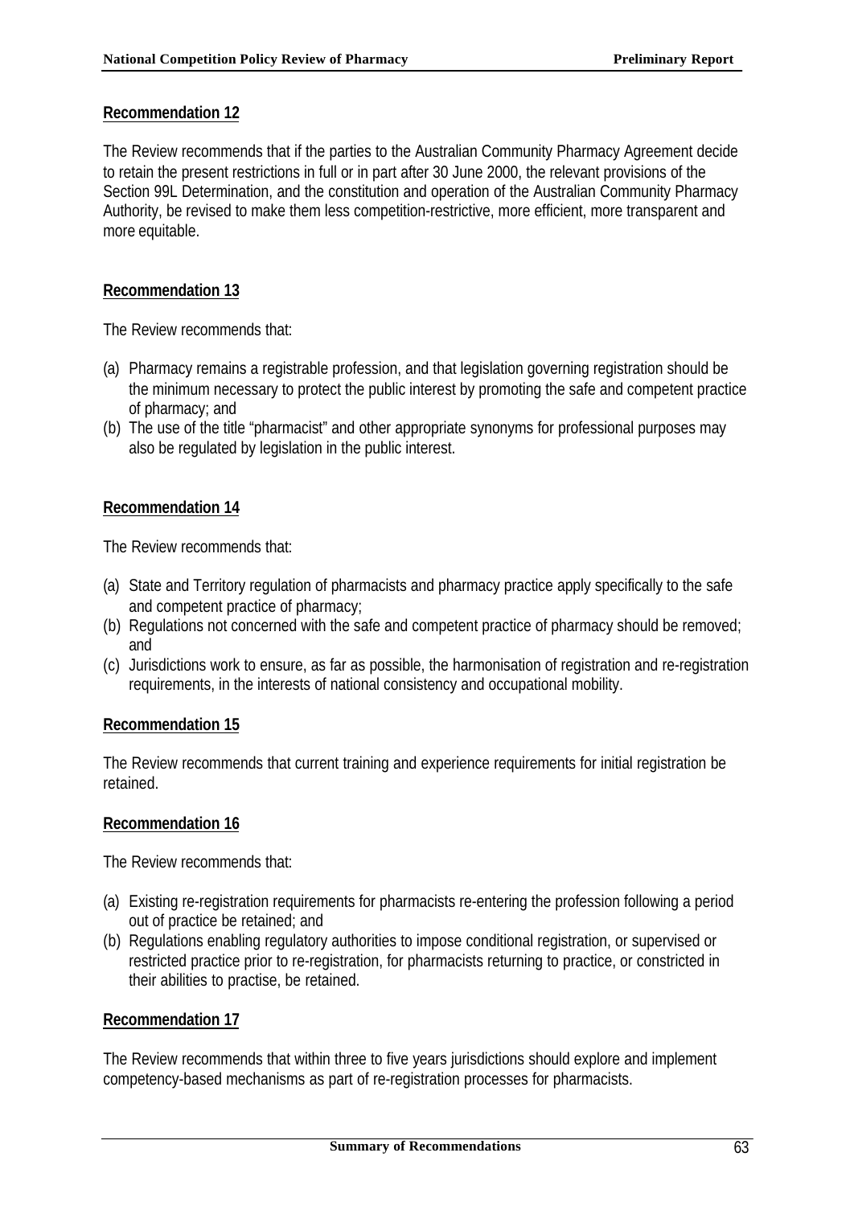**Recommendation 12**

The Review recommends that if the parties to the Australian Community Pharmacy Agreement decide to retain the present restrictions in full or in part after 30 June 2000, the relevant provisions of the Section 99L Determination, and the constitution and operation of the Australian Community Pharmacy Authority, be revised to make them less competition-restrictive, more efficient, more transparent and more equitable.

**Recommendation 13**

The Review recommends that:

(a) Pharmacy remains a registrable profession, and that legislation governing registration should be the minimum necessary to protect the public interest by promoting the safe and competent practice of pharmacy; and
(b) The use of the title "pharmacist" and other appropriate synonyms for professional purposes may also be regulated by legislation in the public interest.

**Recommendation 14**

The Review recommends that:

(a) State and Territory regulation of pharmacists and pharmacy practice apply specifically to the safe and competent practice of pharmacy;
(b) Regulations not concerned with the safe and competent practice of pharmacy should be removed; and
(c) Jurisdictions work to ensure, as far as possible, the harmonisation of registration and re-registration requirements, in the interests of national consistency and occupational mobility.

**Recommendation 15**

The Review recommends that current training and experience requirements for initial registration be retained.

**Recommendation 16**

The Review recommends that:

(a) Existing re-registration requirements for pharmacists re-entering the profession following a period out of practice be retained; and
(b) Regulations enabling regulatory authorities to impose conditional registration, or supervised or restricted practice prior to re-registration, for pharmacists returning to practice, or constricted in their abilities to practise, be retained.

**Recommendation 17**

The Review recommends that within three to five years jurisdictions should explore and implement competency-based mechanisms as part of re-registration processes for pharmacists.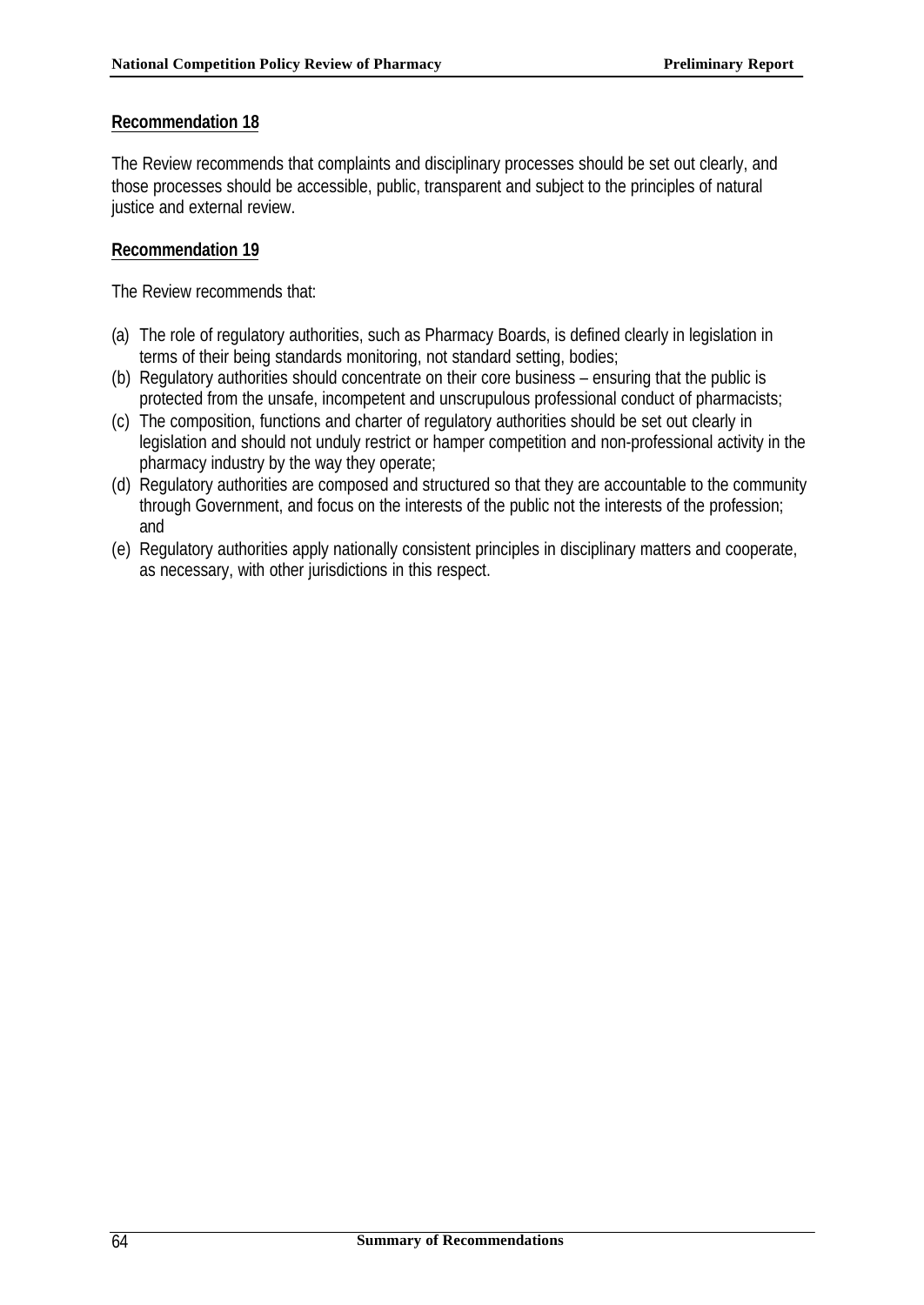**Recommendation 18**

The Review recommends that complaints and disciplinary processes should be set out clearly, and those processes should be accessible, public, transparent and subject to the principles of natural justice and external review.

**Recommendation 19**

The Review recommends that:

(a) The role of regulatory authorities, such as Pharmacy Boards, is defined clearly in legislation in terms of their being standards monitoring, not standard setting, bodies;

(b) Regulatory authorities should concentrate on their core business – ensuring that the public is protected from the unsafe, incompetent and unscrupulous professional conduct of pharmacists;

(c) The composition, functions and charter of regulatory authorities should be set out clearly in legislation and should not unduly restrict or hamper competition and non-professional activity in the pharmacy industry by the way they operate;

(d) Regulatory authorities are composed and structured so that they are accountable to the community through Government, and focus on the interests of the public not the interests of the profession; and

(e) Regulatory authorities apply nationally consistent principles in disciplinary matters and cooperate, as necessary, with other jurisdictions in this respect.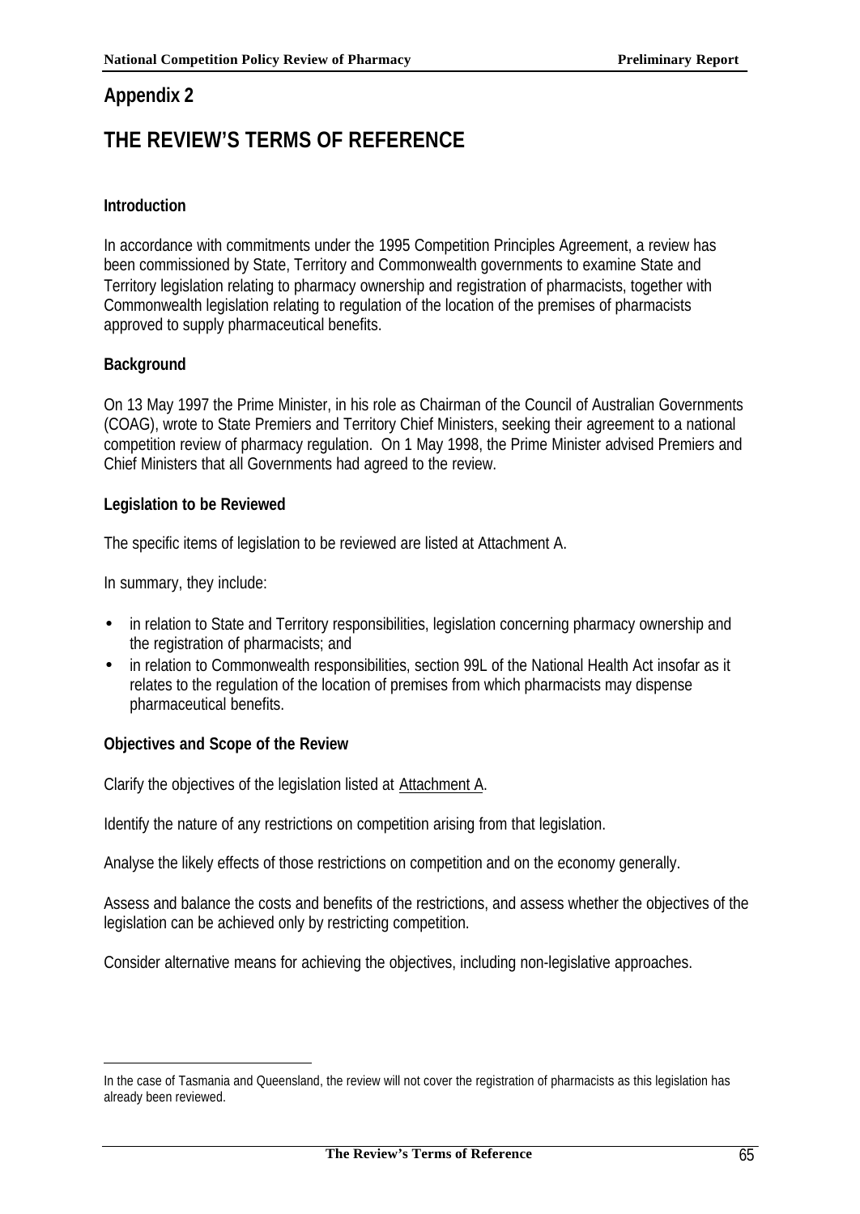## Appendix 2

# THE REVIEW'S TERMS OF REFERENCE

**Introduction**

In accordance with commitments under the 1995 Competition Principles Agreement, a review has been commissioned by State, Territory and Commonwealth governments to examine State and Territory legislation relating to pharmacy ownership and registration of pharmacists, together with Commonwealth legislation relating to regulation of the location of the premises of pharmacists approved to supply pharmaceutical benefits.

**Background**

On 13 May 1997 the Prime Minister, in his role as Chairman of the Council of Australian Governments (COAG), wrote to State Premiers and Territory Chief Ministers, seeking their agreement to a national competition review of pharmacy regulation. On 1 May 1998, the Prime Minister advised Premiers and Chief Ministers that all Governments had agreed to the review.

**Legislation to be Reviewed**

The specific items of legislation to be reviewed are listed at Attachment A.

In summary, they include:

- in relation to State and Territory responsibilities, legislation concerning pharmacy ownership and the registration of pharmacists; and
- in relation to Commonwealth responsibilities, section 99L of the National Health Act insofar as it relates to the regulation of the location of premises from which pharmacists may dispense pharmaceutical benefits.

**Objectives and Scope of the Review**

Clarify the objectives of the legislation listed at Attachment A.

Identify the nature of any restrictions on competition arising from that legislation.

Analyse the likely effects of those restrictions on competition and on the economy generally.

Assess and balance the costs and benefits of the restrictions, and assess whether the objectives of the legislation can be achieved only by restricting competition.

Consider alternative means for achieving the objectives, including non-legislative approaches.

---

In the case of Tasmania and Queensland, the review will not cover the registration of pharmacists as this legislation has already been reviewed.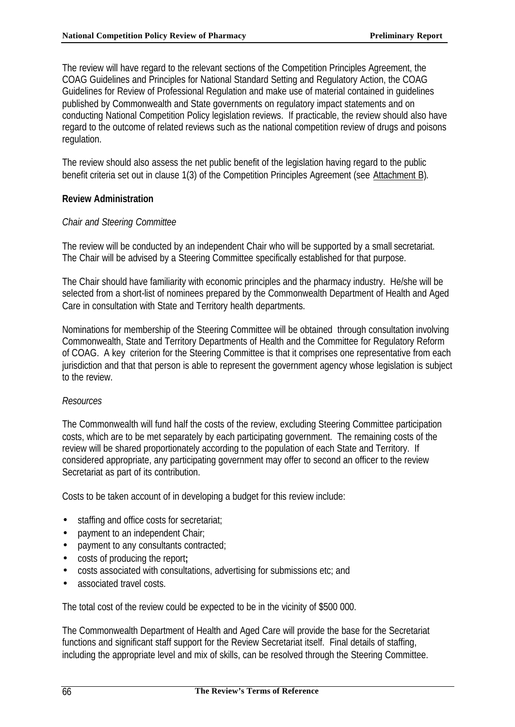The review will have regard to the relevant sections of the Competition Principles Agreement, the COAG Guidelines and Principles for National Standard Setting and Regulatory Action, the COAG Guidelines for Review of Professional Regulation and make use of material contained in guidelines published by Commonwealth and State governments on regulatory impact statements and on conducting National Competition Policy legislation reviews. If practicable, the review should also have regard to the outcome of related reviews such as the national competition review of drugs and poisons regulation.

The review should also assess the net public benefit of the legislation having regard to the public benefit criteria set out in clause 1(3) of the Competition Principles Agreement (see Attachment B).

**Review Administration**

*Chair and Steering Committee*

The review will be conducted by an independent Chair who will be supported by a small secretariat. The Chair will be advised by a Steering Committee specifically established for that purpose.

The Chair should have familiarity with economic principles and the pharmacy industry. He/she will be selected from a short-list of nominees prepared by the Commonwealth Department of Health and Aged Care in consultation with State and Territory health departments.

Nominations for membership of the Steering Committee will be obtained through consultation involving Commonwealth, State and Territory Departments of Health and the Committee for Regulatory Reform of COAG. A key criterion for the Steering Committee is that it comprises one representative from each jurisdiction and that that person is able to represent the government agency whose legislation is subject to the review.

*Resources*

The Commonwealth will fund half the costs of the review, excluding Steering Committee participation costs, which are to be met separately by each participating government. The remaining costs of the review will be shared proportionately according to the population of each State and Territory. If considered appropriate, any participating government may offer to second an officer to the review Secretariat as part of its contribution.

Costs to be taken account of in developing a budget for this review include:

- staffing and office costs for secretariat;
- payment to an independent Chair;
- payment to any consultants contracted;
- costs of producing the report;
- costs associated with consultations, advertising for submissions etc; and
- associated travel costs.

The total cost of the review could be expected to be in the vicinity of \$500 000.

The Commonwealth Department of Health and Aged Care will provide the base for the Secretariat functions and significant staff support for the Review Secretariat itself. Final details of staffing, including the appropriate level and mix of skills, can be resolved through the Steering Committee.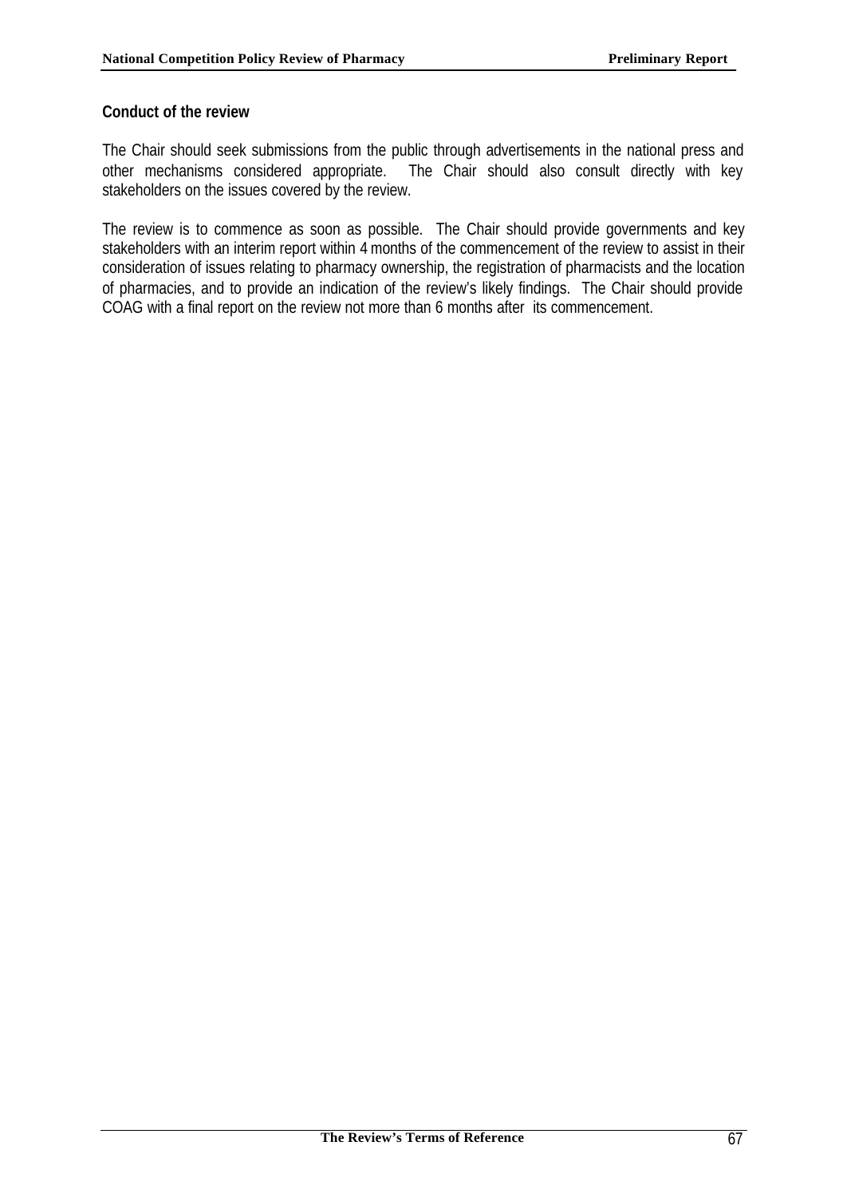**Conduct of the review**

The Chair should seek submissions from the public through advertisements in the national press and other mechanisms considered appropriate. The Chair should also consult directly with key stakeholders on the issues covered by the review.

The review is to commence as soon as possible. The Chair should provide governments and key stakeholders with an interim report within 4 months of the commencement of the review to assist in their consideration of issues relating to pharmacy ownership, the registration of pharmacists and the location of pharmacies, and to provide an indication of the review's likely findings. The Chair should provide COAG with a final report on the review not more than 6 months after its commencement.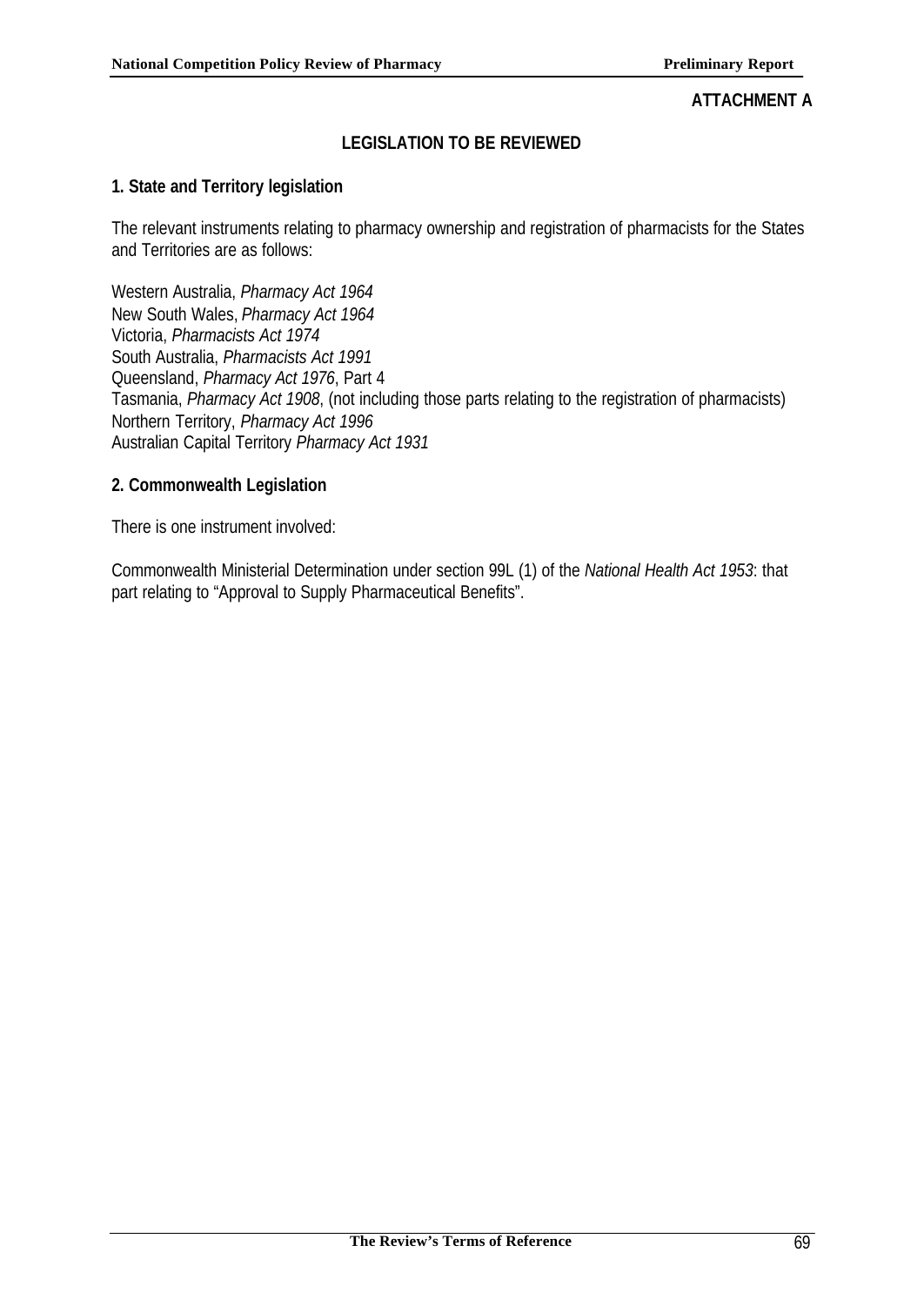**ATTACHMENT A**

## LEGISLATION TO BE REVIEWED

### 1. State and Territory legislation

The relevant instruments relating to pharmacy ownership and registration of pharmacists for the States and Territories are as follows:

Western Australia, *Pharmacy Act 1964*
New South Wales, *Pharmacy Act 1964*
Victoria, *Pharmacists Act 1974*
South Australia, *Pharmacists Act 1991*
Queensland, *Pharmacy Act 1976*, Part 4
Tasmania, *Pharmacy Act 1908*, (not including those parts relating to the registration of pharmacists)
Northern Territory, *Pharmacy Act 1996*
Australian Capital Territory *Pharmacy Act 1931*

### 2. Commonwealth Legislation

There is one instrument involved:

Commonwealth Ministerial Determination under section 99L (1) of the *National Health Act 1953*: that part relating to "Approval to Supply Pharmaceutical Benefits".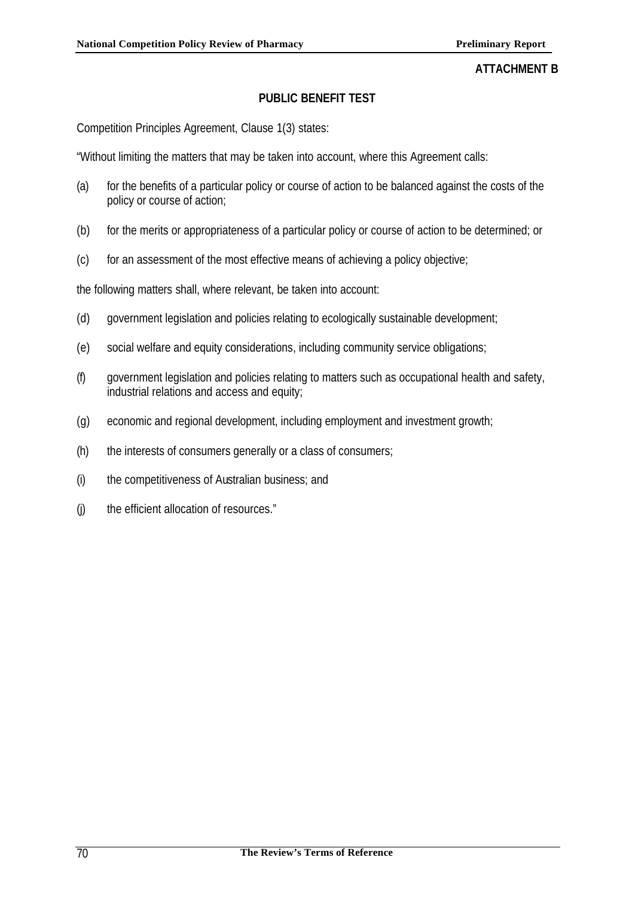**ATTACHMENT B**

## PUBLIC BENEFIT TEST

Competition Principles Agreement, Clause 1(3) states:

"Without limiting the matters that may be taken into account, where this Agreement calls:

(a) for the benefits of a particular policy or course of action to be balanced against the costs of the policy or course of action;

(b) for the merits or appropriateness of a particular policy or course of action to be determined; or

(c) for an assessment of the most effective means of achieving a policy objective;

the following matters shall, where relevant, be taken into account:

(d) government legislation and policies relating to ecologically sustainable development;

(e) social welfare and equity considerations, including community service obligations;

(f) government legislation and policies relating to matters such as occupational health and safety, industrial relations and access and equity;

(g) economic and regional development, including employment and investment growth;

(h) the interests of consumers generally or a class of consumers;

(i) the competitiveness of Australian business; and

(j) the efficient allocation of resources."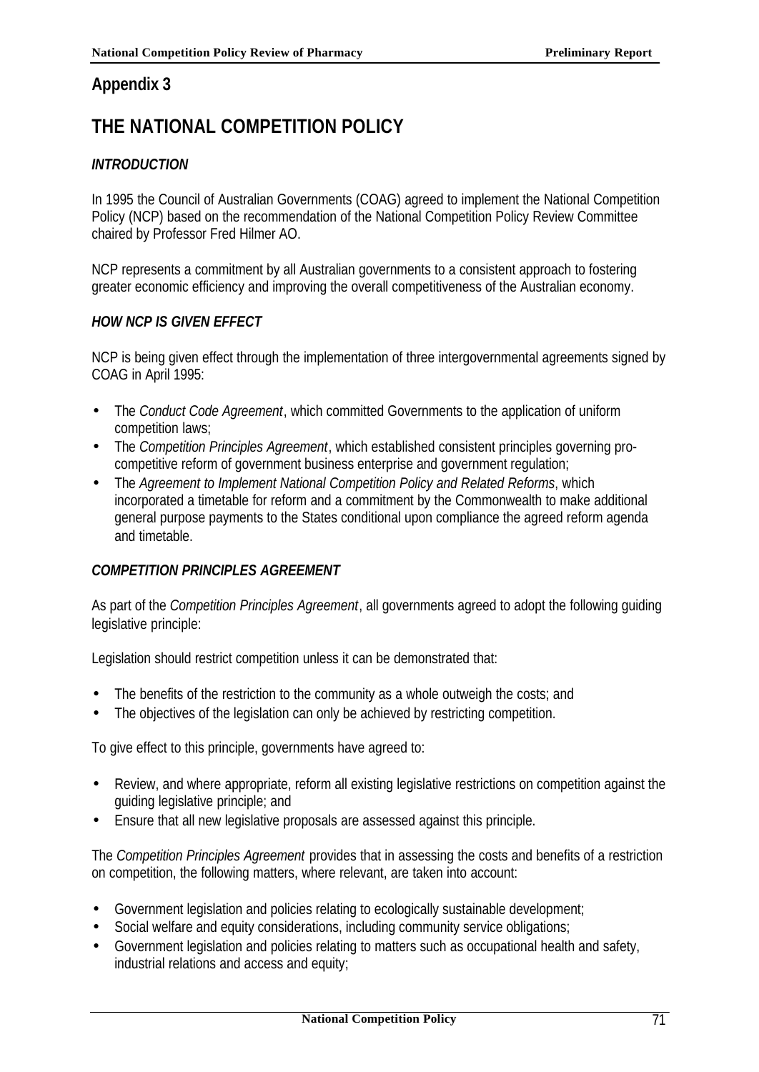## Appendix 3

# THE NATIONAL COMPETITION POLICY

### *INTRODUCTION*

In 1995 the Council of Australian Governments (COAG) agreed to implement the National Competition Policy (NCP) based on the recommendation of the National Competition Policy Review Committee chaired by Professor Fred Hilmer AO.

NCP represents a commitment by all Australian governments to a consistent approach to fostering greater economic efficiency and improving the overall competitiveness of the Australian economy.

### *HOW NCP IS GIVEN EFFECT*

NCP is being given effect through the implementation of three intergovernmental agreements signed by COAG in April 1995:

- The *Conduct Code Agreement*, which committed Governments to the application of uniform competition laws;
- The *Competition Principles Agreement*, which established consistent principles governing pro-competitive reform of government business enterprise and government regulation;
- The *Agreement to Implement National Competition Policy and Related Reforms*, which incorporated a timetable for reform and a commitment by the Commonwealth to make additional general purpose payments to the States conditional upon compliance the agreed reform agenda and timetable.

### *COMPETITION PRINCIPLES AGREEMENT*

As part of the *Competition Principles Agreement*, all governments agreed to adopt the following guiding legislative principle:

Legislation should restrict competition unless it can be demonstrated that:

- The benefits of the restriction to the community as a whole outweigh the costs; and
- The objectives of the legislation can only be achieved by restricting competition.

To give effect to this principle, governments have agreed to:

- Review, and where appropriate, reform all existing legislative restrictions on competition against the guiding legislative principle; and
- Ensure that all new legislative proposals are assessed against this principle.

The *Competition Principles Agreement* provides that in assessing the costs and benefits of a restriction on competition, the following matters, where relevant, are taken into account:

- Government legislation and policies relating to ecologically sustainable development;
- Social welfare and equity considerations, including community service obligations;
- Government legislation and policies relating to matters such as occupational health and safety, industrial relations and access and equity;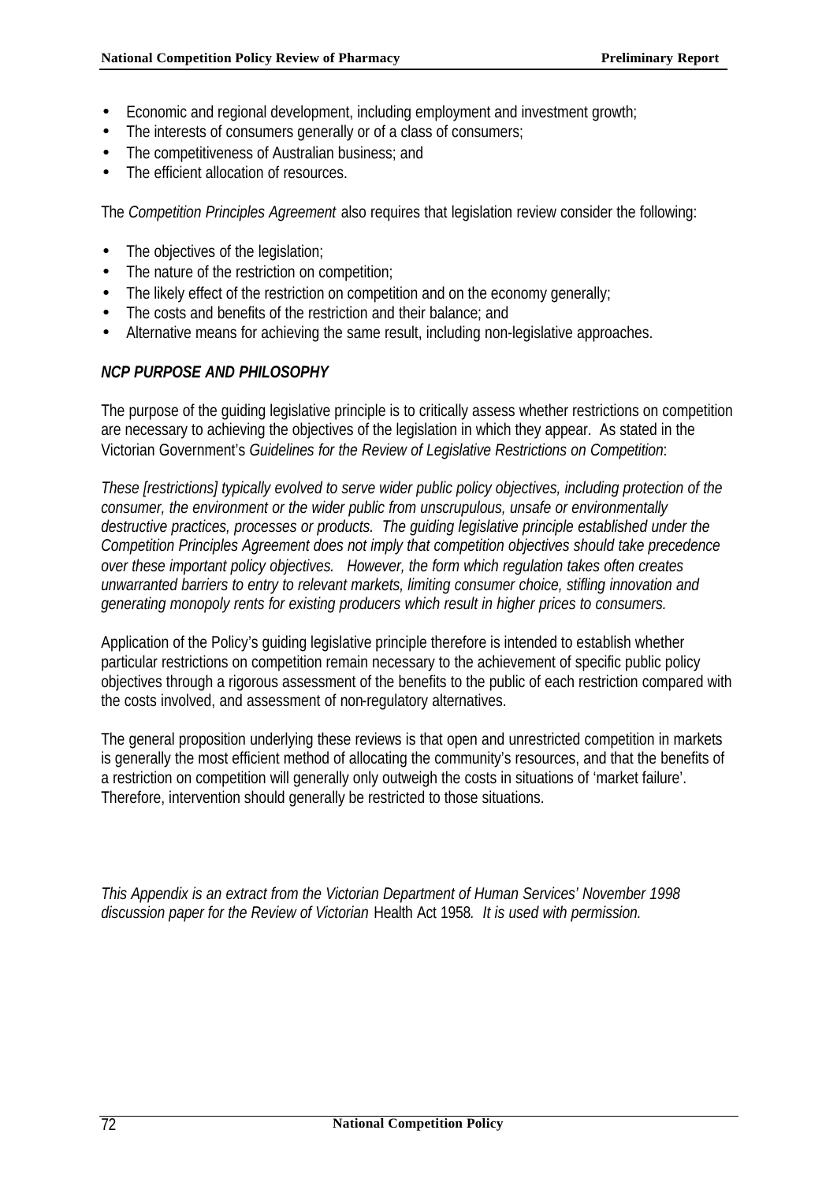- Economic and regional development, including employment and investment growth;
- The interests of consumers generally or of a class of consumers;
- The competitiveness of Australian business; and
- The efficient allocation of resources.

The *Competition Principles Agreement* also requires that legislation review consider the following:

- The objectives of the legislation;
- The nature of the restriction on competition;
- The likely effect of the restriction on competition and on the economy generally;
- The costs and benefits of the restriction and their balance; and
- Alternative means for achieving the same result, including non-legislative approaches.

### *NCP PURPOSE AND PHILOSOPHY*

The purpose of the guiding legislative principle is to critically assess whether restrictions on competition are necessary to achieving the objectives of the legislation in which they appear. As stated in the Victorian Government's *Guidelines for the Review of Legislative Restrictions on Competition*:

*These [restrictions] typically evolved to serve wider public policy objectives, including protection of the consumer, the environment or the wider public from unscrupulous, unsafe or environmentally destructive practices, processes or products. The guiding legislative principle established under the Competition Principles Agreement does not imply that competition objectives should take precedence over these important policy objectives. However, the form which regulation takes often creates unwarranted barriers to entry to relevant markets, limiting consumer choice, stifling innovation and generating monopoly rents for existing producers which result in higher prices to consumers.*

Application of the Policy's guiding legislative principle therefore is intended to establish whether particular restrictions on competition remain necessary to the achievement of specific public policy objectives through a rigorous assessment of the benefits to the public of each restriction compared with the costs involved, and assessment of non-regulatory alternatives.

The general proposition underlying these reviews is that open and unrestricted competition in markets is generally the most efficient method of allocating the community's resources, and that the benefits of a restriction on competition will generally only outweigh the costs in situations of 'market failure'. Therefore, intervention should generally be restricted to those situations.

*This Appendix is an extract from the Victorian Department of Human Services' November 1998 discussion paper for the Review of Victorian* Health Act 1958*. It is used with permission.*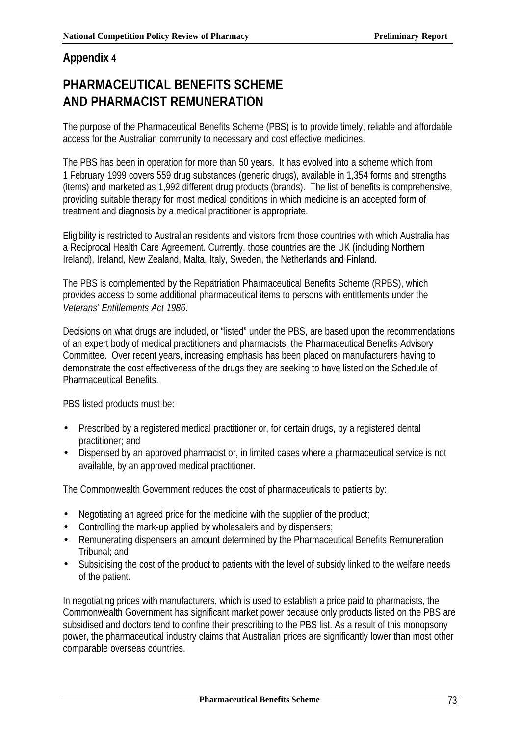## Appendix 4

# PHARMACEUTICAL BENEFITS SCHEME AND PHARMACIST REMUNERATION

The purpose of the Pharmaceutical Benefits Scheme (PBS) is to provide timely, reliable and affordable access for the Australian community to necessary and cost effective medicines.

The PBS has been in operation for more than 50 years. It has evolved into a scheme which from 1 February 1999 covers 559 drug substances (generic drugs), available in 1,354 forms and strengths (items) and marketed as 1,992 different drug products (brands). The list of benefits is comprehensive, providing suitable therapy for most medical conditions in which medicine is an accepted form of treatment and diagnosis by a medical practitioner is appropriate.

Eligibility is restricted to Australian residents and visitors from those countries with which Australia has a Reciprocal Health Care Agreement. Currently, those countries are the UK (including Northern Ireland), Ireland, New Zealand, Malta, Italy, Sweden, the Netherlands and Finland.

The PBS is complemented by the Repatriation Pharmaceutical Benefits Scheme (RPBS), which provides access to some additional pharmaceutical items to persons with entitlements under the *Veterans' Entitlements Act 1986*.

Decisions on what drugs are included, or "listed" under the PBS, are based upon the recommendations of an expert body of medical practitioners and pharmacists, the Pharmaceutical Benefits Advisory Committee. Over recent years, increasing emphasis has been placed on manufacturers having to demonstrate the cost effectiveness of the drugs they are seeking to have listed on the Schedule of Pharmaceutical Benefits.

PBS listed products must be:

- Prescribed by a registered medical practitioner or, for certain drugs, by a registered dental practitioner; and
- Dispensed by an approved pharmacist or, in limited cases where a pharmaceutical service is not available, by an approved medical practitioner.

The Commonwealth Government reduces the cost of pharmaceuticals to patients by:

- Negotiating an agreed price for the medicine with the supplier of the product;
- Controlling the mark-up applied by wholesalers and by dispensers;
- Remunerating dispensers an amount determined by the Pharmaceutical Benefits Remuneration Tribunal; and
- Subsidising the cost of the product to patients with the level of subsidy linked to the welfare needs of the patient.

In negotiating prices with manufacturers, which is used to establish a price paid to pharmacists, the Commonwealth Government has significant market power because only products listed on the PBS are subsidised and doctors tend to confine their prescribing to the PBS list. As a result of this monopsony power, the pharmaceutical industry claims that Australian prices are significantly lower than most other comparable overseas countries.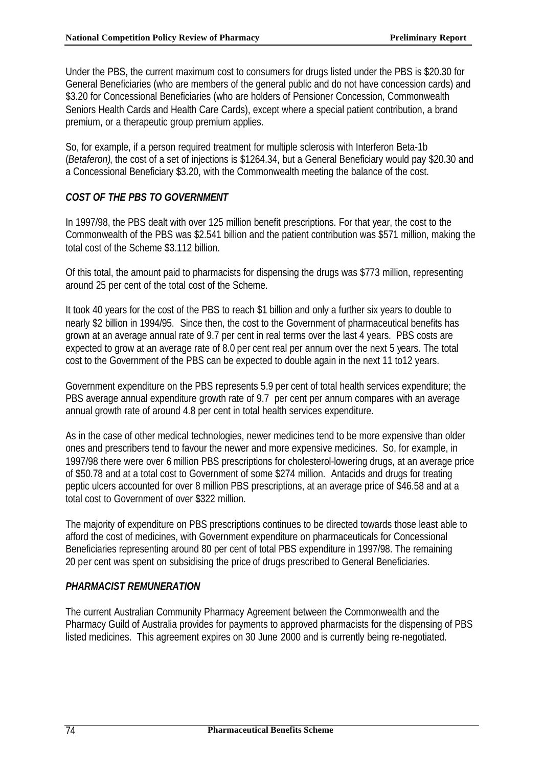Under the PBS, the current maximum cost to consumers for drugs listed under the PBS is $20.30 for General Beneficiaries (who are members of the general public and do not have concession cards) and $3.20 for Concessional Beneficiaries (who are holders of Pensioner Concession, Commonwealth Seniors Health Cards and Health Care Cards), except where a special patient contribution, a brand premium, or a therapeutic group premium applies.

So, for example, if a person required treatment for multiple sclerosis with Interferon Beta-1b (*Betaferon)*, the cost of a set of injections is $1264.34, but a General Beneficiary would pay $20.30 and a Concessional Beneficiary $3.20, with the Commonwealth meeting the balance of the cost.

### *COST OF THE PBS TO GOVERNMENT*

In 1997/98, the PBS dealt with over 125 million benefit prescriptions. For that year, the cost to the Commonwealth of the PBS was $2.541 billion and the patient contribution was $571 million, making the total cost of the Scheme $3.112 billion.

Of this total, the amount paid to pharmacists for dispensing the drugs was $773 million, representing around 25 per cent of the total cost of the Scheme.

It took 40 years for the cost of the PBS to reach $1 billion and only a further six years to double to nearly $2 billion in 1994/95. Since then, the cost to the Government of pharmaceutical benefits has grown at an average annual rate of 9.7 per cent in real terms over the last 4 years. PBS costs are expected to grow at an average rate of 8.0 per cent real per annum over the next 5 years. The total cost to the Government of the PBS can be expected to double again in the next 11 to12 years.

Government expenditure on the PBS represents 5.9 per cent of total health services expenditure; the PBS average annual expenditure growth rate of 9.7 per cent per annum compares with an average annual growth rate of around 4.8 per cent in total health services expenditure.

As in the case of other medical technologies, newer medicines tend to be more expensive than older ones and prescribers tend to favour the newer and more expensive medicines. So, for example, in 1997/98 there were over 6 million PBS prescriptions for cholesterol-lowering drugs, at an average price of $50.78 and at a total cost to Government of some $274 million. Antacids and drugs for treating peptic ulcers accounted for over 8 million PBS prescriptions, at an average price of $46.58 and at a total cost to Government of over $322 million.

The majority of expenditure on PBS prescriptions continues to be directed towards those least able to afford the cost of medicines, with Government expenditure on pharmaceuticals for Concessional Beneficiaries representing around 80 per cent of total PBS expenditure in 1997/98. The remaining 20 per cent was spent on subsidising the price of drugs prescribed to General Beneficiaries.

### *PHARMACIST REMUNERATION*

The current Australian Community Pharmacy Agreement between the Commonwealth and the Pharmacy Guild of Australia provides for payments to approved pharmacists for the dispensing of PBS listed medicines. This agreement expires on 30 June 2000 and is currently being re-negotiated.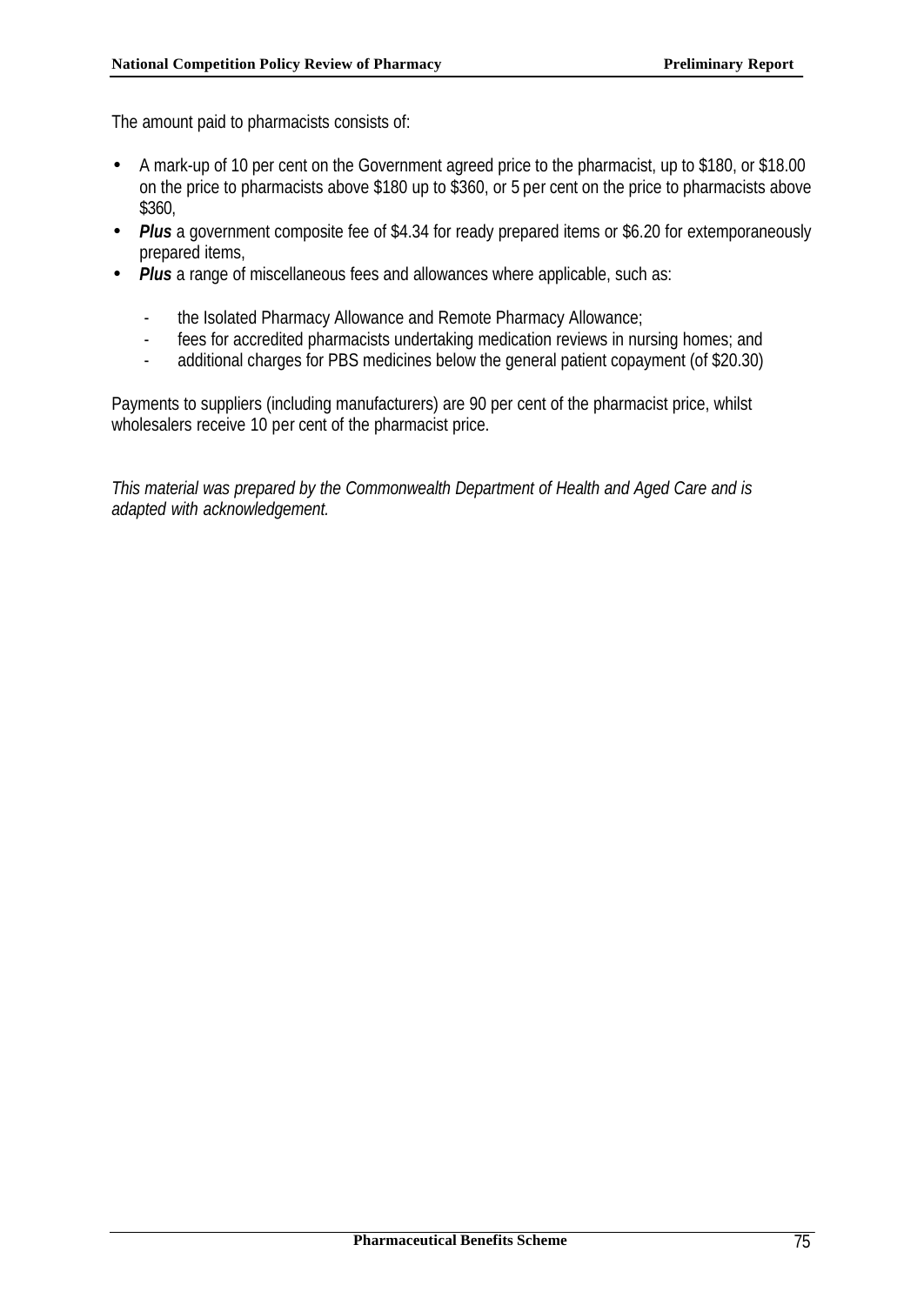The amount paid to pharmacists consists of:

- A mark-up of 10 per cent on the Government agreed price to the pharmacist, up to $180, or $18.00 on the price to pharmacists above $180 up to $360, or 5 per cent on the price to pharmacists above $360,
- ***Plus*** a government composite fee of $4.34 for ready prepared items or $6.20 for extemporaneously prepared items,
- ***Plus*** a range of miscellaneous fees and allowances where applicable, such as:
  - the Isolated Pharmacy Allowance and Remote Pharmacy Allowance;
  - fees for accredited pharmacists undertaking medication reviews in nursing homes; and
  - additional charges for PBS medicines below the general patient copayment (of $20.30)

Payments to suppliers (including manufacturers) are 90 per cent of the pharmacist price, whilst wholesalers receive 10 per cent of the pharmacist price.

*This material was prepared by the Commonwealth Department of Health and Aged Care and is adapted with acknowledgement.*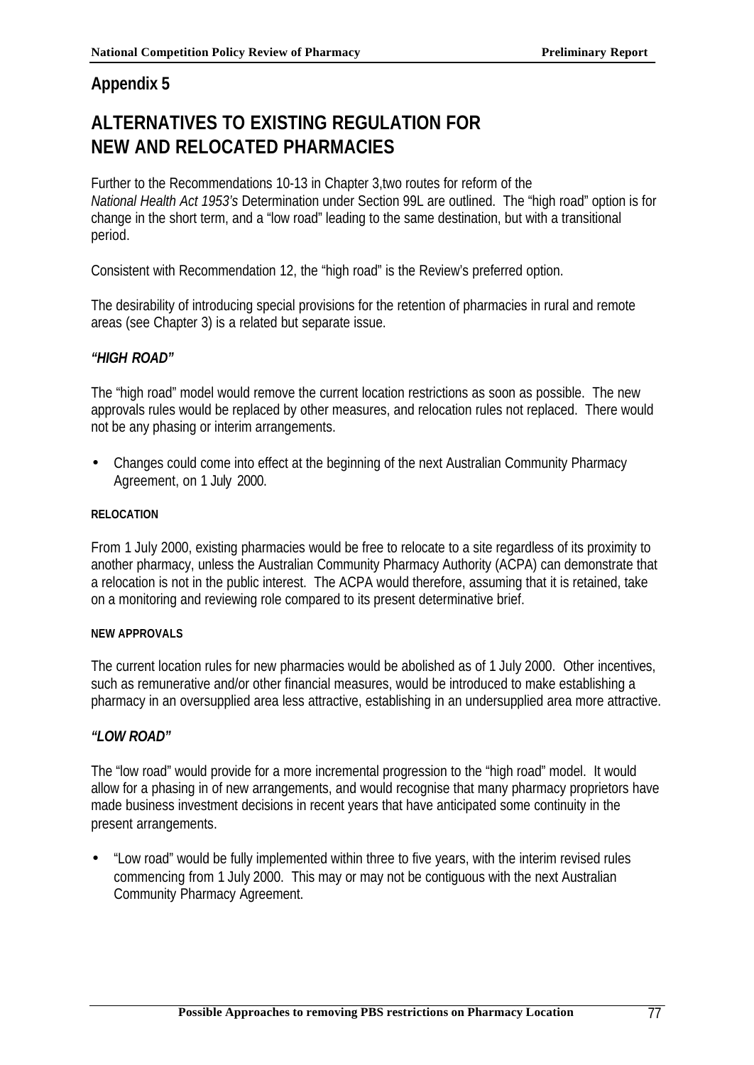## Appendix 5

# ALTERNATIVES TO EXISTING REGULATION FOR NEW AND RELOCATED PHARMACIES

Further to the Recommendations 10-13 in Chapter 3,two routes for reform of the *National Health Act 1953's* Determination under Section 99L are outlined. The "high road" option is for change in the short term, and a "low road" leading to the same destination, but with a transitional period.

Consistent with Recommendation 12, the "high road" is the Review's preferred option.

The desirability of introducing special provisions for the retention of pharmacies in rural and remote areas (see Chapter 3) is a related but separate issue.

### *"HIGH ROAD"*

The "high road" model would remove the current location restrictions as soon as possible. The new approvals rules would be replaced by other measures, and relocation rules not replaced. There would not be any phasing or interim arrangements.

- Changes could come into effect at the beginning of the next Australian Community Pharmacy Agreement, on 1 July 2000.

#### RELOCATION

From 1 July 2000, existing pharmacies would be free to relocate to a site regardless of its proximity to another pharmacy, unless the Australian Community Pharmacy Authority (ACPA) can demonstrate that a relocation is not in the public interest. The ACPA would therefore, assuming that it is retained, take on a monitoring and reviewing role compared to its present determinative brief.

#### NEW APPROVALS

The current location rules for new pharmacies would be abolished as of 1 July 2000. Other incentives, such as remunerative and/or other financial measures, would be introduced to make establishing a pharmacy in an oversupplied area less attractive, establishing in an undersupplied area more attractive.

### *"LOW ROAD"*

The "low road" would provide for a more incremental progression to the "high road" model. It would allow for a phasing in of new arrangements, and would recognise that many pharmacy proprietors have made business investment decisions in recent years that have anticipated some continuity in the present arrangements.

- "Low road" would be fully implemented within three to five years, with the interim revised rules commencing from 1 July 2000. This may or may not be contiguous with the next Australian Community Pharmacy Agreement.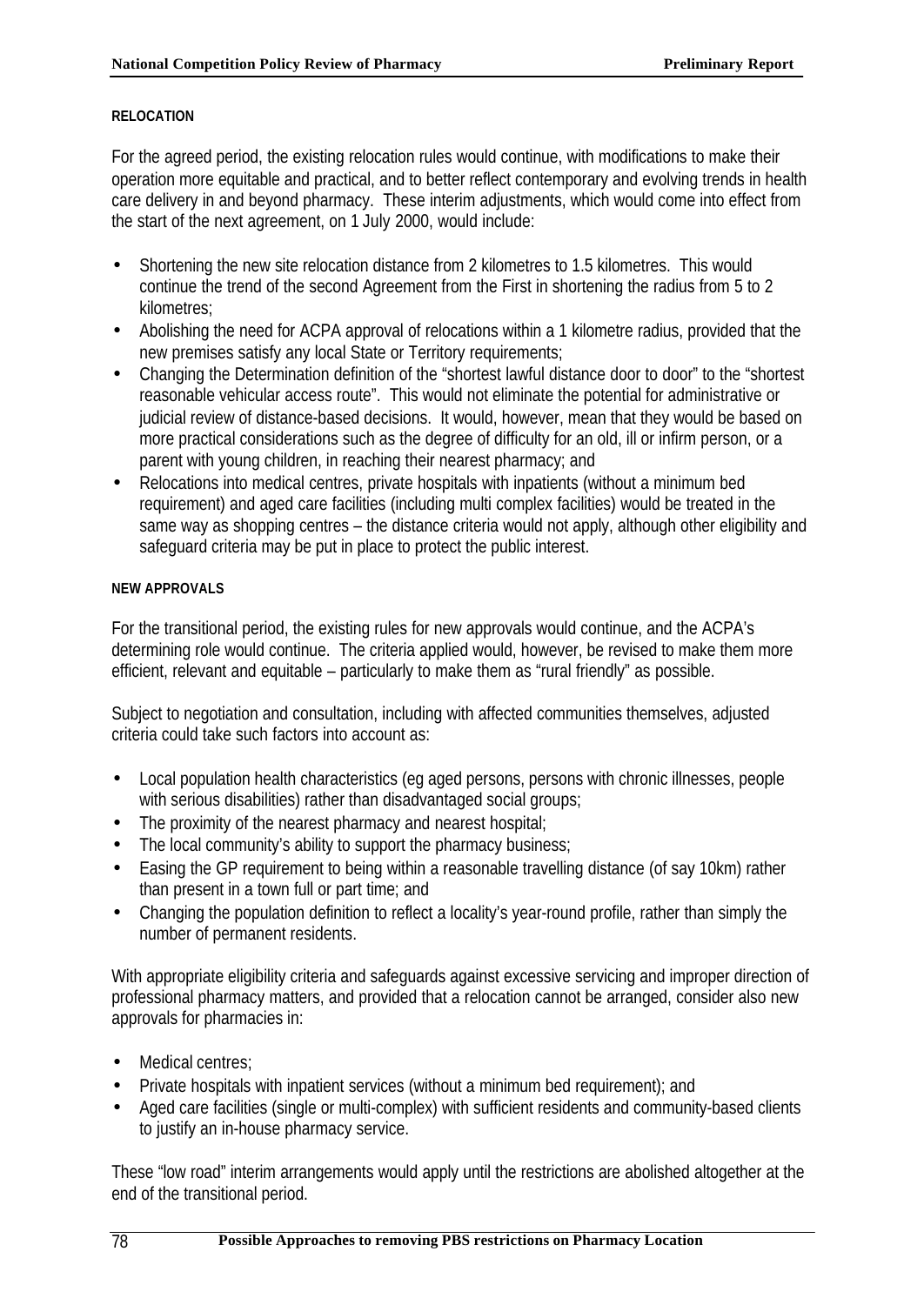#### RELOCATION

For the agreed period, the existing relocation rules would continue, with modifications to make their operation more equitable and practical, and to better reflect contemporary and evolving trends in health care delivery in and beyond pharmacy. These interim adjustments, which would come into effect from the start of the next agreement, on 1 July 2000, would include:

- Shortening the new site relocation distance from 2 kilometres to 1.5 kilometres. This would continue the trend of the second Agreement from the First in shortening the radius from 5 to 2 kilometres;
- Abolishing the need for ACPA approval of relocations within a 1 kilometre radius, provided that the new premises satisfy any local State or Territory requirements;
- Changing the Determination definition of the "shortest lawful distance door to door" to the "shortest reasonable vehicular access route". This would not eliminate the potential for administrative or judicial review of distance-based decisions. It would, however, mean that they would be based on more practical considerations such as the degree of difficulty for an old, ill or infirm person, or a parent with young children, in reaching their nearest pharmacy; and
- Relocations into medical centres, private hospitals with inpatients (without a minimum bed requirement) and aged care facilities (including multi complex facilities) would be treated in the same way as shopping centres – the distance criteria would not apply, although other eligibility and safeguard criteria may be put in place to protect the public interest.

#### NEW APPROVALS

For the transitional period, the existing rules for new approvals would continue, and the ACPA's determining role would continue. The criteria applied would, however, be revised to make them more efficient, relevant and equitable – particularly to make them as "rural friendly" as possible.

Subject to negotiation and consultation, including with affected communities themselves, adjusted criteria could take such factors into account as:

- Local population health characteristics (eg aged persons, persons with chronic illnesses, people with serious disabilities) rather than disadvantaged social groups;
- The proximity of the nearest pharmacy and nearest hospital;
- The local community's ability to support the pharmacy business;
- Easing the GP requirement to being within a reasonable travelling distance (of say 10km) rather than present in a town full or part time; and
- Changing the population definition to reflect a locality's year-round profile, rather than simply the number of permanent residents.

With appropriate eligibility criteria and safeguards against excessive servicing and improper direction of professional pharmacy matters, and provided that a relocation cannot be arranged, consider also new approvals for pharmacies in:

- Medical centres;
- Private hospitals with inpatient services (without a minimum bed requirement); and
- Aged care facilities (single or multi-complex) with sufficient residents and community-based clients to justify an in-house pharmacy service.

These "low road" interim arrangements would apply until the restrictions are abolished altogether at the end of the transitional period.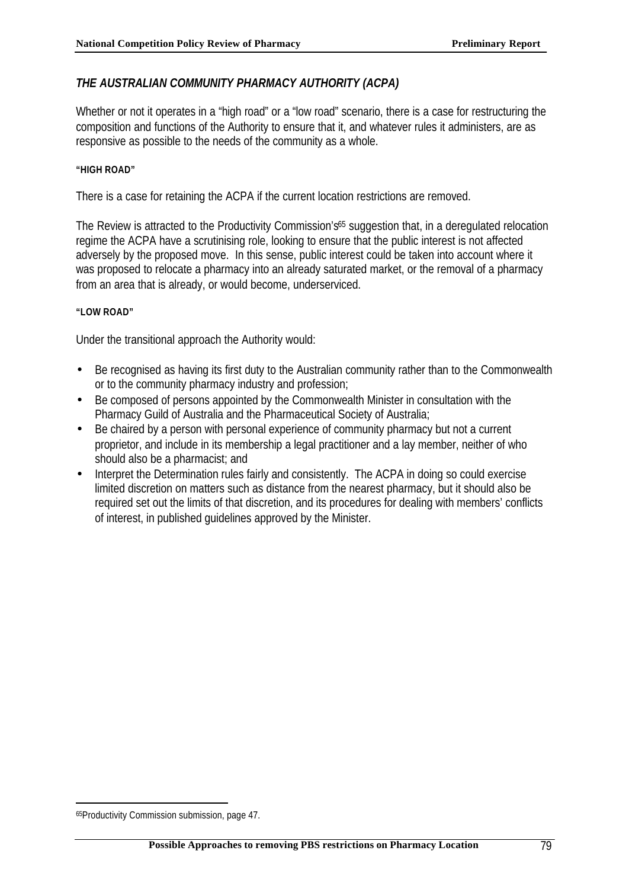## *THE AUSTRALIAN COMMUNITY PHARMACY AUTHORITY (ACPA)*

Whether or not it operates in a "high road" or a "low road" scenario, there is a case for restructuring the composition and functions of the Authority to ensure that it, and whatever rules it administers, are as responsive as possible to the needs of the community as a whole.

#### "HIGH ROAD"

There is a case for retaining the ACPA if the current location restrictions are removed.

The Review is attracted to the Productivity Commission's[65] suggestion that, in a deregulated relocation regime the ACPA have a scrutinising role, looking to ensure that the public interest is not affected adversely by the proposed move. In this sense, public interest could be taken into account where it was proposed to relocate a pharmacy into an already saturated market, or the removal of a pharmacy from an area that is already, or would become, underserviced.

#### "LOW ROAD"

Under the transitional approach the Authority would:

- Be recognised as having its first duty to the Australian community rather than to the Commonwealth or to the community pharmacy industry and profession;
- Be composed of persons appointed by the Commonwealth Minister in consultation with the Pharmacy Guild of Australia and the Pharmaceutical Society of Australia;
- Be chaired by a person with personal experience of community pharmacy but not a current proprietor, and include in its membership a legal practitioner and a lay member, neither of who should also be a pharmacist; and
- Interpret the Determination rules fairly and consistently. The ACPA in doing so could exercise limited discretion on matters such as distance from the nearest pharmacy, but it should also be required set out the limits of that discretion, and its procedures for dealing with members' conflicts of interest, in published guidelines approved by the Minister.

---

[65] Productivity Commission submission, page 47.